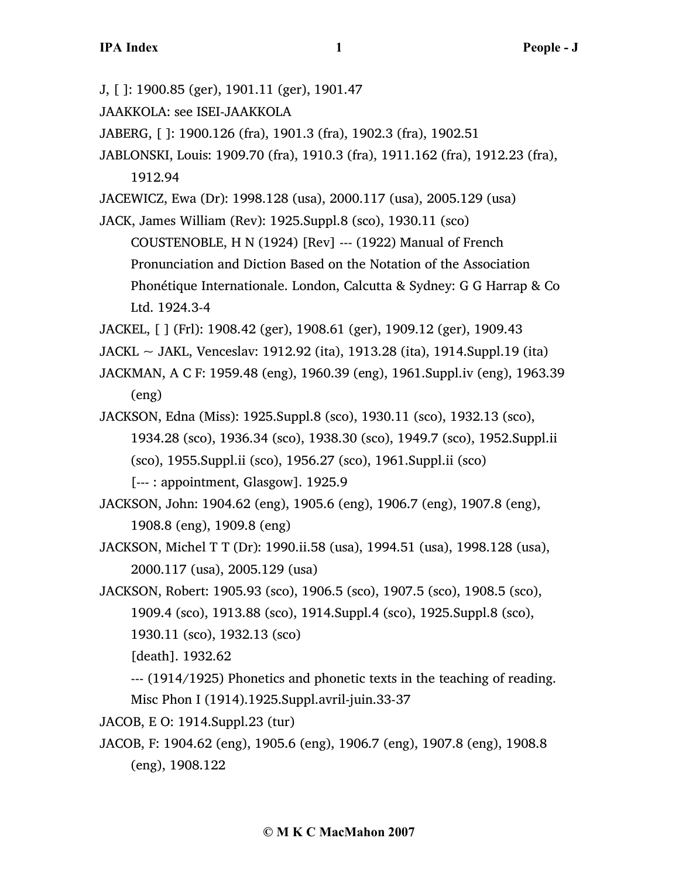J, [ ]: 1900.85 (ger), 1901.11 (ger), 1901.47

JAAKKOLA: see ISEI-JAAKKOLA

JABERG, [ ]: 1900.126 (fra), 1901.3 (fra), 1902.3 (fra), 1902.51

JABLONSKI, Louis: 1909.70 (fra), 1910.3 (fra), 1911.162 (fra), 1912.23 (fra), 1912.94

JACEWICZ, Ewa (Dr): 1998.128 (usa), 2000.117 (usa), 2005.129 (usa)

JACK, James William (Rev): 1925.Suppl.8 (sco), 1930.11 (sco)
    COUSTENOBLE, H N (1924) [Rev] --- (1922) Manual of French Pronunciation and Diction Based on the Notation of the Association Phonétique Internationale. London, Calcutta & Sydney: G G Harrap & Co Ltd. 1924.3-4

JACKEL, [ ] (Frl): 1908.42 (ger), 1908.61 (ger), 1909.12 (ger), 1909.43

JACKL ~ JAKL, Venceslav: 1912.92 (ita), 1913.28 (ita), 1914.Suppl.19 (ita)

JACKMAN, A C F: 1959.48 (eng), 1960.39 (eng), 1961.Suppl.iv (eng), 1963.39 (eng)

JACKSON, Edna (Miss): 1925.Suppl.8 (sco), 1930.11 (sco), 1932.13 (sco), 1934.28 (sco), 1936.34 (sco), 1938.30 (sco), 1949.7 (sco), 1952.Suppl.ii (sco), 1955.Suppl.ii (sco), 1956.27 (sco), 1961.Suppl.ii (sco)
    [--- : appointment, Glasgow]. 1925.9

JACKSON, John: 1904.62 (eng), 1905.6 (eng), 1906.7 (eng), 1907.8 (eng), 1908.8 (eng), 1909.8 (eng)

JACKSON, Michel T T (Dr): 1990.ii.58 (usa), 1994.51 (usa), 1998.128 (usa), 2000.117 (usa), 2005.129 (usa)

JACKSON, Robert: 1905.93 (sco), 1906.5 (sco), 1907.5 (sco), 1908.5 (sco), 1909.4 (sco), 1913.88 (sco), 1914.Suppl.4 (sco), 1925.Suppl.8 (sco), 1930.11 (sco), 1932.13 (sco)
    [death]. 1932.62
    --- (1914/1925) Phonetics and phonetic texts in the teaching of reading. Misc Phon I (1914).1925.Suppl.avril-juin.33-37

JACOB, E O: 1914.Suppl.23 (tur)

JACOB, F: 1904.62 (eng), 1905.6 (eng), 1906.7 (eng), 1907.8 (eng), 1908.8 (eng), 1908.122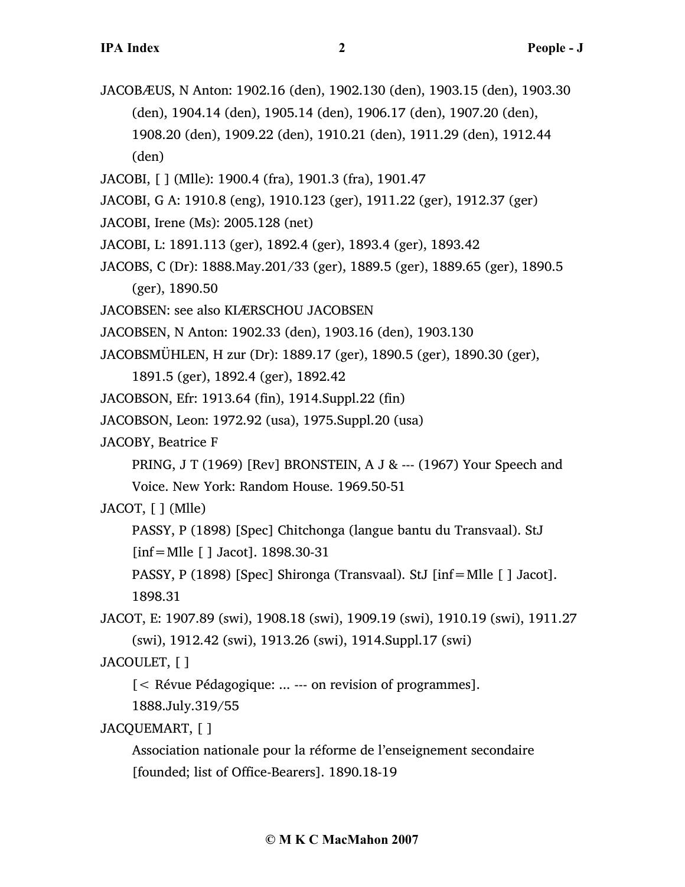JACOBÆUS, N Anton: 1902.16 (den), 1902.130 (den), 1903.15 (den), 1903.30 (den), 1904.14 (den), 1905.14 (den), 1906.17 (den), 1907.20 (den), 1908.20 (den), 1909.22 (den), 1910.21 (den), 1911.29 (den), 1912.44 (den)

JACOBI, [ ] (Mlle): 1900.4 (fra), 1901.3 (fra), 1901.47

JACOBI, G A: 1910.8 (eng), 1910.123 (ger), 1911.22 (ger), 1912.37 (ger)

JACOBI, Irene (Ms): 2005.128 (net)

JACOBI, L: 1891.113 (ger), 1892.4 (ger), 1893.4 (ger), 1893.42

JACOBS, C (Dr): 1888.May.201/33 (ger), 1889.5 (ger), 1889.65 (ger), 1890.5 (ger), 1890.50

JACOBSEN: see also KIÆRSCHOU JACOBSEN

JACOBSEN, N Anton: 1902.33 (den), 1903.16 (den), 1903.130

JACOBSMÜHLEN, H zur (Dr): 1889.17 (ger), 1890.5 (ger), 1890.30 (ger), 1891.5 (ger), 1892.4 (ger), 1892.42

JACOBSON, Efr: 1913.64 (fin), 1914.Suppl.22 (fin)

JACOBSON, Leon: 1972.92 (usa), 1975.Suppl.20 (usa)

JACOBY, Beatrice F

PRING, J T (1969) [Rev] BRONSTEIN, A J & --- (1967) Your Speech and Voice. New York: Random House. 1969.50-51

JACOT, [ ] (Mlle)

PASSY, P (1898) [Spec] Chitchonga (langue bantu du Transvaal). StJ [inf=Mlle [ ] Jacot]. 1898.30-31

PASSY, P (1898) [Spec] Shironga (Transvaal). StJ [inf=Mlle [ ] Jacot]. 1898.31

JACOT, E: 1907.89 (swi), 1908.18 (swi), 1909.19 (swi), 1910.19 (swi), 1911.27 (swi), 1912.42 (swi), 1913.26 (swi), 1914.Suppl.17 (swi)

JACOULET, [ ]

[< Révue Pédagogique: ... --- on revision of programmes]. 1888.July.319/55

JACQUEMART, [ ]

Association nationale pour la réforme de l'enseignement secondaire [founded; list of Office-Bearers]. 1890.18-19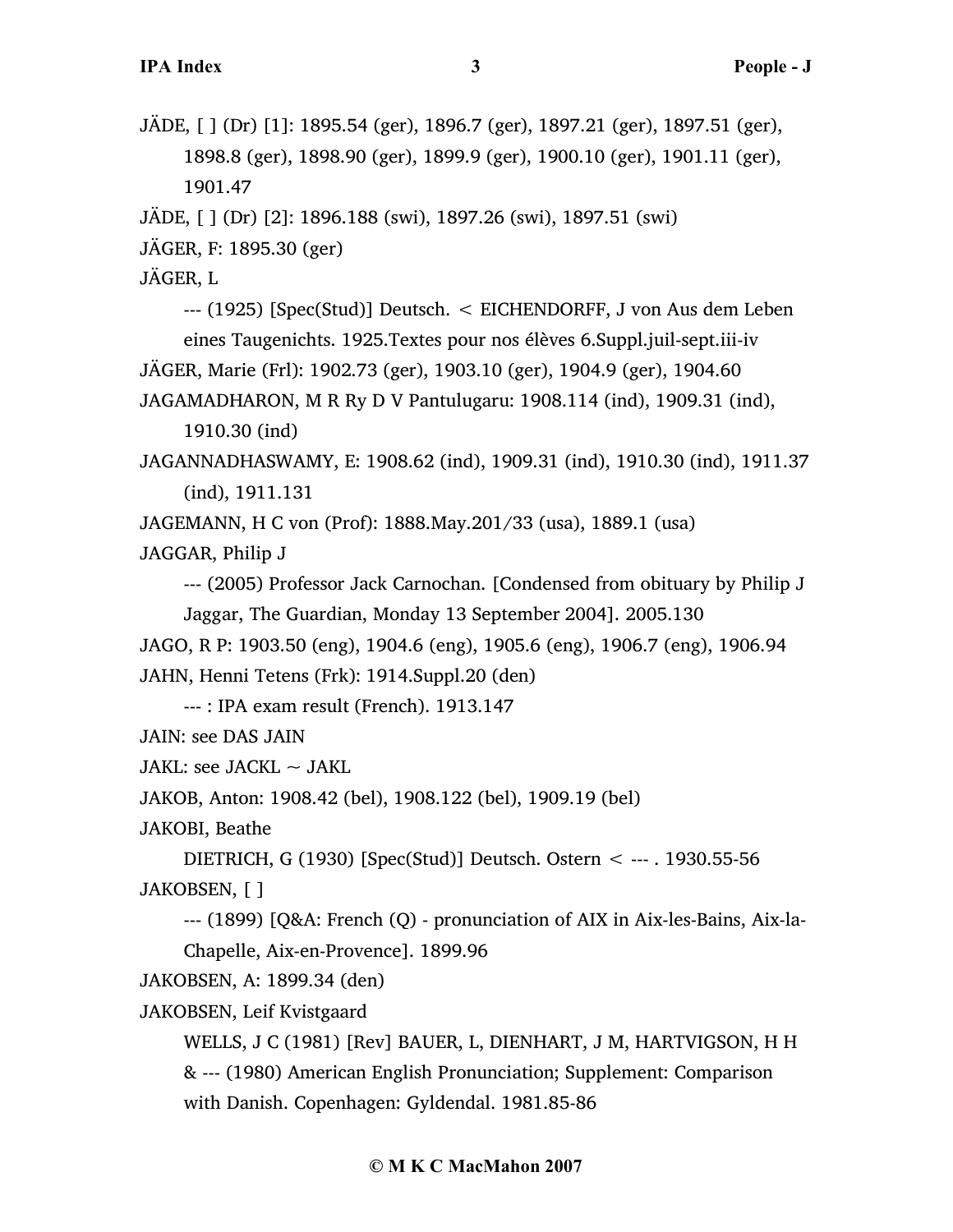JÄDE, [ ] (Dr) [1]: 1895.54 (ger), 1896.7 (ger), 1897.21 (ger), 1897.51 (ger), 1898.8 (ger), 1898.90 (ger), 1899.9 (ger), 1900.10 (ger), 1901.11 (ger), 1901.47

JÄDE, [ ] (Dr) [2]: 1896.188 (swi), 1897.26 (swi), 1897.51 (swi)

JÄGER, F: 1895.30 (ger)

JÄGER, L

--- (1925) [Spec(Stud)] Deutsch. < EICHENDORFF, J von Aus dem Leben eines Taugenichts. 1925.Textes pour nos élèves 6.Suppl.juil-sept.iii-iv

JÄGER, Marie (Frl): 1902.73 (ger), 1903.10 (ger), 1904.9 (ger), 1904.60

JAGAMADHARON, M R Ry D V Pantulugaru: 1908.114 (ind), 1909.31 (ind), 1910.30 (ind)

JAGANNADHASWAMY, E: 1908.62 (ind), 1909.31 (ind), 1910.30 (ind), 1911.37 (ind), 1911.131

JAGEMANN, H C von (Prof): 1888.May.201/33 (usa), 1889.1 (usa)

JAGGAR, Philip J

--- (2005) Professor Jack Carnochan. [Condensed from obituary by Philip J Jaggar, The Guardian, Monday 13 September 2004]. 2005.130

JAGO, R P: 1903.50 (eng), 1904.6 (eng), 1905.6 (eng), 1906.7 (eng), 1906.94

JAHN, Henni Tetens (Frk): 1914.Suppl.20 (den)

--- : IPA exam result (French). 1913.147

JAIN: see DAS JAIN

JAKL: see JACKL ~ JAKL

JAKOB, Anton: 1908.42 (bel), 1908.122 (bel), 1909.19 (bel)

JAKOBI, Beathe

DIETRICH, G (1930) [Spec(Stud)] Deutsch. Ostern < --- . 1930.55-56

JAKOBSEN, [ ]

--- (1899) [Q&A: French (Q) - pronunciation of AIX in Aix-les-Bains, Aix-la-Chapelle, Aix-en-Provence]. 1899.96

JAKOBSEN, A: 1899.34 (den)

JAKOBSEN, Leif Kvistgaard

WELLS, J C (1981) [Rev] BAUER, L, DIENHART, J M, HARTVIGSON, H H & --- (1980) American English Pronunciation; Supplement: Comparison with Danish. Copenhagen: Gyldendal. 1981.85-86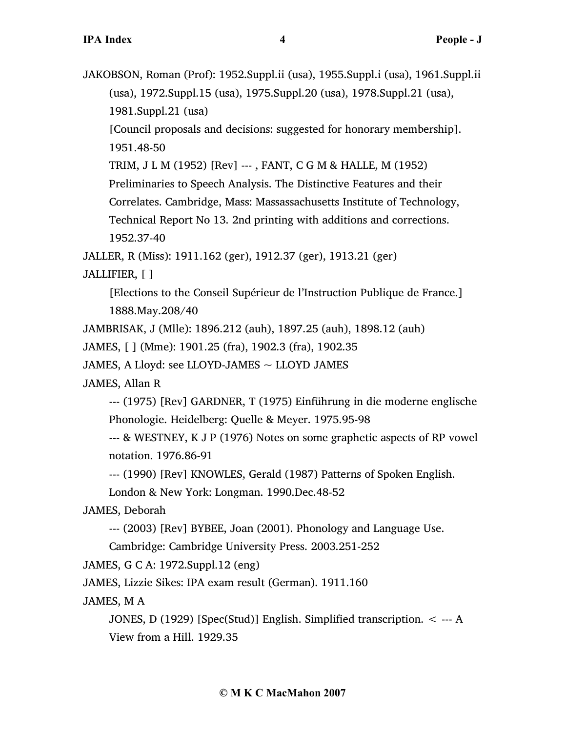JAKOBSON, Roman (Prof): 1952.Suppl.ii (usa), 1955.Suppl.i (usa), 1961.Suppl.ii (usa), 1972.Suppl.15 (usa), 1975.Suppl.20 (usa), 1978.Suppl.21 (usa), 1981.Suppl.21 (usa)

  [Council proposals and decisions: suggested for honorary membership]. 1951.48-50

  TRIM, J L M (1952) [Rev] --- , FANT, C G M & HALLE, M (1952) Preliminaries to Speech Analysis. The Distinctive Features and their Correlates. Cambridge, Mass: Massassachusetts Institute of Technology, Technical Report No 13. 2nd printing with additions and corrections. 1952.37-40

JALLER, R (Miss): 1911.162 (ger), 1912.37 (ger), 1913.21 (ger)

JALLIFIER, [ ]

  [Elections to the Conseil Supérieur de l'Instruction Publique de France.] 1888.May.208/40

JAMBRISAK, J (Mlle): 1896.212 (auh), 1897.25 (auh), 1898.12 (auh)

JAMES, [ ] (Mme): 1901.25 (fra), 1902.3 (fra), 1902.35

JAMES, A Lloyd: see LLOYD-JAMES ~ LLOYD JAMES

JAMES, Allan R

  --- (1975) [Rev] GARDNER, T (1975) Einführung in die moderne englische Phonologie. Heidelberg: Quelle & Meyer. 1975.95-98

  --- & WESTNEY, K J P (1976) Notes on some graphetic aspects of RP vowel notation. 1976.86-91

  --- (1990) [Rev] KNOWLES, Gerald (1987) Patterns of Spoken English. London & New York: Longman. 1990.Dec.48-52

JAMES, Deborah

  --- (2003) [Rev] BYBEE, Joan (2001). Phonology and Language Use. Cambridge: Cambridge University Press. 2003.251-252

JAMES, G C A: 1972.Suppl.12 (eng)

JAMES, Lizzie Sikes: IPA exam result (German). 1911.160

JAMES, M A

  JONES, D (1929) [Spec(Stud)] English. Simplified transcription. < --- A View from a Hill. 1929.35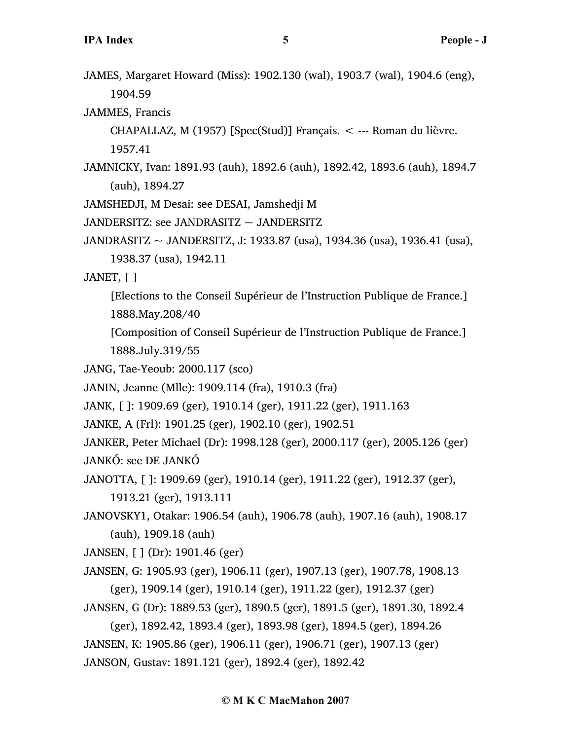JAMES, Margaret Howard (Miss): 1902.130 (wal), 1903.7 (wal), 1904.6 (eng), 1904.59

JAMMES, Francis

CHAPALLAZ, M (1957) [Spec(Stud)] Français. < --- Roman du lièvre. 1957.41

JAMNICKY, Ivan: 1891.93 (auh), 1892.6 (auh), 1892.42, 1893.6 (auh), 1894.7 (auh), 1894.27

JAMSHEDJI, M Desai: see DESAI, Jamshedji M

JANDERSITZ: see JANDRASITZ ~ JANDERSITZ

JANDRASITZ ~ JANDERSITZ, J: 1933.87 (usa), 1934.36 (usa), 1936.41 (usa), 1938.37 (usa), 1942.11

JANET, [ ]

[Elections to the Conseil Supérieur de l'Instruction Publique de France.] 1888.May.208/40

[Composition of Conseil Supérieur de l'Instruction Publique de France.] 1888.July.319/55

JANG, Tae-Yeoub: 2000.117 (sco)

JANIN, Jeanne (Mlle): 1909.114 (fra), 1910.3 (fra)

JANK, [ ]: 1909.69 (ger), 1910.14 (ger), 1911.22 (ger), 1911.163

JANKE, A (Frl): 1901.25 (ger), 1902.10 (ger), 1902.51

JANKER, Peter Michael (Dr): 1998.128 (ger), 2000.117 (ger), 2005.126 (ger)

JANKÓ: see DE JANKÓ

JANOTTA, [ ]: 1909.69 (ger), 1910.14 (ger), 1911.22 (ger), 1912.37 (ger), 1913.21 (ger), 1913.111

JANOVSKY1, Otakar: 1906.54 (auh), 1906.78 (auh), 1907.16 (auh), 1908.17 (auh), 1909.18 (auh)

JANSEN, [ ] (Dr): 1901.46 (ger)

JANSEN, G: 1905.93 (ger), 1906.11 (ger), 1907.13 (ger), 1907.78, 1908.13 (ger), 1909.14 (ger), 1910.14 (ger), 1911.22 (ger), 1912.37 (ger)

JANSEN, G (Dr): 1889.53 (ger), 1890.5 (ger), 1891.5 (ger), 1891.30, 1892.4 (ger), 1892.42, 1893.4 (ger), 1893.98 (ger), 1894.5 (ger), 1894.26

JANSEN, K: 1905.86 (ger), 1906.11 (ger), 1906.71 (ger), 1907.13 (ger)

JANSON, Gustav: 1891.121 (ger), 1892.4 (ger), 1892.42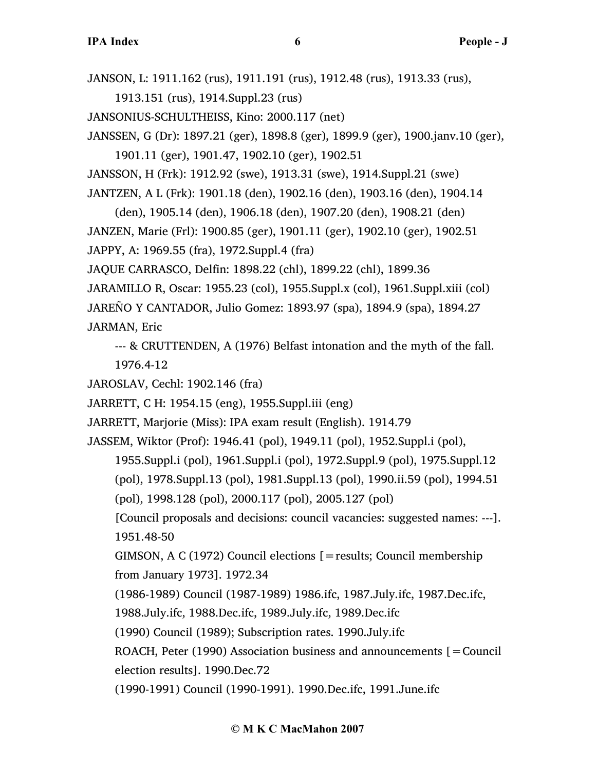JANSON, L: 1911.162 (rus), 1911.191 (rus), 1912.48 (rus), 1913.33 (rus), 1913.151 (rus), 1914.Suppl.23 (rus)

JANSONIUS-SCHULTHEISS, Kino: 2000.117 (net)

JANSSEN, G (Dr): 1897.21 (ger), 1898.8 (ger), 1899.9 (ger), 1900.janv.10 (ger), 1901.11 (ger), 1901.47, 1902.10 (ger), 1902.51

JANSSON, H (Frk): 1912.92 (swe), 1913.31 (swe), 1914.Suppl.21 (swe)

JANTZEN, A L (Frk): 1901.18 (den), 1902.16 (den), 1903.16 (den), 1904.14 (den), 1905.14 (den), 1906.18 (den), 1907.20 (den), 1908.21 (den)

JANZEN, Marie (Frl): 1900.85 (ger), 1901.11 (ger), 1902.10 (ger), 1902.51

JAPPY, A: 1969.55 (fra), 1972.Suppl.4 (fra)

JAQUE CARRASCO, Delfin: 1898.22 (chl), 1899.22 (chl), 1899.36

JARAMILLO R, Oscar: 1955.23 (col), 1955.Suppl.x (col), 1961.Suppl.xiii (col)

JAREÑO Y CANTADOR, Julio Gomez: 1893.97 (spa), 1894.9 (spa), 1894.27

JARMAN, Eric

--- & CRUTTENDEN, A (1976) Belfast intonation and the myth of the fall. 1976.4-12

JAROSLAV, Cechl: 1902.146 (fra)

JARRETT, C H: 1954.15 (eng), 1955.Suppl.iii (eng)

JARRETT, Marjorie (Miss): IPA exam result (English). 1914.79

JASSEM, Wiktor (Prof): 1946.41 (pol), 1949.11 (pol), 1952.Suppl.i (pol), 1955.Suppl.i (pol), 1961.Suppl.i (pol), 1972.Suppl.9 (pol), 1975.Suppl.12 (pol), 1978.Suppl.13 (pol), 1981.Suppl.13 (pol), 1990.ii.59 (pol), 1994.51 (pol), 1998.128 (pol), 2000.117 (pol), 2005.127 (pol)

[Council proposals and decisions: council vacancies: suggested names: ---]. 1951.48-50

GIMSON, A C (1972) Council elections [=results; Council membership from January 1973]. 1972.34

(1986-1989) Council (1987-1989) 1986.ifc, 1987.July.ifc, 1987.Dec.ifc, 1988.July.ifc, 1988.Dec.ifc, 1989.July.ifc, 1989.Dec.ifc

(1990) Council (1989); Subscription rates. 1990.July.ifc

ROACH, Peter (1990) Association business and announcements [=Council election results]. 1990.Dec.72

(1990-1991) Council (1990-1991). 1990.Dec.ifc, 1991.June.ifc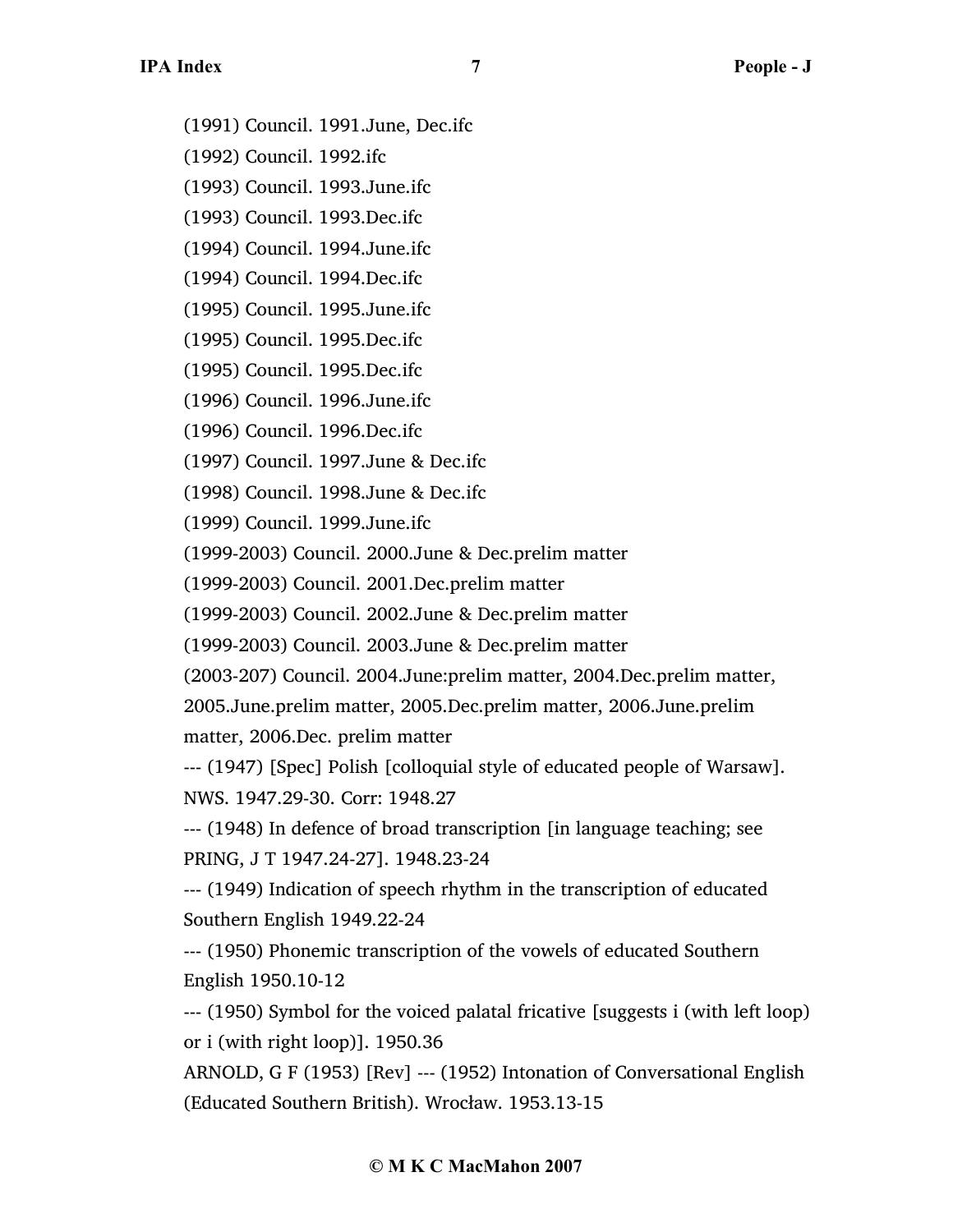(1991) Council. 1991.June, Dec.ifc

(1992) Council. 1992.ifc

(1993) Council. 1993.June.ifc

(1993) Council. 1993.Dec.ifc

(1994) Council. 1994.June.ifc

(1994) Council. 1994.Dec.ifc

(1995) Council. 1995.June.ifc

(1995) Council. 1995.Dec.ifc

(1995) Council. 1995.Dec.ifc

(1996) Council. 1996.June.ifc

(1996) Council. 1996.Dec.ifc

(1997) Council. 1997.June & Dec.ifc

(1998) Council. 1998.June & Dec.ifc

(1999) Council. 1999.June.ifc

(1999-2003) Council. 2000.June & Dec.prelim matter

(1999-2003) Council. 2001.Dec.prelim matter

(1999-2003) Council. 2002.June & Dec.prelim matter

(1999-2003) Council. 2003.June & Dec.prelim matter

(2003-207) Council. 2004.June:prelim matter, 2004.Dec.prelim matter, 2005.June.prelim matter, 2005.Dec.prelim matter, 2006.June.prelim matter, 2006.Dec. prelim matter

--- (1947) [Spec] Polish [colloquial style of educated people of Warsaw]. NWS. 1947.29-30. Corr: 1948.27

--- (1948) In defence of broad transcription [in language teaching; see PRING, J T 1947.24-27]. 1948.23-24

--- (1949) Indication of speech rhythm in the transcription of educated Southern English 1949.22-24

--- (1950) Phonemic transcription of the vowels of educated Southern English 1950.10-12

--- (1950) Symbol for the voiced palatal fricative [suggests i (with left loop) or i (with right loop)]. 1950.36

ARNOLD, G F (1953) [Rev] --- (1952) Intonation of Conversational English (Educated Southern British). Wrocław. 1953.13-15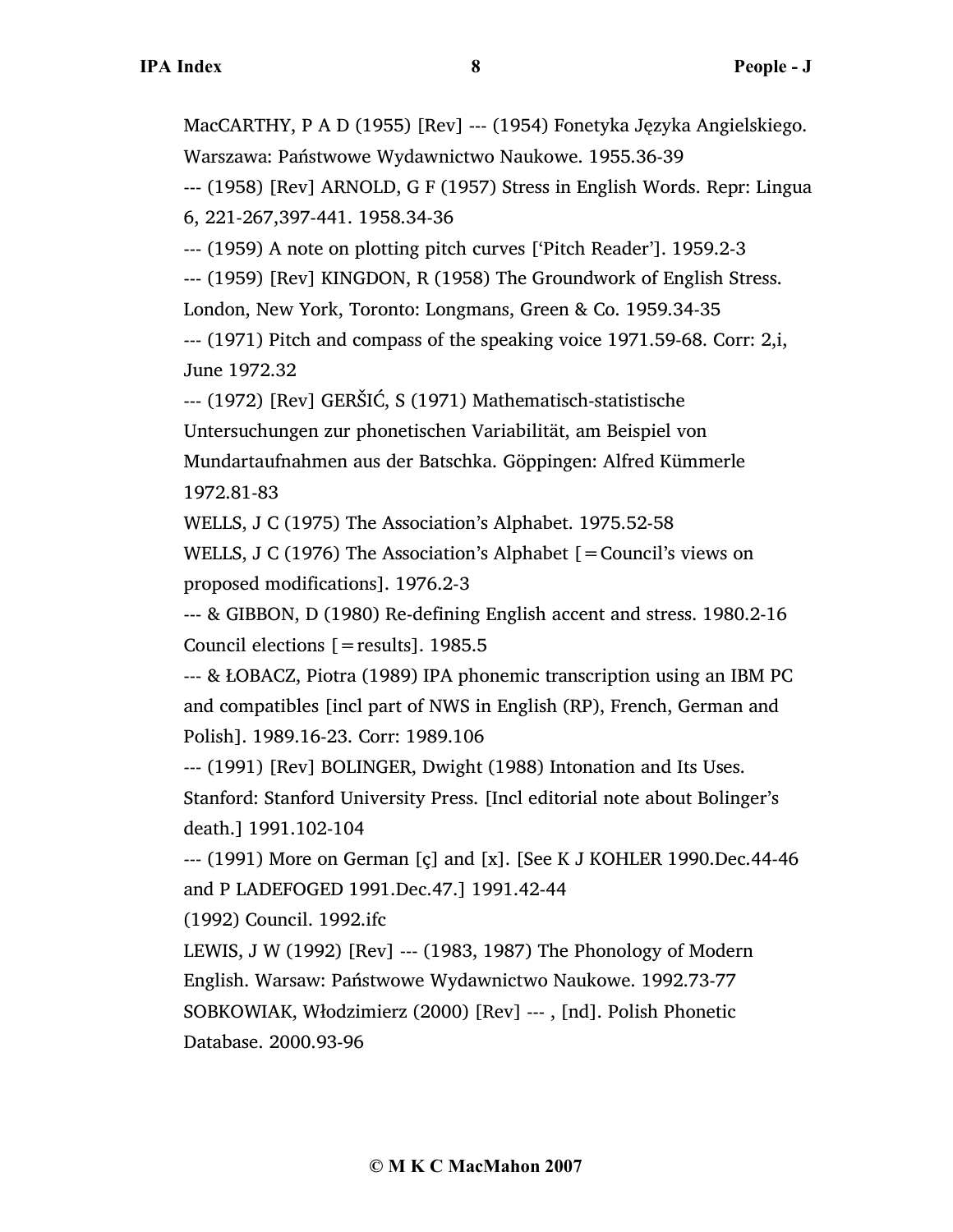MacCARTHY, P A D (1955) [Rev] --- (1954) Fonetyka Języka Angielskiego. Warszawa: Państwowe Wydawnictwo Naukowe. 1955.36-39

--- (1958) [Rev] ARNOLD, G F (1957) Stress in English Words. Repr: Lingua 6, 221-267,397-441. 1958.34-36

--- (1959) A note on plotting pitch curves ['Pitch Reader']. 1959.2-3

--- (1959) [Rev] KINGDON, R (1958) The Groundwork of English Stress. London, New York, Toronto: Longmans, Green & Co. 1959.34-35

--- (1971) Pitch and compass of the speaking voice 1971.59-68. Corr: 2,i, June 1972.32

--- (1972) [Rev] GERŠIĆ, S (1971) Mathematisch-statistische Untersuchungen zur phonetischen Variabilität, am Beispiel von Mundartaufnahmen aus der Batschka. Göppingen: Alfred Kümmerle 1972.81-83

WELLS, J C (1975) The Association's Alphabet. 1975.52-58

WELLS, J C (1976) The Association's Alphabet [=Council's views on proposed modifications]. 1976.2-3

--- & GIBBON, D (1980) Re-defining English accent and stress. 1980.2-16

Council elections [=results]. 1985.5

--- & ŁOBACZ, Piotra (1989) IPA phonemic transcription using an IBM PC and compatibles [incl part of NWS in English (RP), French, German and Polish]. 1989.16-23. Corr: 1989.106

--- (1991) [Rev] BOLINGER, Dwight (1988) Intonation and Its Uses. Stanford: Stanford University Press. [Incl editorial note about Bolinger's death.] 1991.102-104

--- (1991) More on German [ç] and [x]. [See K J KOHLER 1990.Dec.44-46 and P LADEFOGED 1991.Dec.47.] 1991.42-44

(1992) Council. 1992.ifc

LEWIS, J W (1992) [Rev] --- (1983, 1987) The Phonology of Modern English. Warsaw: Państwowe Wydawnictwo Naukowe. 1992.73-77

SOBKOWIAK, Włodzimierz (2000) [Rev] --- , [nd]. Polish Phonetic Database. 2000.93-96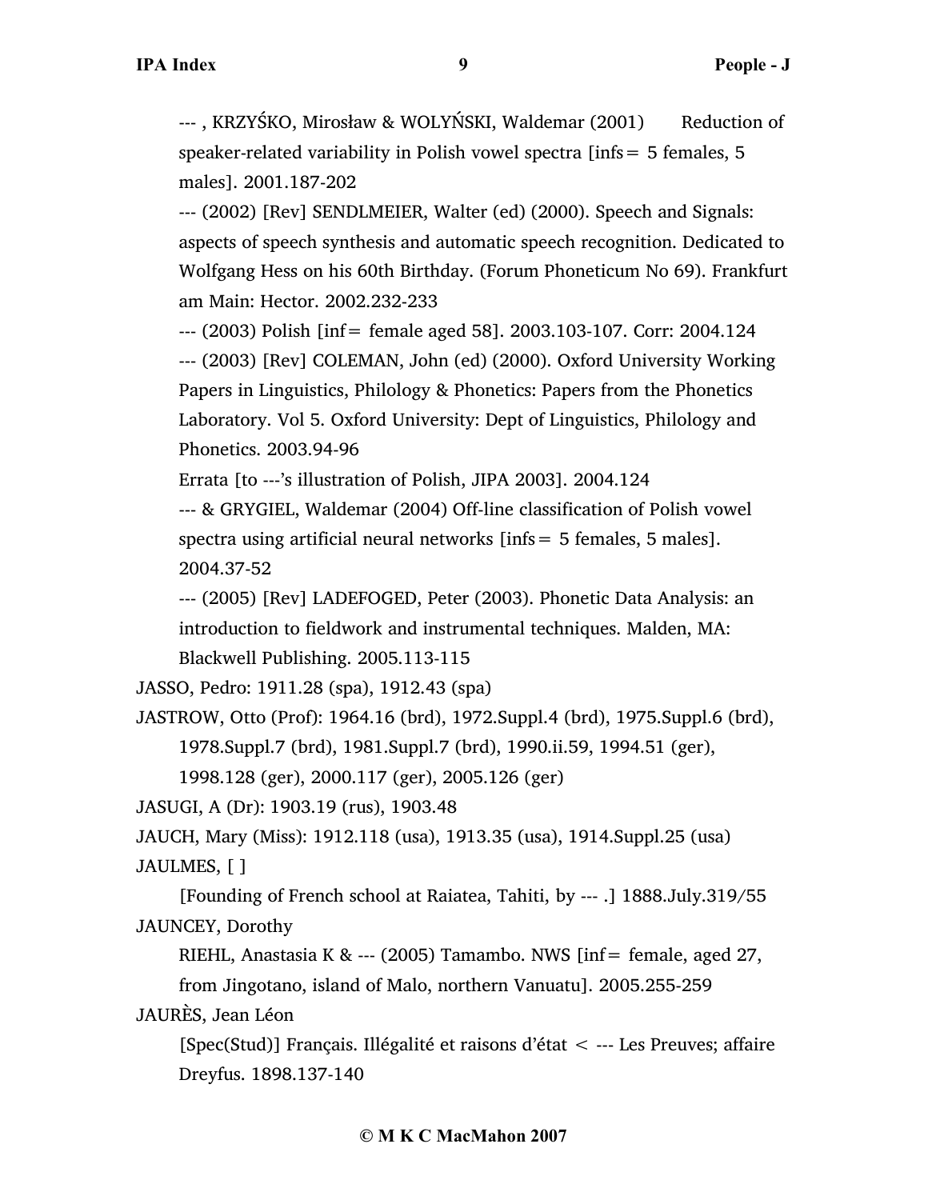--- , KRZYŚKO, Mirosław & WOLYŃSKI, Waldemar (2001) Reduction of speaker-related variability in Polish vowel spectra [infs = 5 females, 5 males]. 2001.187-202

--- (2002) [Rev] SENDLMEIER, Walter (ed) (2000). Speech and Signals: aspects of speech synthesis and automatic speech recognition. Dedicated to Wolfgang Hess on his 60th Birthday. (Forum Phoneticum No 69). Frankfurt am Main: Hector. 2002.232-233

--- (2003) Polish [inf = female aged 58]. 2003.103-107. Corr: 2004.124

--- (2003) [Rev] COLEMAN, John (ed) (2000). Oxford University Working Papers in Linguistics, Philology & Phonetics: Papers from the Phonetics Laboratory. Vol 5. Oxford University: Dept of Linguistics, Philology and Phonetics. 2003.94-96

Errata [to ---'s illustration of Polish, JIPA 2003]. 2004.124

--- & GRYGIEL, Waldemar (2004) Off-line classification of Polish vowel spectra using artificial neural networks [infs = 5 females, 5 males]. 2004.37-52

--- (2005) [Rev] LADEFOGED, Peter (2003). Phonetic Data Analysis: an introduction to fieldwork and instrumental techniques. Malden, MA: Blackwell Publishing. 2005.113-115

JASSO, Pedro: 1911.28 (spa), 1912.43 (spa)

JASTROW, Otto (Prof): 1964.16 (brd), 1972.Suppl.4 (brd), 1975.Suppl.6 (brd), 1978.Suppl.7 (brd), 1981.Suppl.7 (brd), 1990.ii.59, 1994.51 (ger), 1998.128 (ger), 2000.117 (ger), 2005.126 (ger)

JASUGI, A (Dr): 1903.19 (rus), 1903.48

JAUCH, Mary (Miss): 1912.118 (usa), 1913.35 (usa), 1914.Suppl.25 (usa)

JAULMES, [ ]

[Founding of French school at Raiatea, Tahiti, by --- .] 1888.July.319/55

JAUNCEY, Dorothy

RIEHL, Anastasia K & --- (2005) Tamambo. NWS [inf = female, aged 27, from Jingotano, island of Malo, northern Vanuatu]. 2005.255-259

JAURÈS, Jean Léon

[Spec(Stud)] Français. Illégalité et raisons d'état < --- Les Preuves; affaire Dreyfus. 1898.137-140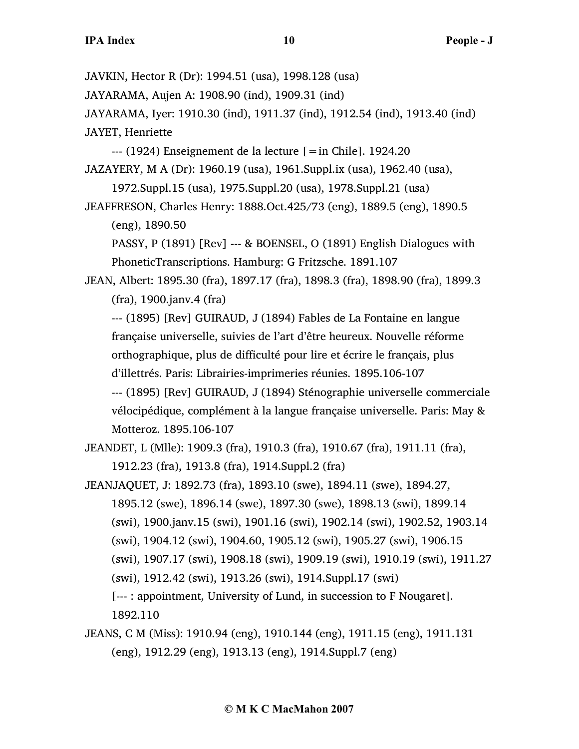JAVKIN, Hector R (Dr): 1994.51 (usa), 1998.128 (usa)

JAYARAMA, Aujen A: 1908.90 (ind), 1909.31 (ind)

JAYARAMA, Iyer: 1910.30 (ind), 1911.37 (ind), 1912.54 (ind), 1913.40 (ind)

JAYET, Henriette

    --- (1924) Enseignement de la lecture [=in Chile]. 1924.20

JAZAYERY, M A (Dr): 1960.19 (usa), 1961.Suppl.ix (usa), 1962.40 (usa), 1972.Suppl.15 (usa), 1975.Suppl.20 (usa), 1978.Suppl.21 (usa)

JEAFFRESON, Charles Henry: 1888.Oct.425/73 (eng), 1889.5 (eng), 1890.5 (eng), 1890.50

    PASSY, P (1891) [Rev] --- & BOENSEL, O (1891) English Dialogues with PhoneticTranscriptions. Hamburg: G Fritzsche. 1891.107

JEAN, Albert: 1895.30 (fra), 1897.17 (fra), 1898.3 (fra), 1898.90 (fra), 1899.3 (fra), 1900.janv.4 (fra)

    --- (1895) [Rev] GUIRAUD, J (1894) Fables de La Fontaine en langue française universelle, suivies de l'art d'être heureux. Nouvelle réforme orthographique, plus de difficulté pour lire et écrire le français, plus d'illettrés. Paris: Librairies-imprimeries réunies. 1895.106-107

    --- (1895) [Rev] GUIRAUD, J (1894) Sténographie universelle commerciale vélocipédique, complément à la langue française universelle. Paris: May & Motteroz. 1895.106-107

JEANDET, L (Mlle): 1909.3 (fra), 1910.3 (fra), 1910.67 (fra), 1911.11 (fra), 1912.23 (fra), 1913.8 (fra), 1914.Suppl.2 (fra)

JEANJAQUET, J: 1892.73 (fra), 1893.10 (swe), 1894.11 (swe), 1894.27, 1895.12 (swe), 1896.14 (swe), 1897.30 (swe), 1898.13 (swi), 1899.14 (swi), 1900.janv.15 (swi), 1901.16 (swi), 1902.14 (swi), 1902.52, 1903.14 (swi), 1904.12 (swi), 1904.60, 1905.12 (swi), 1905.27 (swi), 1906.15 (swi), 1907.17 (swi), 1908.18 (swi), 1909.19 (swi), 1910.19 (swi), 1911.27 (swi), 1912.42 (swi), 1913.26 (swi), 1914.Suppl.17 (swi)

    [--- : appointment, University of Lund, in succession to F Nougaret]. 1892.110

JEANS, C M (Miss): 1910.94 (eng), 1910.144 (eng), 1911.15 (eng), 1911.131 (eng), 1912.29 (eng), 1913.13 (eng), 1914.Suppl.7 (eng)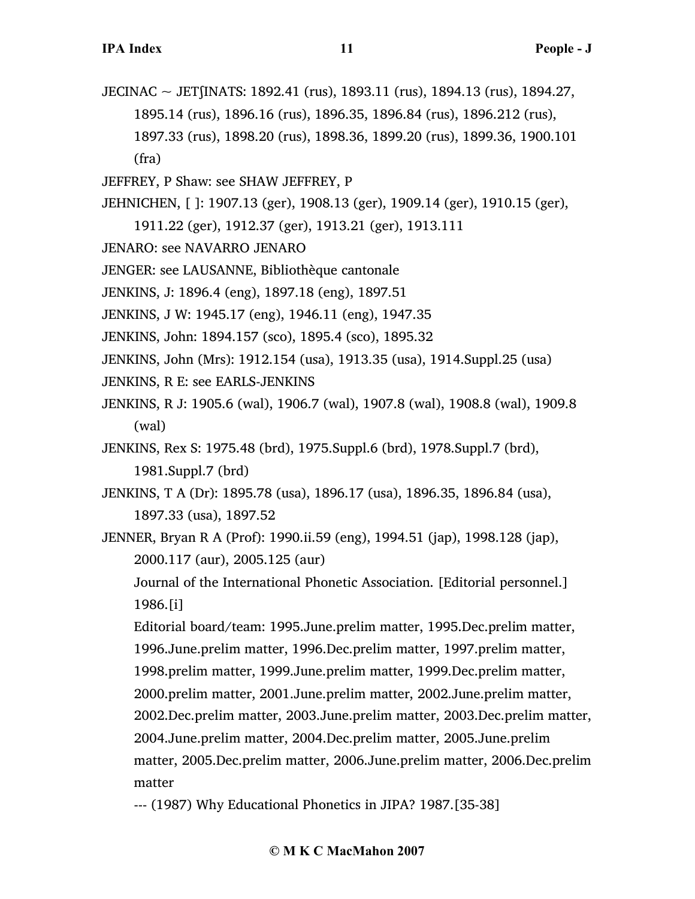JECINAC ~ JETʃINATS: 1892.41 (rus), 1893.11 (rus), 1894.13 (rus), 1894.27, 1895.14 (rus), 1896.16 (rus), 1896.35, 1896.84 (rus), 1896.212 (rus), 1897.33 (rus), 1898.20 (rus), 1898.36, 1899.20 (rus), 1899.36, 1900.101 (fra)

JEFFREY, P Shaw: see SHAW JEFFREY, P

JEHNICHEN, [ ]: 1907.13 (ger), 1908.13 (ger), 1909.14 (ger), 1910.15 (ger), 1911.22 (ger), 1912.37 (ger), 1913.21 (ger), 1913.111

JENARO: see NAVARRO JENARO

JENGER: see LAUSANNE, Bibliothèque cantonale

JENKINS, J: 1896.4 (eng), 1897.18 (eng), 1897.51

JENKINS, J W: 1945.17 (eng), 1946.11 (eng), 1947.35

JENKINS, John: 1894.157 (sco), 1895.4 (sco), 1895.32

JENKINS, John (Mrs): 1912.154 (usa), 1913.35 (usa), 1914.Suppl.25 (usa)

JENKINS, R E: see EARLS-JENKINS

JENKINS, R J: 1905.6 (wal), 1906.7 (wal), 1907.8 (wal), 1908.8 (wal), 1909.8 (wal)

JENKINS, Rex S: 1975.48 (brd), 1975.Suppl.6 (brd), 1978.Suppl.7 (brd), 1981.Suppl.7 (brd)

JENKINS, T A (Dr): 1895.78 (usa), 1896.17 (usa), 1896.35, 1896.84 (usa), 1897.33 (usa), 1897.52

JENNER, Bryan R A (Prof): 1990.ii.59 (eng), 1994.51 (jap), 1998.128 (jap), 2000.117 (aur), 2005.125 (aur)

Journal of the International Phonetic Association. [Editorial personnel.] 1986.[i]

Editorial board/team: 1995.June.prelim matter, 1995.Dec.prelim matter, 1996.June.prelim matter, 1996.Dec.prelim matter, 1997.prelim matter, 1998.prelim matter, 1999.June.prelim matter, 1999.Dec.prelim matter, 2000.prelim matter, 2001.June.prelim matter, 2002.June.prelim matter, 2002.Dec.prelim matter, 2003.June.prelim matter, 2003.Dec.prelim matter, 2004.June.prelim matter, 2004.Dec.prelim matter, 2005.June.prelim matter, 2005.Dec.prelim matter, 2006.June.prelim matter, 2006.Dec.prelim matter

--- (1987) Why Educational Phonetics in JIPA? 1987.[35-38]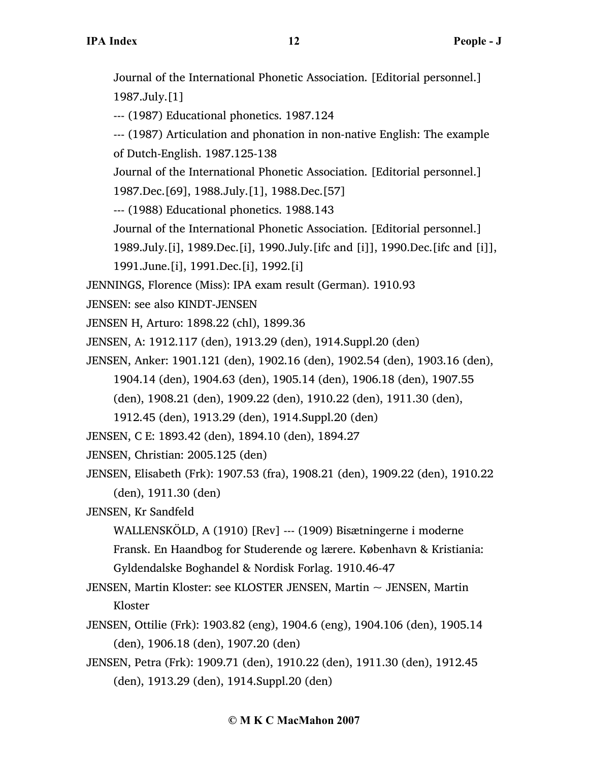Journal of the International Phonetic Association. [Editorial personnel.] 1987.July.[1]

--- (1987) Educational phonetics. 1987.124

--- (1987) Articulation and phonation in non-native English: The example of Dutch-English. 1987.125-138

Journal of the International Phonetic Association. [Editorial personnel.] 1987.Dec.[69], 1988.July.[1], 1988.Dec.[57]

--- (1988) Educational phonetics. 1988.143

Journal of the International Phonetic Association. [Editorial personnel.] 1989.July.[i], 1989.Dec.[i], 1990.July.[ifc and [i]], 1990.Dec.[ifc and [i]], 1991.June.[i], 1991.Dec.[i], 1992.[i]

JENNINGS, Florence (Miss): IPA exam result (German). 1910.93

JENSEN: see also KINDT-JENSEN

JENSEN H, Arturo: 1898.22 (chl), 1899.36

JENSEN, A: 1912.117 (den), 1913.29 (den), 1914.Suppl.20 (den)

JENSEN, Anker: 1901.121 (den), 1902.16 (den), 1902.54 (den), 1903.16 (den), 1904.14 (den), 1904.63 (den), 1905.14 (den), 1906.18 (den), 1907.55 (den), 1908.21 (den), 1909.22 (den), 1910.22 (den), 1911.30 (den), 1912.45 (den), 1913.29 (den), 1914.Suppl.20 (den)

JENSEN, C E: 1893.42 (den), 1894.10 (den), 1894.27

JENSEN, Christian: 2005.125 (den)

JENSEN, Elisabeth (Frk): 1907.53 (fra), 1908.21 (den), 1909.22 (den), 1910.22 (den), 1911.30 (den)

JENSEN, Kr Sandfeld

WALLENSKÖLD, A (1910) [Rev] --- (1909) Bisætningerne i moderne Fransk. En Haandbog for Studerende og lærere. København & Kristiania: Gyldendalske Boghandel & Nordisk Forlag. 1910.46-47

JENSEN, Martin Kloster: see KLOSTER JENSEN, Martin ~ JENSEN, Martin Kloster

JENSEN, Ottilie (Frk): 1903.82 (eng), 1904.6 (eng), 1904.106 (den), 1905.14 (den), 1906.18 (den), 1907.20 (den)

JENSEN, Petra (Frk): 1909.71 (den), 1910.22 (den), 1911.30 (den), 1912.45 (den), 1913.29 (den), 1914.Suppl.20 (den)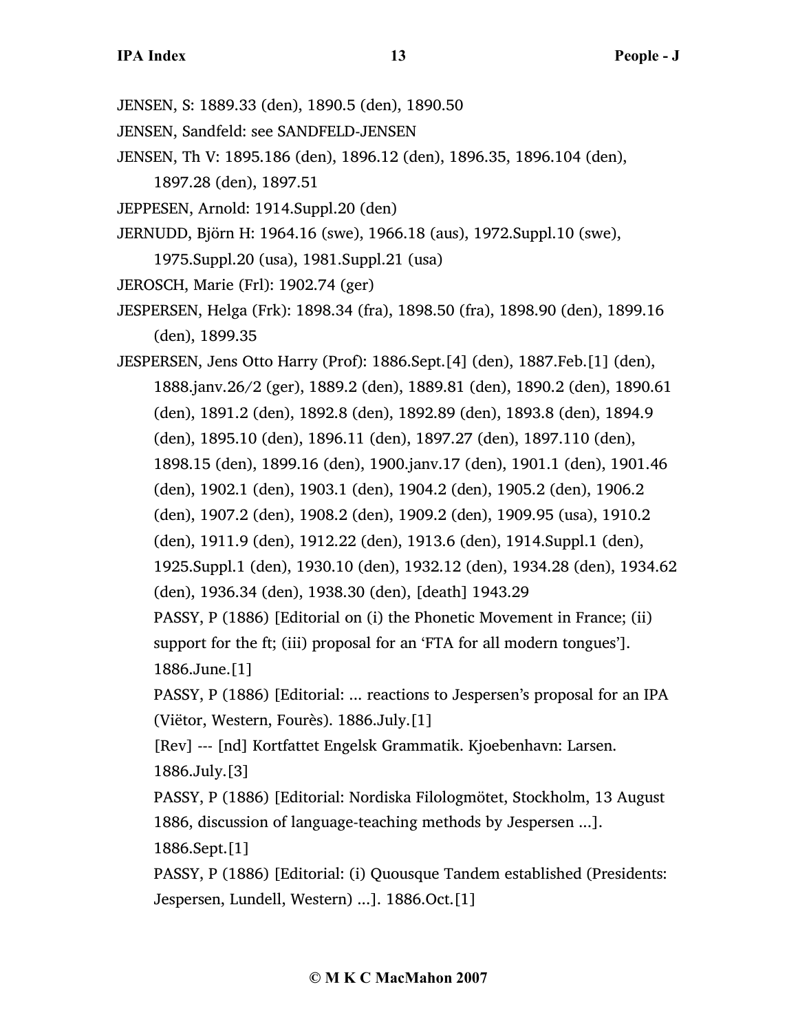JENSEN, S: 1889.33 (den), 1890.5 (den), 1890.50

JENSEN, Sandfeld: see SANDFELD-JENSEN

JENSEN, Th V: 1895.186 (den), 1896.12 (den), 1896.35, 1896.104 (den), 1897.28 (den), 1897.51

JEPPESEN, Arnold: 1914.Suppl.20 (den)

JERNUDD, Björn H: 1964.16 (swe), 1966.18 (aus), 1972.Suppl.10 (swe), 1975.Suppl.20 (usa), 1981.Suppl.21 (usa)

JEROSCH, Marie (Frl): 1902.74 (ger)

JESPERSEN, Helga (Frk): 1898.34 (fra), 1898.50 (fra), 1898.90 (den), 1899.16 (den), 1899.35

JESPERSEN, Jens Otto Harry (Prof): 1886.Sept.[4] (den), 1887.Feb.[1] (den), 1888.janv.26/2 (ger), 1889.2 (den), 1889.81 (den), 1890.2 (den), 1890.61 (den), 1891.2 (den), 1892.8 (den), 1892.89 (den), 1893.8 (den), 1894.9 (den), 1895.10 (den), 1896.11 (den), 1897.27 (den), 1897.110 (den), 1898.15 (den), 1899.16 (den), 1900.janv.17 (den), 1901.1 (den), 1901.46 (den), 1902.1 (den), 1903.1 (den), 1904.2 (den), 1905.2 (den), 1906.2 (den), 1907.2 (den), 1908.2 (den), 1909.2 (den), 1909.95 (usa), 1910.2 (den), 1911.9 (den), 1912.22 (den), 1913.6 (den), 1914.Suppl.1 (den), 1925.Suppl.1 (den), 1930.10 (den), 1932.12 (den), 1934.28 (den), 1934.62 (den), 1936.34 (den), 1938.30 (den), [death] 1943.29

PASSY, P (1886) [Editorial on (i) the Phonetic Movement in France; (ii) support for the ft; (iii) proposal for an 'FTA for all modern tongues']. 1886.June.[1]

PASSY, P (1886) [Editorial: ... reactions to Jespersen's proposal for an IPA (Viëtor, Western, Fourès). 1886.July.[1]

[Rev] --- [nd] Kortfattet Engelsk Grammatik. Kjoebenhavn: Larsen. 1886.July.[3]

PASSY, P (1886) [Editorial: Nordiska Filologmötet, Stockholm, 13 August 1886, discussion of language-teaching methods by Jespersen ...]. 1886.Sept.[1]

PASSY, P (1886) [Editorial: (i) Quousque Tandem established (Presidents: Jespersen, Lundell, Western) ...]. 1886.Oct.[1]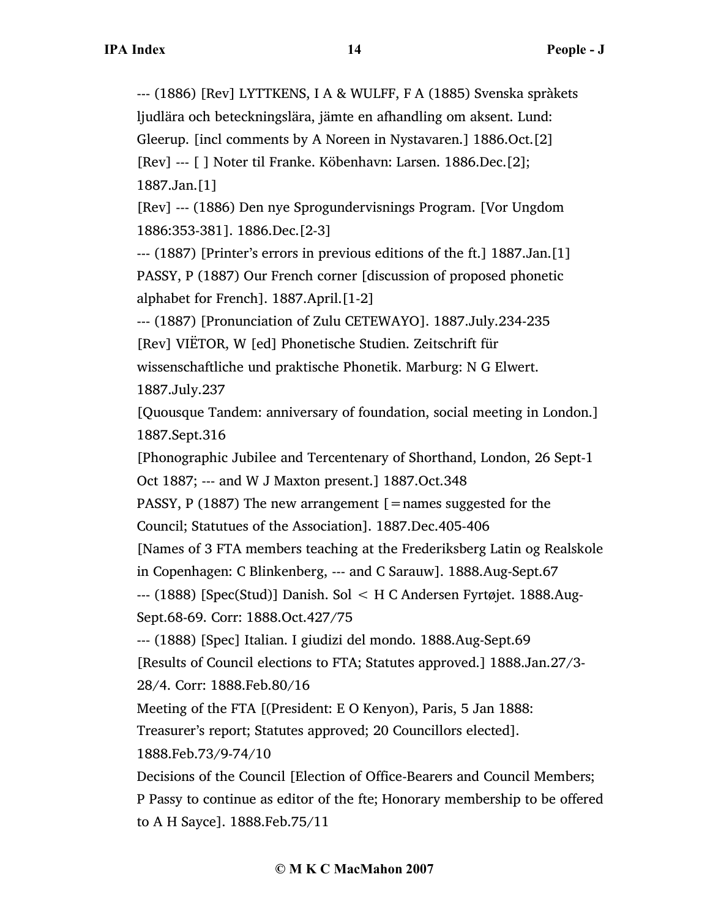--- (1886) [Rev] LYTTKENS, I A & WULFF, F A (1885) Svenska språkets ljudlära och beteckningslära, jämte en afhandling om aksent. Lund: Gleerup. [incl comments by A Noreen in Nystavaren.] 1886.Oct.[2]

[Rev] --- [ ] Noter til Franke. Köbenhavn: Larsen. 1886.Dec.[2]; 1887.Jan.[1]

[Rev] --- (1886) Den nye Sprogundervisnings Program. [Vor Ungdom 1886:353-381]. 1886.Dec.[2-3]

--- (1887) [Printer's errors in previous editions of the ft.] 1887.Jan.[1]

PASSY, P (1887) Our French corner [discussion of proposed phonetic alphabet for French]. 1887.April.[1-2]

--- (1887) [Pronunciation of Zulu CETEWAYO]. 1887.July.234-235

[Rev] VIËTOR, W [ed] Phonetische Studien. Zeitschrift für wissenschaftliche und praktische Phonetik. Marburg: N G Elwert. 1887.July.237

[Quousque Tandem: anniversary of foundation, social meeting in London.] 1887.Sept.316

[Phonographic Jubilee and Tercentenary of Shorthand, London, 26 Sept-1 Oct 1887; --- and W J Maxton present.] 1887.Oct.348

PASSY, P (1887) The new arrangement [=names suggested for the Council; Statutues of the Association]. 1887.Dec.405-406

[Names of 3 FTA members teaching at the Frederiksberg Latin og Realskole in Copenhagen: C Blinkenberg, --- and C Sarauw]. 1888.Aug-Sept.67

--- (1888) [Spec(Stud)] Danish. Sol < H C Andersen Fyrtøjet. 1888.Aug-Sept.68-69. Corr: 1888.Oct.427/75

--- (1888) [Spec] Italian. I giudizi del mondo. 1888.Aug-Sept.69

[Results of Council elections to FTA; Statutes approved.] 1888.Jan.27/3-28/4. Corr: 1888.Feb.80/16

Meeting of the FTA [(President: E O Kenyon), Paris, 5 Jan 1888: Treasurer's report; Statutes approved; 20 Councillors elected]. 1888.Feb.73/9-74/10

Decisions of the Council [Election of Office-Bearers and Council Members; P Passy to continue as editor of the fte; Honorary membership to be offered to A H Sayce]. 1888.Feb.75/11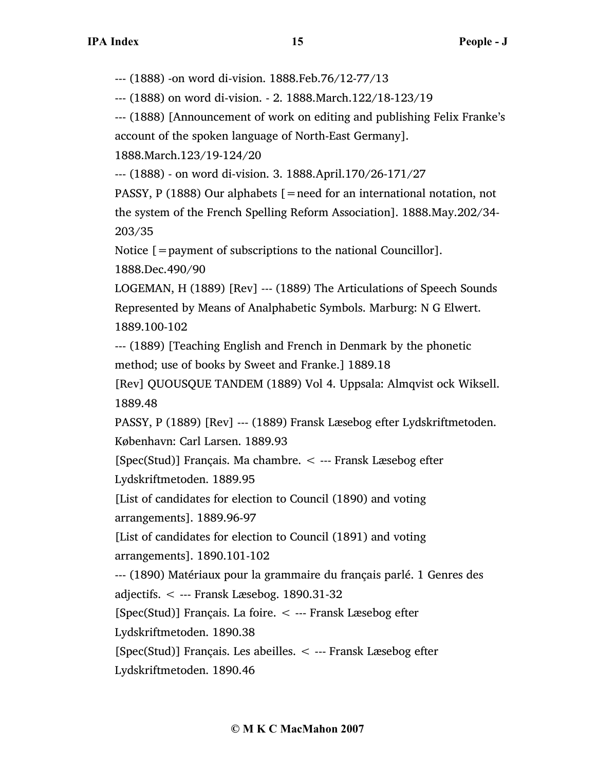--- (1888) -on word di-vision. 1888.Feb.76/12-77/13

--- (1888) on word di-vision. - 2. 1888.March.122/18-123/19

--- (1888) [Announcement of work on editing and publishing Felix Franke's account of the spoken language of North-East Germany]. 1888.March.123/19-124/20

--- (1888) - on word di-vision. 3. 1888.April.170/26-171/27

PASSY, P (1888) Our alphabets [=need for an international notation, not the system of the French Spelling Reform Association]. 1888.May.202/34-203/35

Notice [=payment of subscriptions to the national Councillor]. 1888.Dec.490/90

LOGEMAN, H (1889) [Rev] --- (1889) The Articulations of Speech Sounds Represented by Means of Analphabetic Symbols. Marburg: N G Elwert. 1889.100-102

--- (1889) [Teaching English and French in Denmark by the phonetic method; use of books by Sweet and Franke.] 1889.18

[Rev] QUOUSQUE TANDEM (1889) Vol 4. Uppsala: Almqvist ock Wiksell. 1889.48

PASSY, P (1889) [Rev] --- (1889) Fransk Læsebog efter Lydskriftmetoden. København: Carl Larsen. 1889.93

[Spec(Stud)] Français. Ma chambre. < --- Fransk Læsebog efter Lydskriftmetoden. 1889.95

[List of candidates for election to Council (1890) and voting arrangements]. 1889.96-97

[List of candidates for election to Council (1891) and voting arrangements]. 1890.101-102

--- (1890) Matériaux pour la grammaire du français parlé. 1 Genres des adjectifs. < --- Fransk Læsebog. 1890.31-32

[Spec(Stud)] Français. La foire. < --- Fransk Læsebog efter Lydskriftmetoden. 1890.38

[Spec(Stud)] Français. Les abeilles. < --- Fransk Læsebog efter Lydskriftmetoden. 1890.46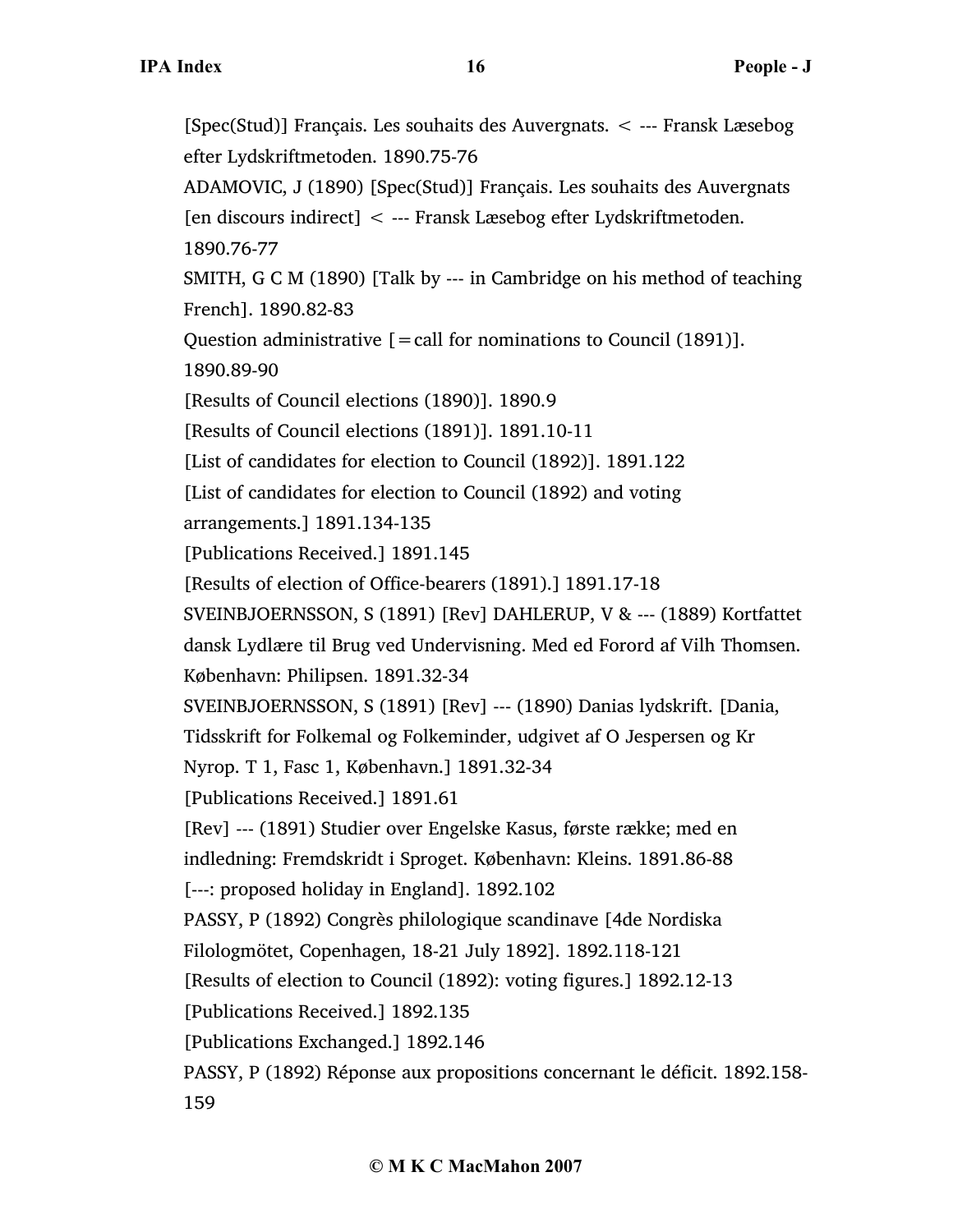[Spec(Stud)] Français. Les souhaits des Auvergnats. < --- Fransk Læsebog efter Lydskriftmetoden. 1890.75-76

ADAMOVIC, J (1890) [Spec(Stud)] Français. Les souhaits des Auvergnats [en discours indirect] < --- Fransk Læsebog efter Lydskriftmetoden. 1890.76-77

SMITH, G C M (1890) [Talk by --- in Cambridge on his method of teaching French]. 1890.82-83

Question administrative [=call for nominations to Council (1891)]. 1890.89-90

[Results of Council elections (1890)]. 1890.9

[Results of Council elections (1891)]. 1891.10-11

[List of candidates for election to Council (1892)]. 1891.122

[List of candidates for election to Council (1892) and voting arrangements.] 1891.134-135

[Publications Received.] 1891.145

[Results of election of Office-bearers (1891).] 1891.17-18

SVEINBJOERNSSON, S (1891) [Rev] DAHLERUP, V & --- (1889) Kortfattet dansk Lydlære til Brug ved Undervisning. Med ed Forord af Vilh Thomsen. København: Philipsen. 1891.32-34

SVEINBJOERNSSON, S (1891) [Rev] --- (1890) Danias lydskrift. [Dania, Tidsskrift for Folkemal og Folkeminder, udgivet af O Jespersen og Kr Nyrop. T 1, Fasc 1, København.] 1891.32-34

[Publications Received.] 1891.61

[Rev] --- (1891) Studier over Engelske Kasus, første række; med en indledning: Fremdskridt i Sproget. København: Kleins. 1891.86-88

[---: proposed holiday in England]. 1892.102

PASSY, P (1892) Congrès philologique scandinave [4de Nordiska Filologmötet, Copenhagen, 18-21 July 1892]. 1892.118-121

[Results of election to Council (1892): voting figures.] 1892.12-13

[Publications Received.] 1892.135

[Publications Exchanged.] 1892.146

PASSY, P (1892) Réponse aux propositions concernant le déficit. 1892.158-159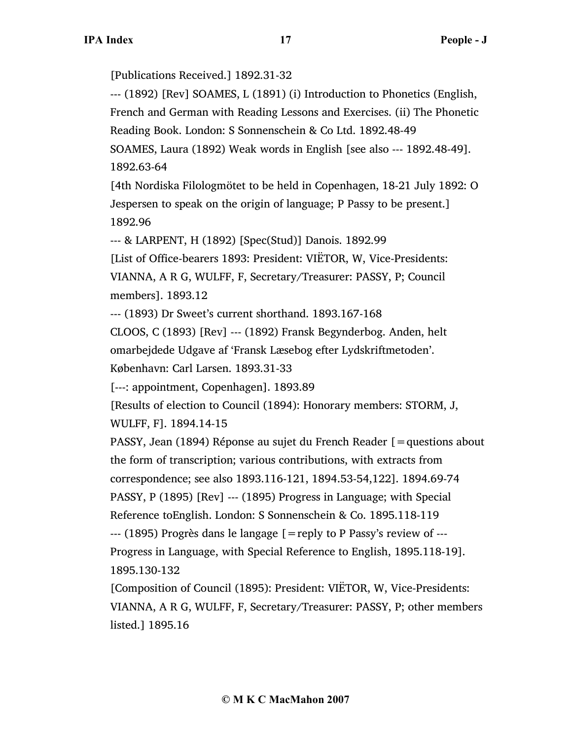[Publications Received.] 1892.31-32

--- (1892) [Rev] SOAMES, L (1891) (i) Introduction to Phonetics (English, French and German with Reading Lessons and Exercises. (ii) The Phonetic Reading Book. London: S Sonnenschein & Co Ltd. 1892.48-49

SOAMES, Laura (1892) Weak words in English [see also --- 1892.48-49]. 1892.63-64

[4th Nordiska Filologmötet to be held in Copenhagen, 18-21 July 1892: O Jespersen to speak on the origin of language; P Passy to be present.] 1892.96

--- & LARPENT, H (1892) [Spec(Stud)] Danois. 1892.99

[List of Office-bearers 1893: President: VIËTOR, W, Vice-Presidents: VIANNA, A R G, WULFF, F, Secretary/Treasurer: PASSY, P; Council members]. 1893.12

--- (1893) Dr Sweet's current shorthand. 1893.167-168

CLOOS, C (1893) [Rev] --- (1892) Fransk Begynderbog. Anden, helt omarbejdede Udgave af 'Fransk Læsebog efter Lydskriftmetoden'. København: Carl Larsen. 1893.31-33

[---: appointment, Copenhagen]. 1893.89

[Results of election to Council (1894): Honorary members: STORM, J, WULFF, F]. 1894.14-15

PASSY, Jean (1894) Réponse au sujet du French Reader [=questions about the form of transcription; various contributions, with extracts from correspondence; see also 1893.116-121, 1894.53-54,122]. 1894.69-74

PASSY, P (1895) [Rev] --- (1895) Progress in Language; with Special Reference toEnglish. London: S Sonnenschein & Co. 1895.118-119

--- (1895) Progrès dans le langage [=reply to P Passy's review of --- Progress in Language, with Special Reference to English, 1895.118-19]. 1895.130-132

[Composition of Council (1895): President: VIËTOR, W, Vice-Presidents: VIANNA, A R G, WULFF, F, Secretary/Treasurer: PASSY, P; other members listed.] 1895.16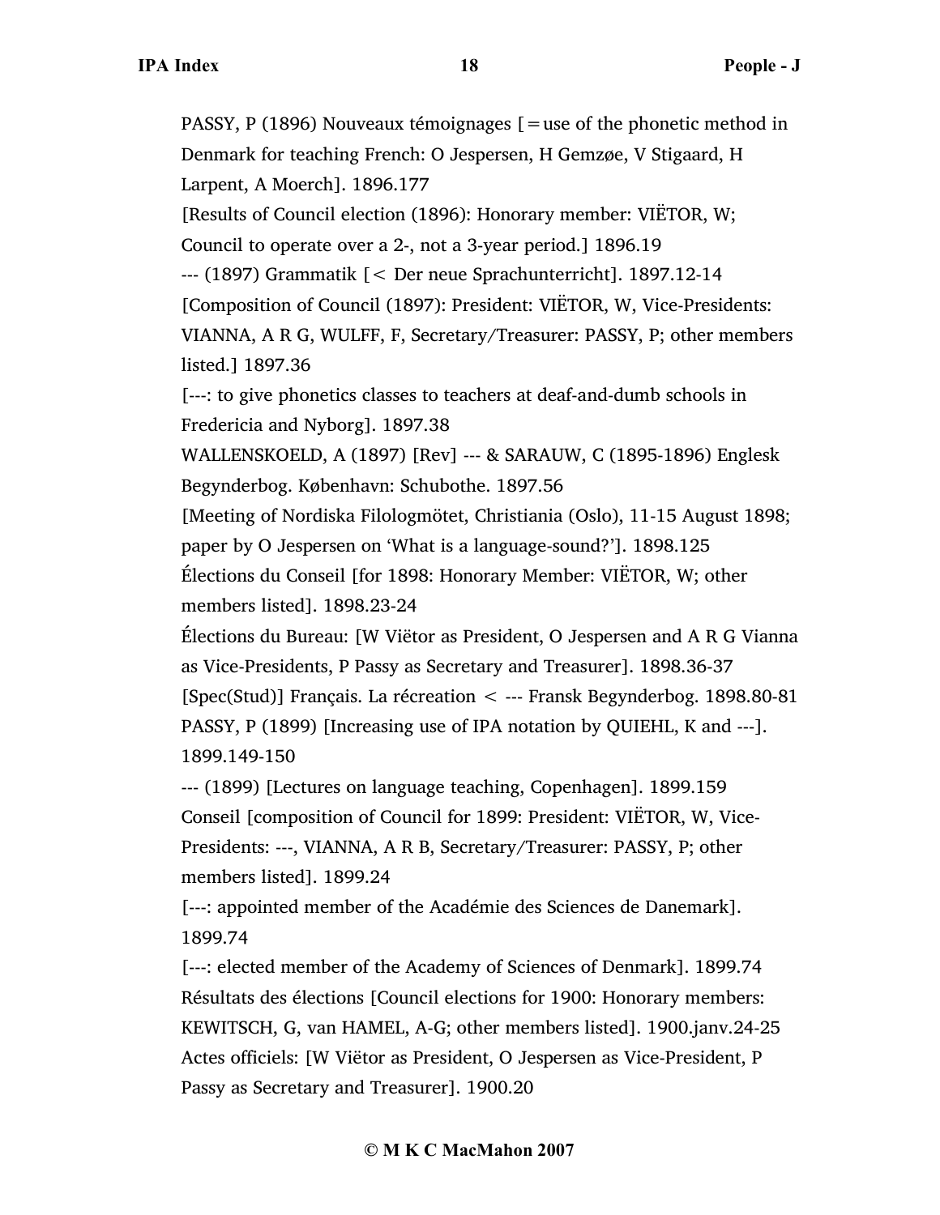PASSY, P (1896) Nouveaux témoignages [=use of the phonetic method in Denmark for teaching French: O Jespersen, H Gemzøe, V Stigaard, H Larpent, A Moerch]. 1896.177

[Results of Council election (1896): Honorary member: VIËTOR, W; Council to operate over a 2-, not a 3-year period.] 1896.19

--- (1897) Grammatik [< Der neue Sprachunterricht]. 1897.12-14

[Composition of Council (1897): President: VIËTOR, W, Vice-Presidents: VIANNA, A R G, WULFF, F, Secretary/Treasurer: PASSY, P; other members listed.] 1897.36

[---: to give phonetics classes to teachers at deaf-and-dumb schools in Fredericia and Nyborg]. 1897.38

WALLENSKOELD, A (1897) [Rev] --- & SARAUW, C (1895-1896) Englesk Begynderbog. København: Schubothe. 1897.56

[Meeting of Nordiska Filologmötet, Christiania (Oslo), 11-15 August 1898; paper by O Jespersen on 'What is a language-sound?']. 1898.125

Élections du Conseil [for 1898: Honorary Member: VIËTOR, W; other members listed]. 1898.23-24

Élections du Bureau: [W Viëtor as President, O Jespersen and A R G Vianna as Vice-Presidents, P Passy as Secretary and Treasurer]. 1898.36-37

[Spec(Stud)] Français. La récreation < --- Fransk Begynderbog. 1898.80-81

PASSY, P (1899) [Increasing use of IPA notation by QUIEHL, K and ---]. 1899.149-150

--- (1899) [Lectures on language teaching, Copenhagen]. 1899.159

Conseil [composition of Council for 1899: President: VIËTOR, W, Vice-Presidents: ---, VIANNA, A R B, Secretary/Treasurer: PASSY, P; other members listed]. 1899.24

[---: appointed member of the Académie des Sciences de Danemark]. 1899.74

[---: elected member of the Academy of Sciences of Denmark]. 1899.74

Résultats des élections [Council elections for 1900: Honorary members: KEWITSCH, G, van HAMEL, A-G; other members listed]. 1900.janv.24-25

Actes officiels: [W Viëtor as President, O Jespersen as Vice-President, P Passy as Secretary and Treasurer]. 1900.20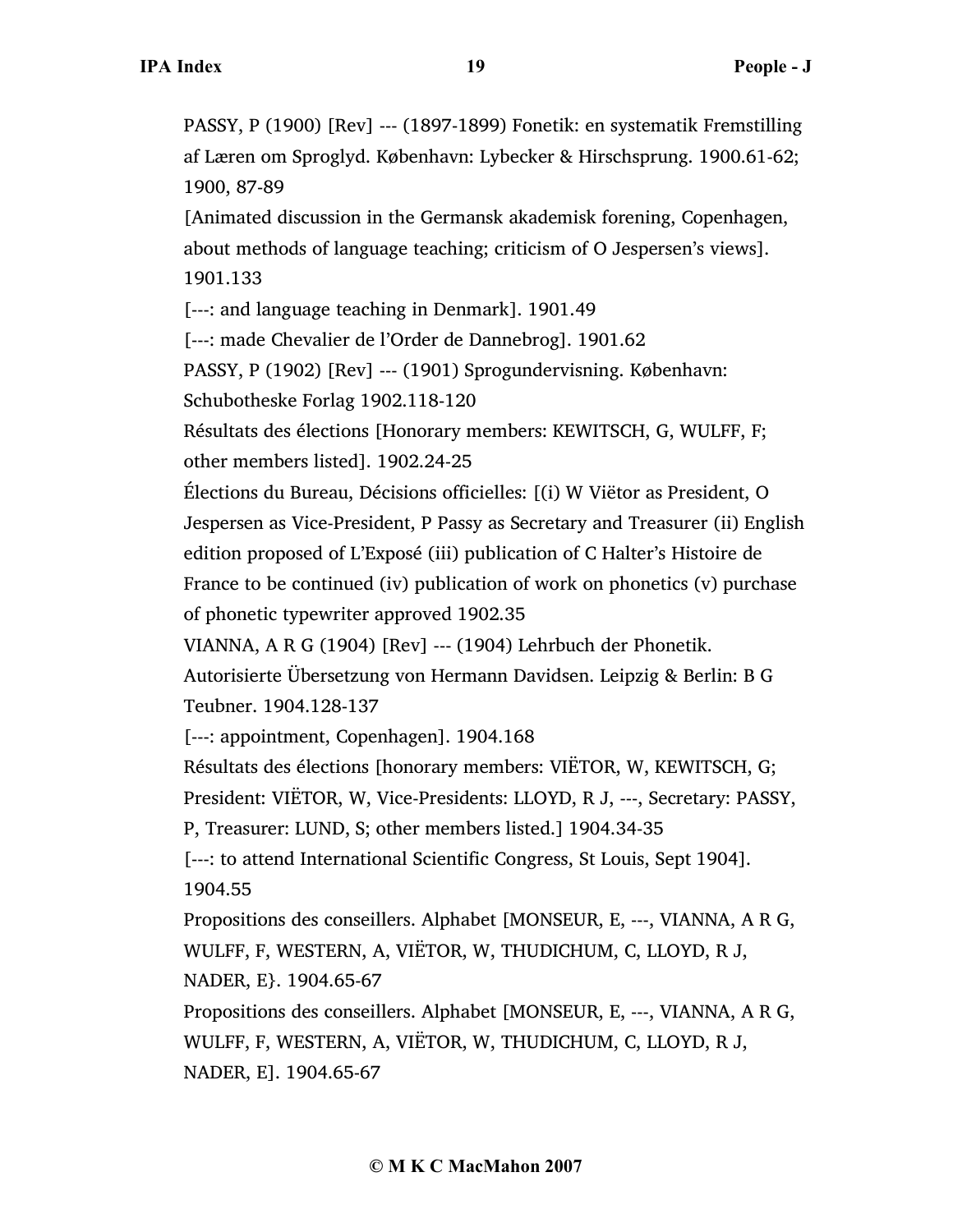PASSY, P (1900) [Rev] --- (1897-1899) Fonetik: en systematik Fremstilling af Læren om Sproglyd. København: Lybecker & Hirschsprung. 1900.61-62; 1900, 87-89

[Animated discussion in the Germansk akademisk forening, Copenhagen, about methods of language teaching; criticism of O Jespersen's views]. 1901.133

[---: and language teaching in Denmark]. 1901.49

[---: made Chevalier de l'Order de Dannebrog]. 1901.62

PASSY, P (1902) [Rev] --- (1901) Sprogundervisning. København: Schubotheske Forlag 1902.118-120

Résultats des élections [Honorary members: KEWITSCH, G, WULFF, F; other members listed]. 1902.24-25

Élections du Bureau, Décisions officielles: [(i) W Viëtor as President, O Jespersen as Vice-President, P Passy as Secretary and Treasurer (ii) English edition proposed of L'Exposé (iii) publication of C Halter's Histoire de France to be continued (iv) publication of work on phonetics (v) purchase of phonetic typewriter approved 1902.35

VIANNA, A R G (1904) [Rev] --- (1904) Lehrbuch der Phonetik. Autorisierte Übersetzung von Hermann Davidsen. Leipzig & Berlin: B G Teubner. 1904.128-137

[---: appointment, Copenhagen]. 1904.168

Résultats des élections [honorary members: VIËTOR, W, KEWITSCH, G; President: VIËTOR, W, Vice-Presidents: LLOYD, R J, ---, Secretary: PASSY, P, Treasurer: LUND, S; other members listed.] 1904.34-35

[---: to attend International Scientific Congress, St Louis, Sept 1904]. 1904.55

Propositions des conseillers. Alphabet [MONSEUR, E, ---, VIANNA, A R G, WULFF, F, WESTERN, A, VIËTOR, W, THUDICHUM, C, LLOYD, R J, NADER, E}. 1904.65-67

Propositions des conseillers. Alphabet [MONSEUR, E, ---, VIANNA, A R G, WULFF, F, WESTERN, A, VIËTOR, W, THUDICHUM, C, LLOYD, R J, NADER, E]. 1904.65-67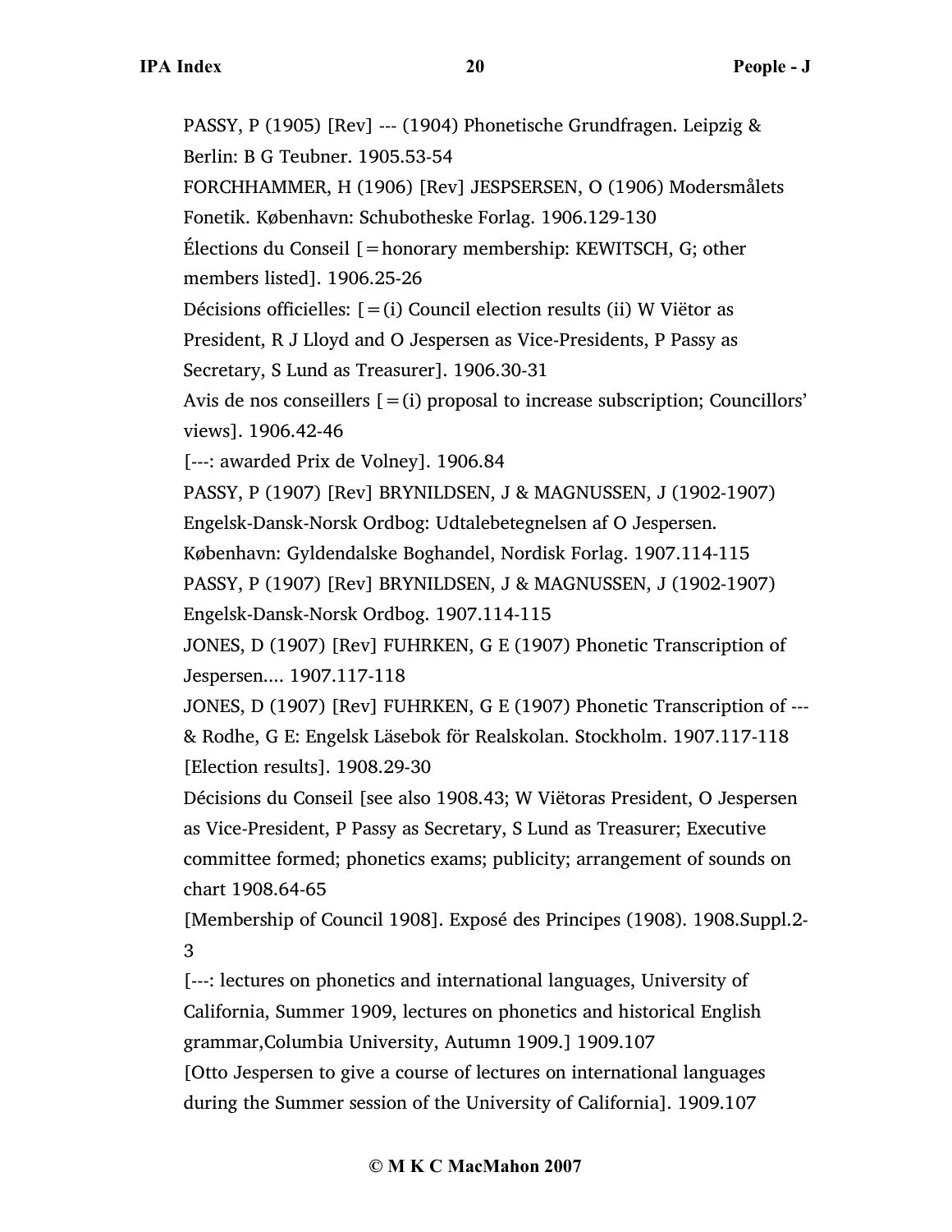PASSY, P (1905) [Rev] --- (1904) Phonetische Grundfragen. Leipzig & Berlin: B G Teubner. 1905.53-54

FORCHHAMMER, H (1906) [Rev] JESPSERSEN, O (1906) Modersmålets Fonetik. København: Schubotheske Forlag. 1906.129-130

Élections du Conseil [=honorary membership: KEWITSCH, G; other members listed]. 1906.25-26

Décisions officielles: [=(i) Council election results (ii) W Viëtor as President, R J Lloyd and O Jespersen as Vice-Presidents, P Passy as Secretary, S Lund as Treasurer]. 1906.30-31

Avis de nos conseillers [=(i) proposal to increase subscription; Councillors' views]. 1906.42-46

[---: awarded Prix de Volney]. 1906.84

PASSY, P (1907) [Rev] BRYNILDSEN, J & MAGNUSSEN, J (1902-1907) Engelsk-Dansk-Norsk Ordbog: Udtalebetegnelsen af O Jespersen. København: Gyldendalske Boghandel, Nordisk Forlag. 1907.114-115

PASSY, P (1907) [Rev] BRYNILDSEN, J & MAGNUSSEN, J (1902-1907) Engelsk-Dansk-Norsk Ordbog. 1907.114-115

JONES, D (1907) [Rev] FUHRKEN, G E (1907) Phonetic Transcription of Jespersen.... 1907.117-118

JONES, D (1907) [Rev] FUHRKEN, G E (1907) Phonetic Transcription of --- & Rodhe, G E: Engelsk Läsebok för Realskolan. Stockholm. 1907.117-118

[Election results]. 1908.29-30

Décisions du Conseil [see also 1908.43; W Viëtoras President, O Jespersen as Vice-President, P Passy as Secretary, S Lund as Treasurer; Executive committee formed; phonetics exams; publicity; arrangement of sounds on chart 1908.64-65

[Membership of Council 1908]. Exposé des Principes (1908). 1908.Suppl.2-3

[---: lectures on phonetics and international languages, University of California, Summer 1909, lectures on phonetics and historical English grammar,Columbia University, Autumn 1909.] 1909.107

[Otto Jespersen to give a course of lectures on international languages during the Summer session of the University of California]. 1909.107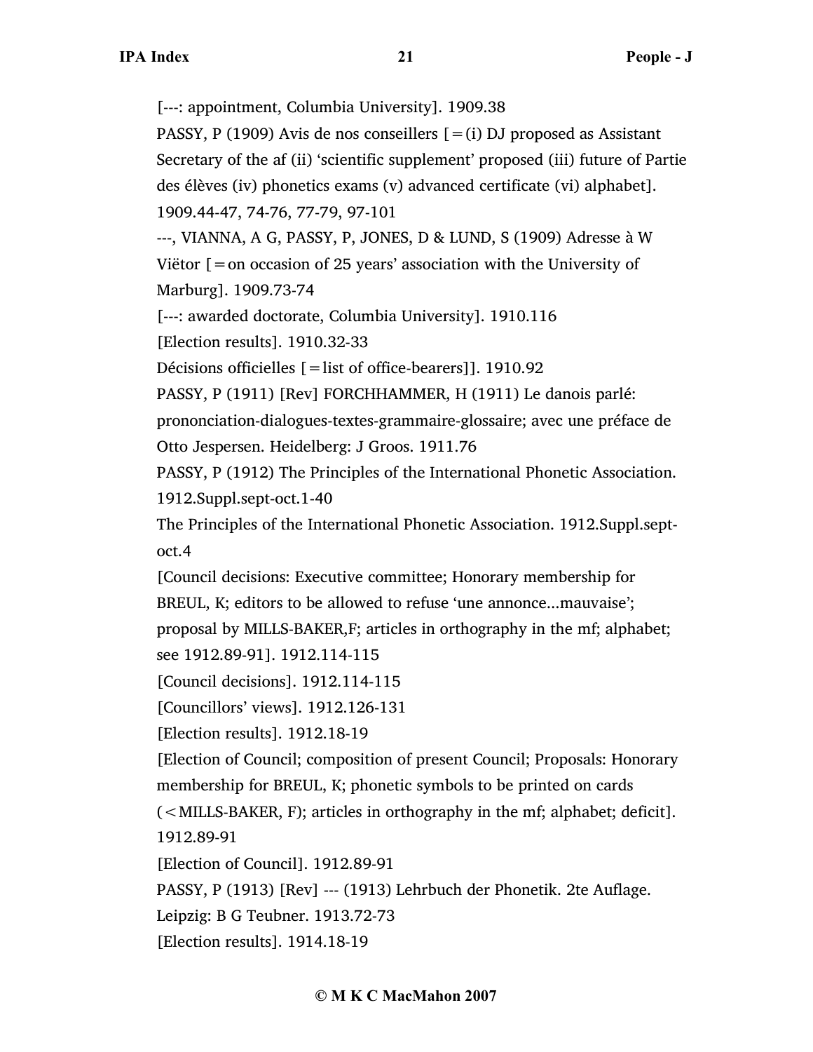[---: appointment, Columbia University]. 1909.38

PASSY, P (1909) Avis de nos conseillers [=(i) DJ proposed as Assistant Secretary of the af (ii) 'scientific supplement' proposed (iii) future of Partie des élèves (iv) phonetics exams (v) advanced certificate (vi) alphabet]. 1909.44-47, 74-76, 77-79, 97-101

---, VIANNA, A G, PASSY, P, JONES, D & LUND, S (1909) Adresse à W Viëtor [=on occasion of 25 years' association with the University of Marburg]. 1909.73-74

[---: awarded doctorate, Columbia University]. 1910.116

[Election results]. 1910.32-33

Décisions officielles [=list of office-bearers]]. 1910.92

PASSY, P (1911) [Rev] FORCHHAMMER, H (1911) Le danois parlé: prononciation-dialogues-textes-grammaire-glossaire; avec une préface de Otto Jespersen. Heidelberg: J Groos. 1911.76

PASSY, P (1912) The Principles of the International Phonetic Association. 1912.Suppl.sept-oct.1-40

The Principles of the International Phonetic Association. 1912.Suppl.sept-oct.4

[Council decisions: Executive committee; Honorary membership for BREUL, K; editors to be allowed to refuse 'une annonce...mauvaise'; proposal by MILLS-BAKER,F; articles in orthography in the mf; alphabet; see 1912.89-91]. 1912.114-115

[Council decisions]. 1912.114-115

[Councillors' views]. 1912.126-131

[Election results]. 1912.18-19

[Election of Council; composition of present Council; Proposals: Honorary membership for BREUL, K; phonetic symbols to be printed on cards (<MILLS-BAKER, F); articles in orthography in the mf; alphabet; deficit]. 1912.89-91

[Election of Council]. 1912.89-91

PASSY, P (1913) [Rev] --- (1913) Lehrbuch der Phonetik. 2te Auflage. Leipzig: B G Teubner. 1913.72-73

[Election results]. 1914.18-19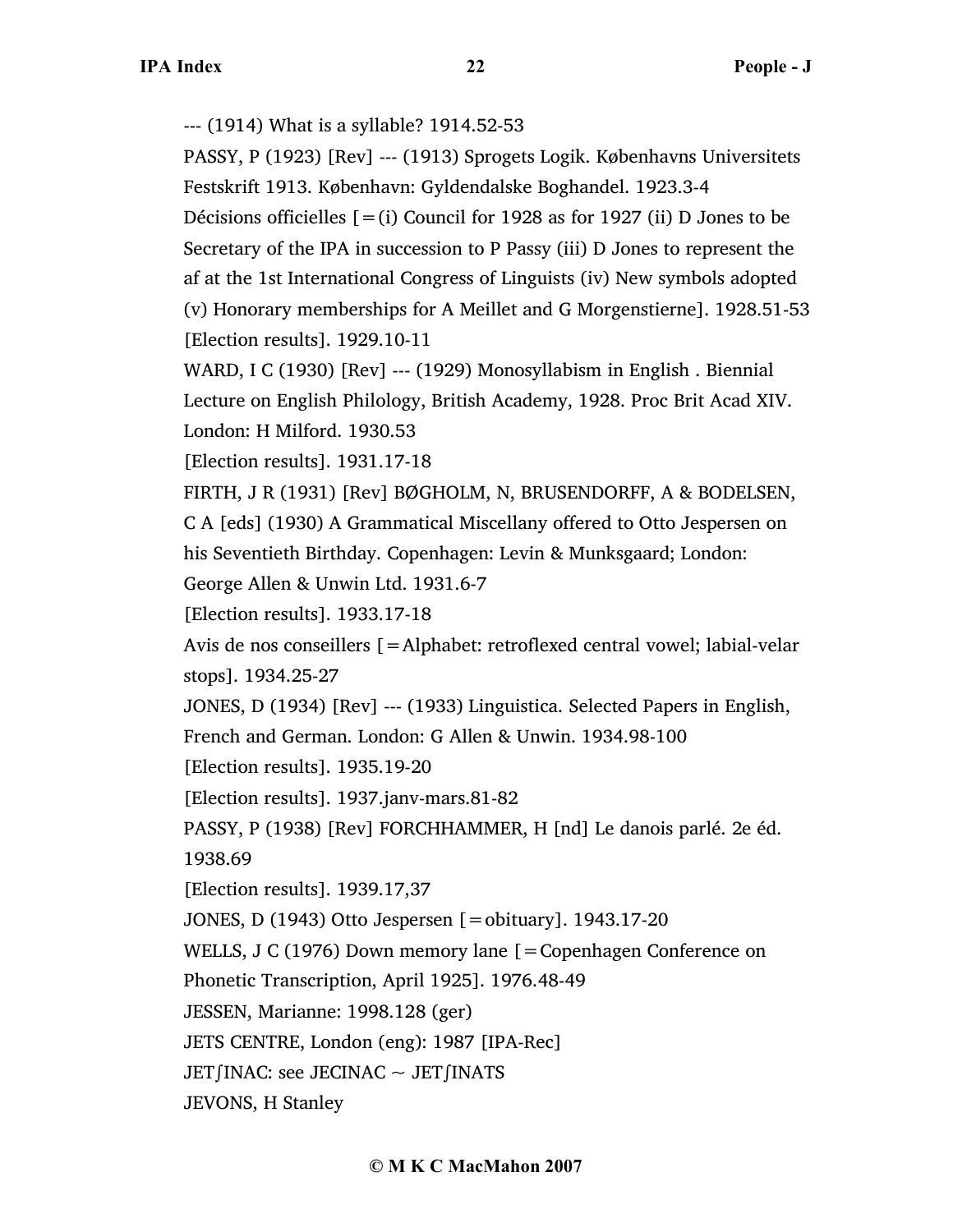--- (1914) What is a syllable? 1914.52-53

PASSY, P (1923) [Rev] --- (1913) Sprogets Logik. Københavns Universitets Festskrift 1913. København: Gyldendalske Boghandel. 1923.3-4

Décisions officielles [=(i) Council for 1928 as for 1927 (ii) D Jones to be Secretary of the IPA in succession to P Passy (iii) D Jones to represent the af at the 1st International Congress of Linguists (iv) New symbols adopted (v) Honorary memberships for A Meillet and G Morgenstierne]. 1928.51-53

[Election results]. 1929.10-11

WARD, I C (1930) [Rev] --- (1929) Monosyllabism in English . Biennial Lecture on English Philology, British Academy, 1928. Proc Brit Acad XIV. London: H Milford. 1930.53

[Election results]. 1931.17-18

FIRTH, J R (1931) [Rev] BØGHOLM, N, BRUSENDORFF, A & BODELSEN, C A [eds] (1930) A Grammatical Miscellany offered to Otto Jespersen on his Seventieth Birthday. Copenhagen: Levin & Munksgaard; London: George Allen & Unwin Ltd. 1931.6-7

[Election results]. 1933.17-18

Avis de nos conseillers [=Alphabet: retroflexed central vowel; labial-velar stops]. 1934.25-27

JONES, D (1934) [Rev] --- (1933) Linguistica. Selected Papers in English, French and German. London: G Allen & Unwin. 1934.98-100

[Election results]. 1935.19-20

[Election results]. 1937.janv-mars.81-82

PASSY, P (1938) [Rev] FORCHHAMMER, H [nd] Le danois parlé. 2e éd. 1938.69

[Election results]. 1939.17,37

JONES, D (1943) Otto Jespersen [=obituary]. 1943.17-20

WELLS, J C (1976) Down memory lane [=Copenhagen Conference on Phonetic Transcription, April 1925]. 1976.48-49

JESSEN, Marianne: 1998.128 (ger)

JETS CENTRE, London (eng): 1987 [IPA-Rec]

JETʃINAC: see JECINAC ~ JETʃINATS

JEVONS, H Stanley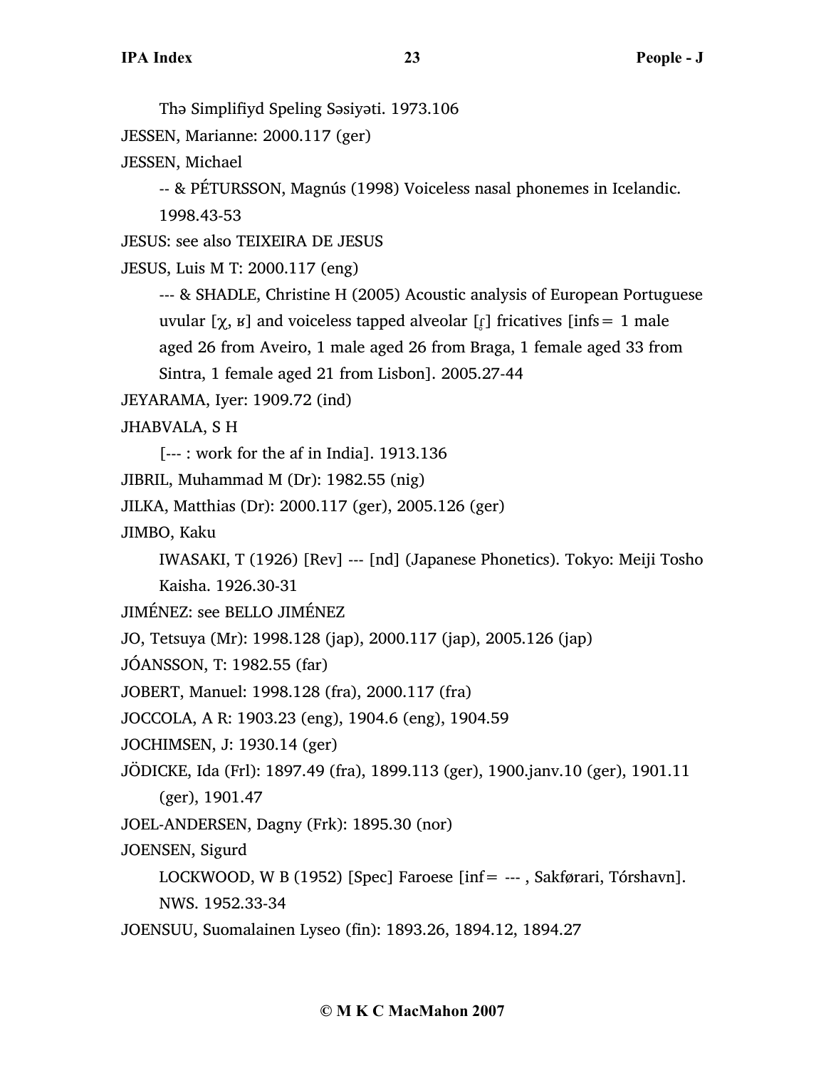Thə Simplifiyd Speling Səsiyəti. 1973.106

JESSEN, Marianne: 2000.117 (ger)

JESSEN, Michael

-- & PÉTURSSON, Magnús (1998) Voiceless nasal phonemes in Icelandic. 1998.43-53

JESUS: see also TEIXEIRA DE JESUS

JESUS, Luis M T: 2000.117 (eng)

--- & SHADLE, Christine H (2005) Acoustic analysis of European Portuguese uvular [χ, ʁ] and voiceless tapped alveolar [ɾ̥] fricatives [infs= 1 male aged 26 from Aveiro, 1 male aged 26 from Braga, 1 female aged 33 from Sintra, 1 female aged 21 from Lisbon]. 2005.27-44

JEYARAMA, Iyer: 1909.72 (ind)

JHABVALA, S H

[--- : work for the af in India]. 1913.136

JIBRIL, Muhammad M (Dr): 1982.55 (nig)

JILKA, Matthias (Dr): 2000.117 (ger), 2005.126 (ger)

JIMBO, Kaku

IWASAKI, T (1926) [Rev] --- [nd] (Japanese Phonetics). Tokyo: Meiji Tosho Kaisha. 1926.30-31

JIMÉNEZ: see BELLO JIMÉNEZ

JO, Tetsuya (Mr): 1998.128 (jap), 2000.117 (jap), 2005.126 (jap)

JÓANSSON, T: 1982.55 (far)

JOBERT, Manuel: 1998.128 (fra), 2000.117 (fra)

JOCCOLA, A R: 1903.23 (eng), 1904.6 (eng), 1904.59

JOCHIMSEN, J: 1930.14 (ger)

JÖDICKE, Ida (Frl): 1897.49 (fra), 1899.113 (ger), 1900.janv.10 (ger), 1901.11 (ger), 1901.47

JOEL-ANDERSEN, Dagny (Frk): 1895.30 (nor)

JOENSEN, Sigurd

LOCKWOOD, W B (1952) [Spec] Faroese [inf= --- , Sakførari, Tórshavn]. NWS. 1952.33-34

JOENSUU, Suomalainen Lyseo (fin): 1893.26, 1894.12, 1894.27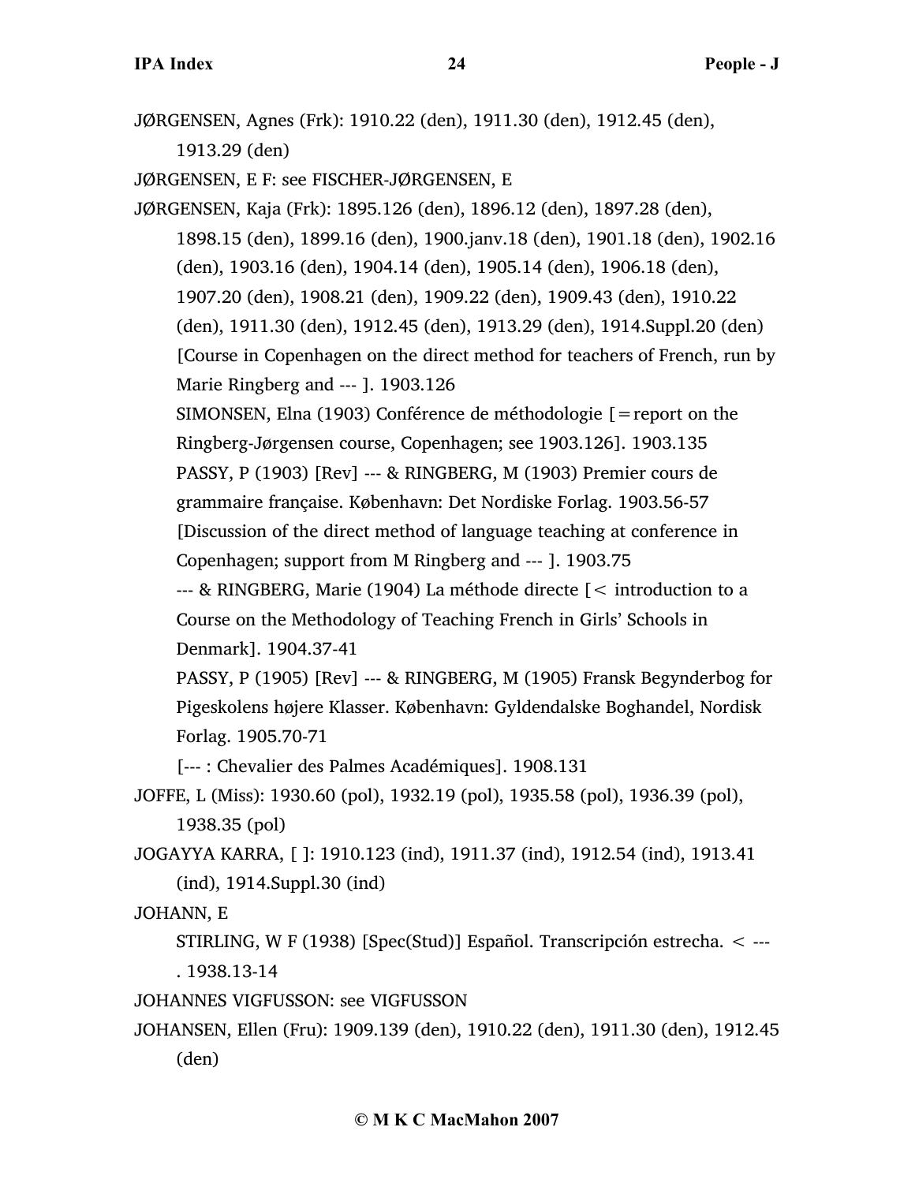JØRGENSEN, Agnes (Frk): 1910.22 (den), 1911.30 (den), 1912.45 (den), 1913.29 (den)

JØRGENSEN, E F: see FISCHER-JØRGENSEN, E

JØRGENSEN, Kaja (Frk): 1895.126 (den), 1896.12 (den), 1897.28 (den), 1898.15 (den), 1899.16 (den), 1900.janv.18 (den), 1901.18 (den), 1902.16 (den), 1903.16 (den), 1904.14 (den), 1905.14 (den), 1906.18 (den), 1907.20 (den), 1908.21 (den), 1909.22 (den), 1909.43 (den), 1910.22 (den), 1911.30 (den), 1912.45 (den), 1913.29 (den), 1914.Suppl.20 (den)

[Course in Copenhagen on the direct method for teachers of French, run by Marie Ringberg and --- ]. 1903.126

SIMONSEN, Elna (1903) Conférence de méthodologie [=report on the Ringberg-Jørgensen course, Copenhagen; see 1903.126]. 1903.135

PASSY, P (1903) [Rev] --- & RINGBERG, M (1903) Premier cours de grammaire française. København: Det Nordiske Forlag. 1903.56-57

[Discussion of the direct method of language teaching at conference in Copenhagen; support from M Ringberg and --- ]. 1903.75

--- & RINGBERG, Marie (1904) La méthode directe [< introduction to a Course on the Methodology of Teaching French in Girls' Schools in Denmark]. 1904.37-41

PASSY, P (1905) [Rev] --- & RINGBERG, M (1905) Fransk Begynderbog for Pigeskolens højere Klasser. København: Gyldendalske Boghandel, Nordisk Forlag. 1905.70-71

[--- : Chevalier des Palmes Académiques]. 1908.131

JOFFE, L (Miss): 1930.60 (pol), 1932.19 (pol), 1935.58 (pol), 1936.39 (pol), 1938.35 (pol)

JOGAYYA KARRA, [ ]: 1910.123 (ind), 1911.37 (ind), 1912.54 (ind), 1913.41 (ind), 1914.Suppl.30 (ind)

JOHANN, E

STIRLING, W F (1938) [Spec(Stud)] Español. Transcripción estrecha. < --- . 1938.13-14

JOHANNES VIGFUSSON: see VIGFUSSON

JOHANSEN, Ellen (Fru): 1909.139 (den), 1910.22 (den), 1911.30 (den), 1912.45 (den)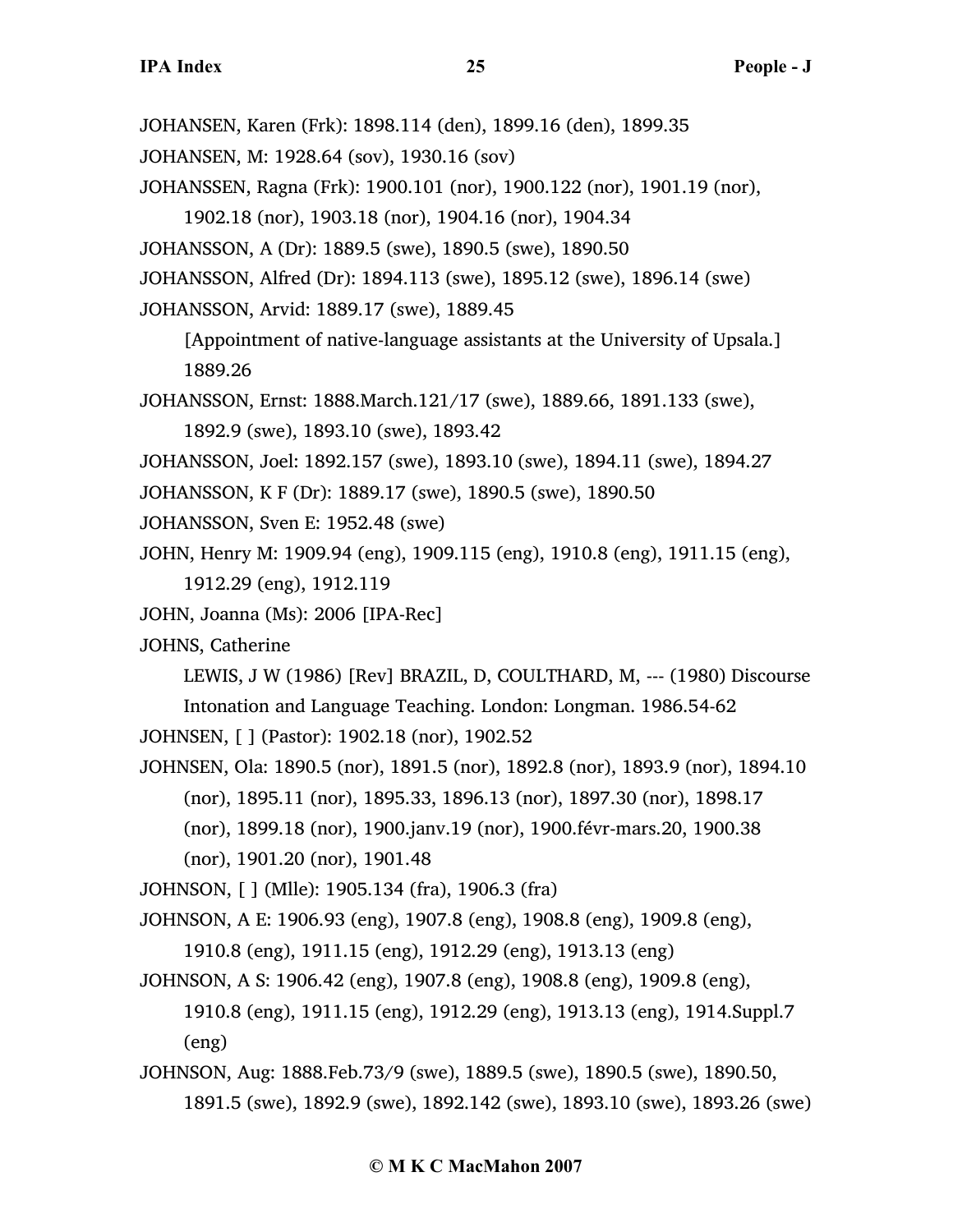JOHANSEN, Karen (Frk): 1898.114 (den), 1899.16 (den), 1899.35

JOHANSEN, M: 1928.64 (sov), 1930.16 (sov)

JOHANSSEN, Ragna (Frk): 1900.101 (nor), 1900.122 (nor), 1901.19 (nor), 1902.18 (nor), 1903.18 (nor), 1904.16 (nor), 1904.34

JOHANSSON, A (Dr): 1889.5 (swe), 1890.5 (swe), 1890.50

JOHANSSON, Alfred (Dr): 1894.113 (swe), 1895.12 (swe), 1896.14 (swe)

JOHANSSON, Arvid: 1889.17 (swe), 1889.45

[Appointment of native-language assistants at the University of Upsala.] 1889.26

JOHANSSON, Ernst: 1888.March.121/17 (swe), 1889.66, 1891.133 (swe), 1892.9 (swe), 1893.10 (swe), 1893.42

JOHANSSON, Joel: 1892.157 (swe), 1893.10 (swe), 1894.11 (swe), 1894.27

JOHANSSON, K F (Dr): 1889.17 (swe), 1890.5 (swe), 1890.50

JOHANSSON, Sven E: 1952.48 (swe)

JOHN, Henry M: 1909.94 (eng), 1909.115 (eng), 1910.8 (eng), 1911.15 (eng), 1912.29 (eng), 1912.119

JOHN, Joanna (Ms): 2006 [IPA-Rec]

JOHNS, Catherine

LEWIS, J W (1986) [Rev] BRAZIL, D, COULTHARD, M, --- (1980) Discourse Intonation and Language Teaching. London: Longman. 1986.54-62

JOHNSEN, [ ] (Pastor): 1902.18 (nor), 1902.52

JOHNSEN, Ola: 1890.5 (nor), 1891.5 (nor), 1892.8 (nor), 1893.9 (nor), 1894.10 (nor), 1895.11 (nor), 1895.33, 1896.13 (nor), 1897.30 (nor), 1898.17 (nor), 1899.18 (nor), 1900.janv.19 (nor), 1900.févr-mars.20, 1900.38 (nor), 1901.20 (nor), 1901.48

JOHNSON, [ ] (Mlle): 1905.134 (fra), 1906.3 (fra)

JOHNSON, A E: 1906.93 (eng), 1907.8 (eng), 1908.8 (eng), 1909.8 (eng), 1910.8 (eng), 1911.15 (eng), 1912.29 (eng), 1913.13 (eng)

JOHNSON, A S: 1906.42 (eng), 1907.8 (eng), 1908.8 (eng), 1909.8 (eng), 1910.8 (eng), 1911.15 (eng), 1912.29 (eng), 1913.13 (eng), 1914.Suppl.7 (eng)

JOHNSON, Aug: 1888.Feb.73/9 (swe), 1889.5 (swe), 1890.5 (swe), 1890.50, 1891.5 (swe), 1892.9 (swe), 1892.142 (swe), 1893.10 (swe), 1893.26 (swe)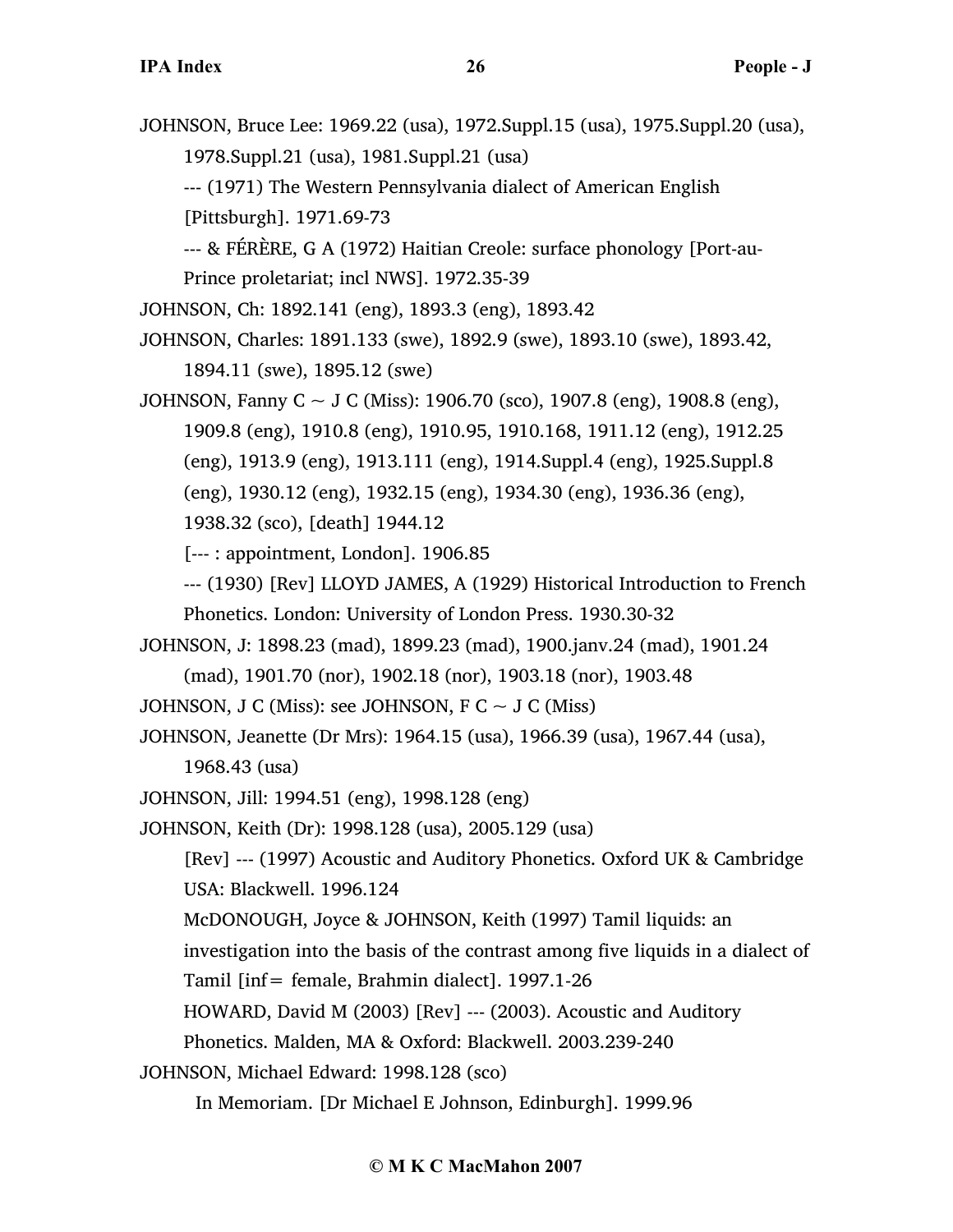JOHNSON, Bruce Lee: 1969.22 (usa), 1972.Suppl.15 (usa), 1975.Suppl.20 (usa), 1978.Suppl.21 (usa), 1981.Suppl.21 (usa)

--- (1971) The Western Pennsylvania dialect of American English [Pittsburgh]. 1971.69-73

--- & FÉRÈRE, G A (1972) Haitian Creole: surface phonology [Port-au-Prince proletariat; incl NWS]. 1972.35-39

JOHNSON, Ch: 1892.141 (eng), 1893.3 (eng), 1893.42

JOHNSON, Charles: 1891.133 (swe), 1892.9 (swe), 1893.10 (swe), 1893.42, 1894.11 (swe), 1895.12 (swe)

JOHNSON, Fanny C ~ J C (Miss): 1906.70 (sco), 1907.8 (eng), 1908.8 (eng), 1909.8 (eng), 1910.8 (eng), 1910.95, 1910.168, 1911.12 (eng), 1912.25 (eng), 1913.9 (eng), 1913.111 (eng), 1914.Suppl.4 (eng), 1925.Suppl.8 (eng), 1930.12 (eng), 1932.15 (eng), 1934.30 (eng), 1936.36 (eng), 1938.32 (sco), [death] 1944.12

[--- : appointment, London]. 1906.85

--- (1930) [Rev] LLOYD JAMES, A (1929) Historical Introduction to French Phonetics. London: University of London Press. 1930.30-32

JOHNSON, J: 1898.23 (mad), 1899.23 (mad), 1900.janv.24 (mad), 1901.24 (mad), 1901.70 (nor), 1902.18 (nor), 1903.18 (nor), 1903.48

JOHNSON, J C (Miss): see JOHNSON, F C ~ J C (Miss)

JOHNSON, Jeanette (Dr Mrs): 1964.15 (usa), 1966.39 (usa), 1967.44 (usa), 1968.43 (usa)

JOHNSON, Jill: 1994.51 (eng), 1998.128 (eng)

JOHNSON, Keith (Dr): 1998.128 (usa), 2005.129 (usa)

[Rev] --- (1997) Acoustic and Auditory Phonetics. Oxford UK & Cambridge USA: Blackwell. 1996.124

McDONOUGH, Joyce & JOHNSON, Keith (1997) Tamil liquids: an investigation into the basis of the contrast among five liquids in a dialect of Tamil [inf= female, Brahmin dialect]. 1997.1-26

HOWARD, David M (2003) [Rev] --- (2003). Acoustic and Auditory Phonetics. Malden, MA & Oxford: Blackwell. 2003.239-240

JOHNSON, Michael Edward: 1998.128 (sco)

In Memoriam. [Dr Michael E Johnson, Edinburgh]. 1999.96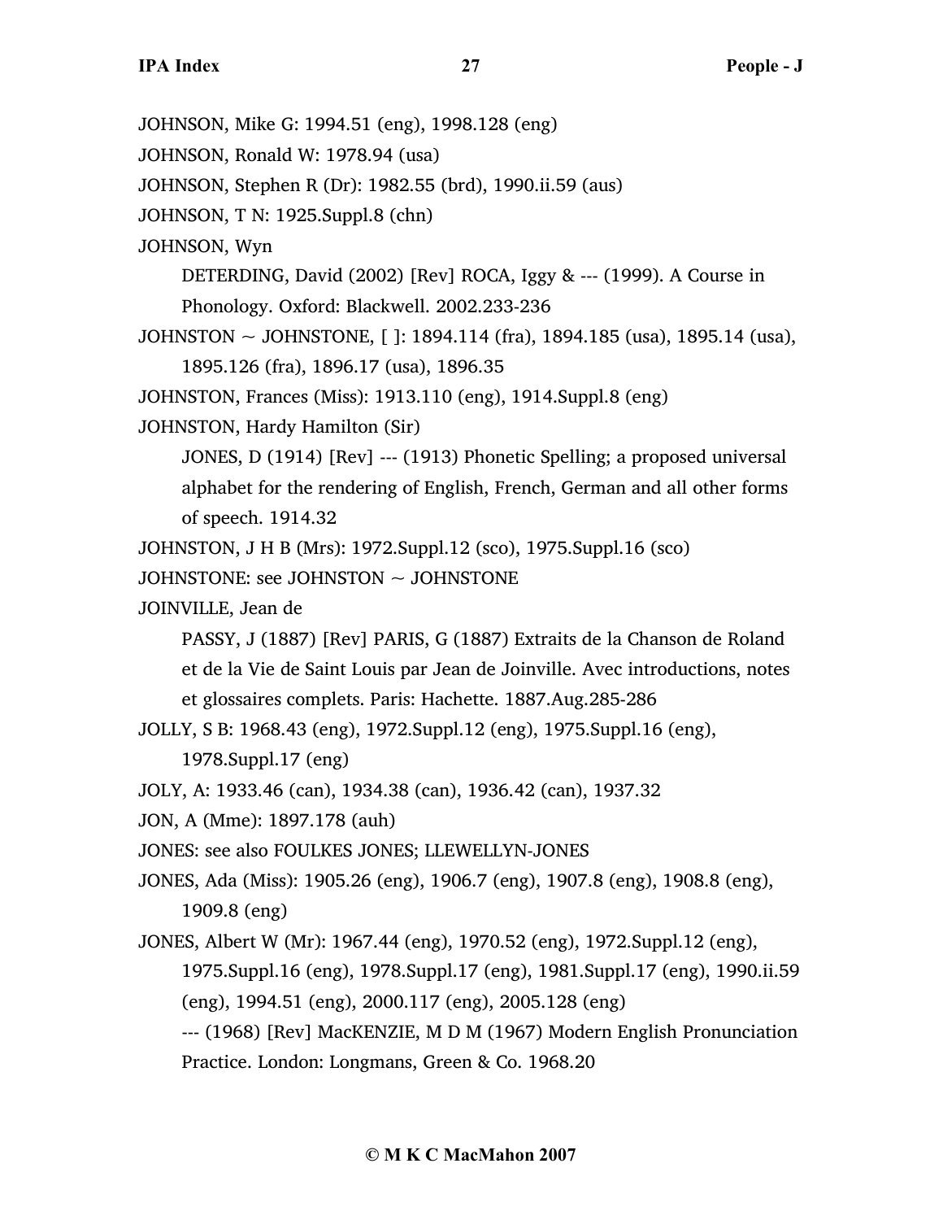JOHNSON, Mike G: 1994.51 (eng), 1998.128 (eng)

JOHNSON, Ronald W: 1978.94 (usa)

JOHNSON, Stephen R (Dr): 1982.55 (brd), 1990.ii.59 (aus)

JOHNSON, T N: 1925.Suppl.8 (chn)

JOHNSON, Wyn

DETERDING, David (2002) [Rev] ROCA, Iggy & --- (1999). A Course in Phonology. Oxford: Blackwell. 2002.233-236

JOHNSTON ~ JOHNSTONE, [ ]: 1894.114 (fra), 1894.185 (usa), 1895.14 (usa), 1895.126 (fra), 1896.17 (usa), 1896.35

JOHNSTON, Frances (Miss): 1913.110 (eng), 1914.Suppl.8 (eng)

JOHNSTON, Hardy Hamilton (Sir)

JONES, D (1914) [Rev] --- (1913) Phonetic Spelling; a proposed universal alphabet for the rendering of English, French, German and all other forms of speech. 1914.32

JOHNSTON, J H B (Mrs): 1972.Suppl.12 (sco), 1975.Suppl.16 (sco)

JOHNSTONE: see JOHNSTON ~ JOHNSTONE

JOINVILLE, Jean de

PASSY, J (1887) [Rev] PARIS, G (1887) Extraits de la Chanson de Roland et de la Vie de Saint Louis par Jean de Joinville. Avec introductions, notes et glossaires complets. Paris: Hachette. 1887.Aug.285-286

JOLLY, S B: 1968.43 (eng), 1972.Suppl.12 (eng), 1975.Suppl.16 (eng), 1978.Suppl.17 (eng)

JOLY, A: 1933.46 (can), 1934.38 (can), 1936.42 (can), 1937.32

JON, A (Mme): 1897.178 (auh)

JONES: see also FOULKES JONES; LLEWELLYN-JONES

JONES, Ada (Miss): 1905.26 (eng), 1906.7 (eng), 1907.8 (eng), 1908.8 (eng), 1909.8 (eng)

JONES, Albert W (Mr): 1967.44 (eng), 1970.52 (eng), 1972.Suppl.12 (eng), 1975.Suppl.16 (eng), 1978.Suppl.17 (eng), 1981.Suppl.17 (eng), 1990.ii.59 (eng), 1994.51 (eng), 2000.117 (eng), 2005.128 (eng)

--- (1968) [Rev] MacKENZIE, M D M (1967) Modern English Pronunciation Practice. London: Longmans, Green & Co. 1968.20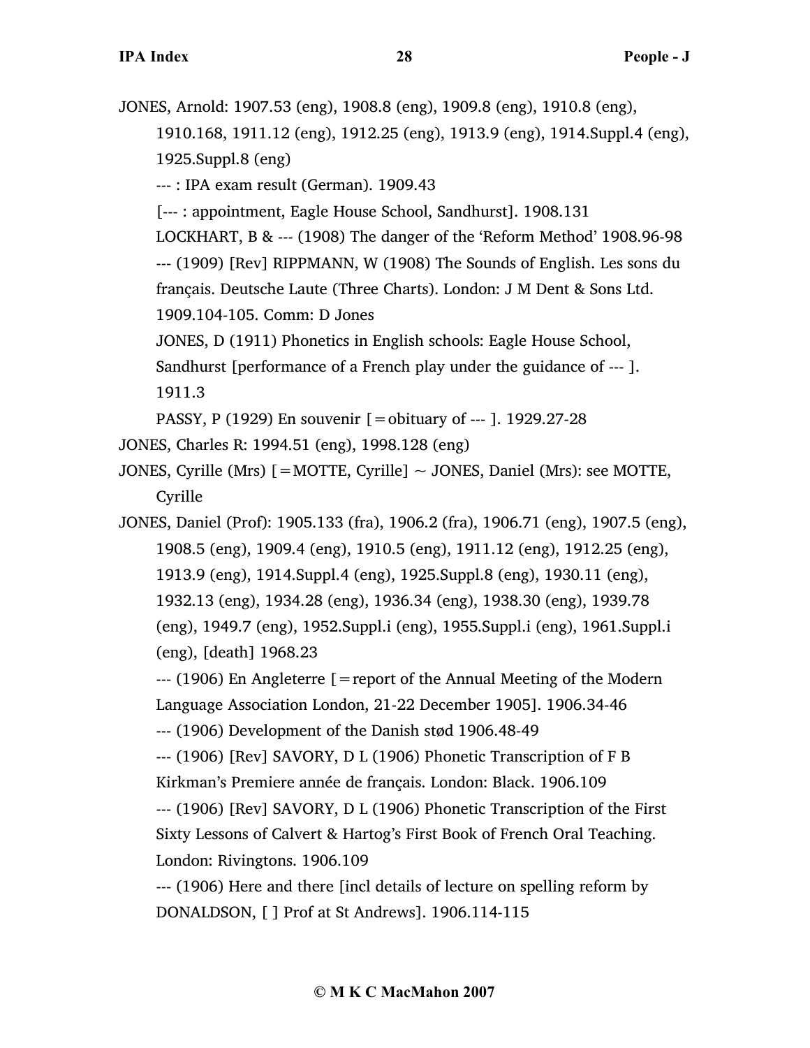JONES, Arnold: 1907.53 (eng), 1908.8 (eng), 1909.8 (eng), 1910.8 (eng), 1910.168, 1911.12 (eng), 1912.25 (eng), 1913.9 (eng), 1914.Suppl.4 (eng), 1925.Suppl.8 (eng)

--- : IPA exam result (German). 1909.43

[--- : appointment, Eagle House School, Sandhurst]. 1908.131

LOCKHART, B & --- (1908) The danger of the 'Reform Method' 1908.96-98

--- (1909) [Rev] RIPPMANN, W (1908) The Sounds of English. Les sons du français. Deutsche Laute (Three Charts). London: J M Dent & Sons Ltd. 1909.104-105. Comm: D Jones

JONES, D (1911) Phonetics in English schools: Eagle House School, Sandhurst [performance of a French play under the guidance of --- ]. 1911.3

PASSY, P (1929) En souvenir [=obituary of --- ]. 1929.27-28

JONES, Charles R: 1994.51 (eng), 1998.128 (eng)

JONES, Cyrille (Mrs) [=MOTTE, Cyrille] ~ JONES, Daniel (Mrs): see MOTTE, Cyrille

JONES, Daniel (Prof): 1905.133 (fra), 1906.2 (fra), 1906.71 (eng), 1907.5 (eng), 1908.5 (eng), 1909.4 (eng), 1910.5 (eng), 1911.12 (eng), 1912.25 (eng), 1913.9 (eng), 1914.Suppl.4 (eng), 1925.Suppl.8 (eng), 1930.11 (eng), 1932.13 (eng), 1934.28 (eng), 1936.34 (eng), 1938.30 (eng), 1939.78 (eng), 1949.7 (eng), 1952.Suppl.i (eng), 1955.Suppl.i (eng), 1961.Suppl.i (eng), [death] 1968.23

--- (1906) En Angleterre [=report of the Annual Meeting of the Modern Language Association London, 21-22 December 1905]. 1906.34-46

--- (1906) Development of the Danish stød 1906.48-49

--- (1906) [Rev] SAVORY, D L (1906) Phonetic Transcription of F B Kirkman's Premiere année de français. London: Black. 1906.109

--- (1906) [Rev] SAVORY, D L (1906) Phonetic Transcription of the First Sixty Lessons of Calvert & Hartog's First Book of French Oral Teaching. London: Rivingtons. 1906.109

--- (1906) Here and there [incl details of lecture on spelling reform by DONALDSON, [ ] Prof at St Andrews]. 1906.114-115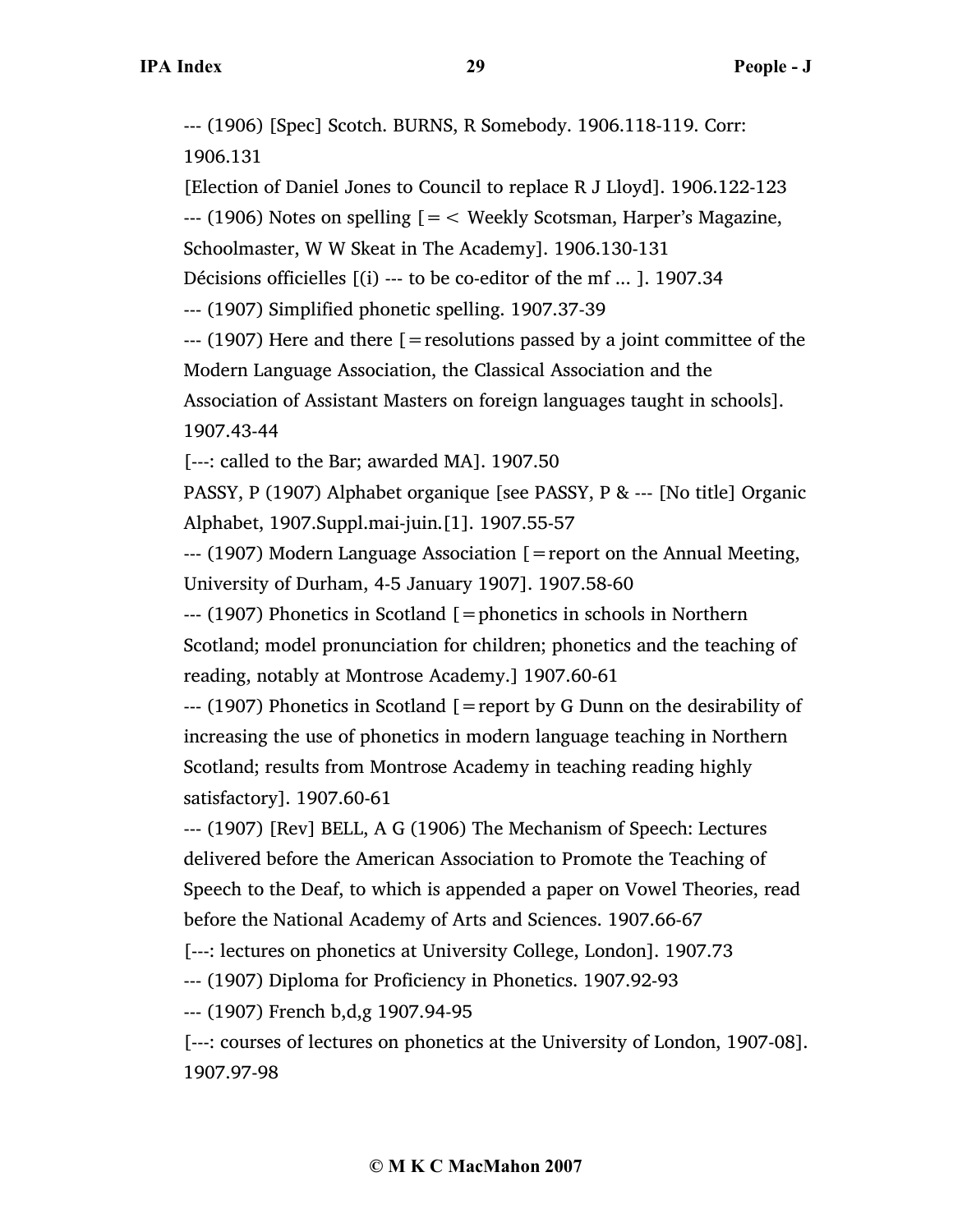--- (1906) [Spec] Scotch. BURNS, R Somebody. 1906.118-119. Corr: 1906.131

[Election of Daniel Jones to Council to replace R J Lloyd]. 1906.122-123

--- (1906) Notes on spelling [=< Weekly Scotsman, Harper's Magazine, Schoolmaster, W W Skeat in The Academy]. 1906.130-131

Décisions officielles [(i) --- to be co-editor of the mf ... ]. 1907.34

--- (1907) Simplified phonetic spelling. 1907.37-39

--- (1907) Here and there [=resolutions passed by a joint committee of the Modern Language Association, the Classical Association and the Association of Assistant Masters on foreign languages taught in schools]. 1907.43-44

[---: called to the Bar; awarded MA]. 1907.50

PASSY, P (1907) Alphabet organique [see PASSY, P & --- [No title] Organic Alphabet, 1907.Suppl.mai-juin.[1]. 1907.55-57

--- (1907) Modern Language Association [=report on the Annual Meeting, University of Durham, 4-5 January 1907]. 1907.58-60

--- (1907) Phonetics in Scotland [=phonetics in schools in Northern Scotland; model pronunciation for children; phonetics and the teaching of reading, notably at Montrose Academy.] 1907.60-61

--- (1907) Phonetics in Scotland [=report by G Dunn on the desirability of increasing the use of phonetics in modern language teaching in Northern Scotland; results from Montrose Academy in teaching reading highly satisfactory]. 1907.60-61

--- (1907) [Rev] BELL, A G (1906) The Mechanism of Speech: Lectures delivered before the American Association to Promote the Teaching of Speech to the Deaf, to which is appended a paper on Vowel Theories, read before the National Academy of Arts and Sciences. 1907.66-67

[---: lectures on phonetics at University College, London]. 1907.73

--- (1907) Diploma for Proficiency in Phonetics. 1907.92-93

--- (1907) French b,d,g 1907.94-95

[---: courses of lectures on phonetics at the University of London, 1907-08]. 1907.97-98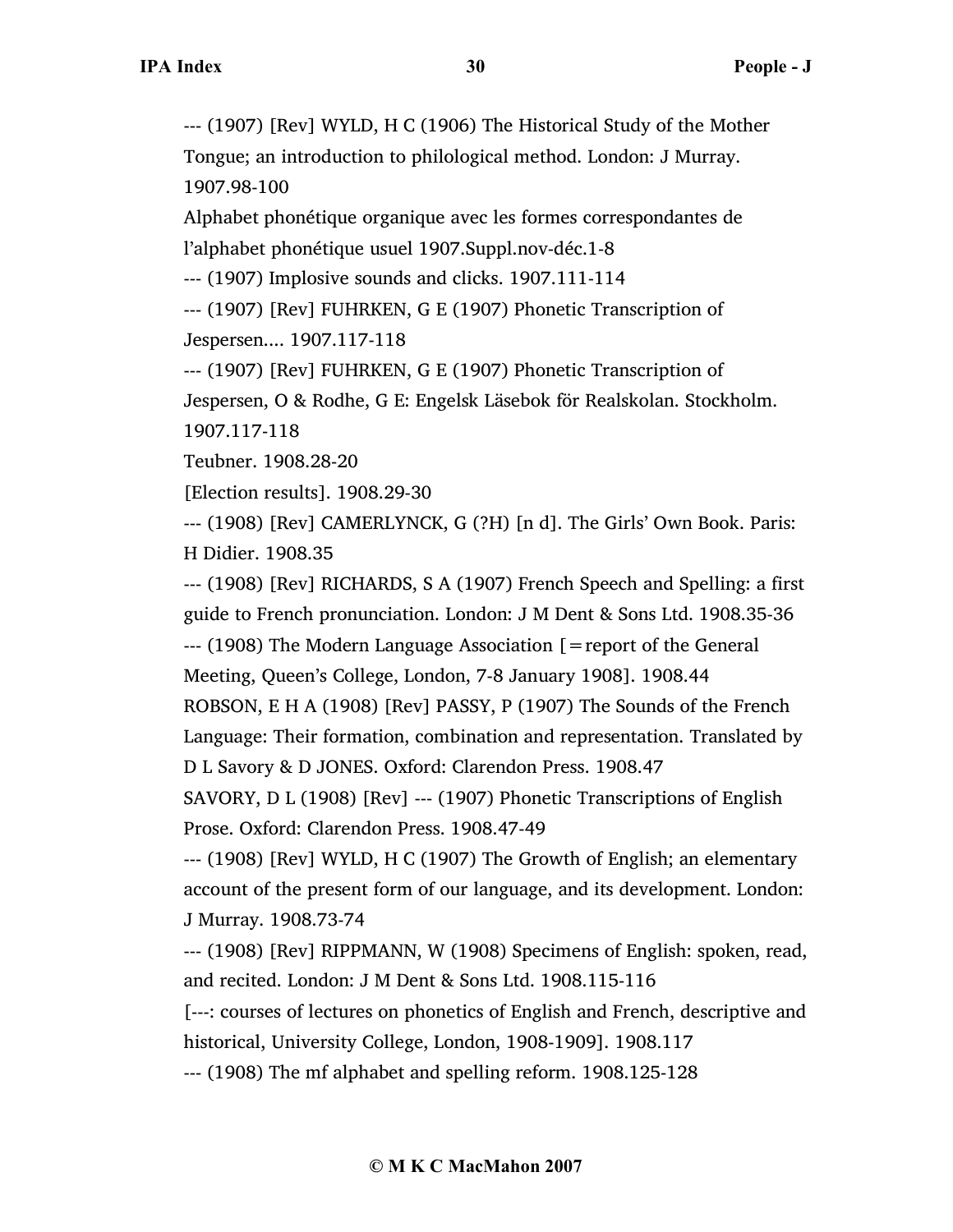--- (1907) [Rev] WYLD, H C (1906) The Historical Study of the Mother Tongue; an introduction to philological method. London: J Murray. 1907.98-100

Alphabet phonétique organique avec les formes correspondantes de l'alphabet phonétique usuel 1907.Suppl.nov-déc.1-8

--- (1907) Implosive sounds and clicks. 1907.111-114

--- (1907) [Rev] FUHRKEN, G E (1907) Phonetic Transcription of Jespersen.... 1907.117-118

--- (1907) [Rev] FUHRKEN, G E (1907) Phonetic Transcription of Jespersen, O & Rodhe, G E: Engelsk Läsebok för Realskolan. Stockholm. 1907.117-118

Teubner. 1908.28-20

[Election results]. 1908.29-30

--- (1908) [Rev] CAMERLYNCK, G (?H) [n d]. The Girls' Own Book. Paris: H Didier. 1908.35

--- (1908) [Rev] RICHARDS, S A (1907) French Speech and Spelling: a first guide to French pronunciation. London: J M Dent & Sons Ltd. 1908.35-36

--- (1908) The Modern Language Association [=report of the General Meeting, Queen's College, London, 7-8 January 1908]. 1908.44

ROBSON, E H A (1908) [Rev] PASSY, P (1907) The Sounds of the French Language: Their formation, combination and representation. Translated by D L Savory & D JONES. Oxford: Clarendon Press. 1908.47

SAVORY, D L (1908) [Rev] --- (1907) Phonetic Transcriptions of English Prose. Oxford: Clarendon Press. 1908.47-49

--- (1908) [Rev] WYLD, H C (1907) The Growth of English; an elementary account of the present form of our language, and its development. London: J Murray. 1908.73-74

--- (1908) [Rev] RIPPMANN, W (1908) Specimens of English: spoken, read, and recited. London: J M Dent & Sons Ltd. 1908.115-116

[---: courses of lectures on phonetics of English and French, descriptive and historical, University College, London, 1908-1909]. 1908.117

--- (1908) The mf alphabet and spelling reform. 1908.125-128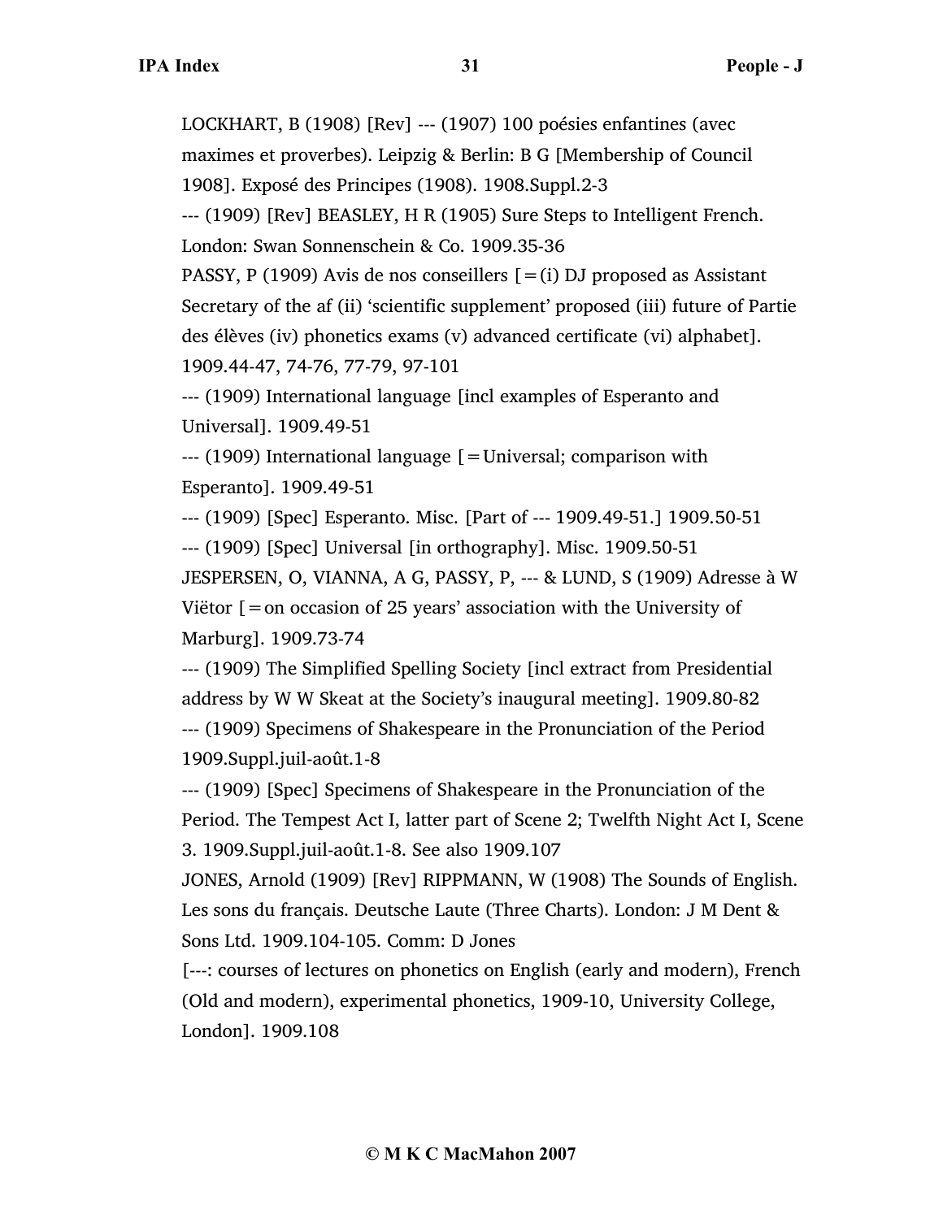LOCKHART, B (1908) [Rev] --- (1907) 100 poésies enfantines (avec maximes et proverbes). Leipzig & Berlin: B G [Membership of Council 1908]. Exposé des Principes (1908). 1908.Suppl.2-3

--- (1909) [Rev] BEASLEY, H R (1905) Sure Steps to Intelligent French. London: Swan Sonnenschein & Co. 1909.35-36

PASSY, P (1909) Avis de nos conseillers [=(i) DJ proposed as Assistant Secretary of the af (ii) 'scientific supplement' proposed (iii) future of Partie des élèves (iv) phonetics exams (v) advanced certificate (vi) alphabet]. 1909.44-47, 74-76, 77-79, 97-101

--- (1909) International language [incl examples of Esperanto and Universal]. 1909.49-51

--- (1909) International language [=Universal; comparison with Esperanto]. 1909.49-51

--- (1909) [Spec] Esperanto. Misc. [Part of --- 1909.49-51.] 1909.50-51

--- (1909) [Spec] Universal [in orthography]. Misc. 1909.50-51

JESPERSEN, O, VIANNA, A G, PASSY, P, --- & LUND, S (1909) Adresse à W Viëtor [=on occasion of 25 years' association with the University of Marburg]. 1909.73-74

--- (1909) The Simplified Spelling Society [incl extract from Presidential address by W W Skeat at the Society's inaugural meeting]. 1909.80-82

--- (1909) Specimens of Shakespeare in the Pronunciation of the Period 1909.Suppl.juil-août.1-8

--- (1909) [Spec] Specimens of Shakespeare in the Pronunciation of the Period. The Tempest Act I, latter part of Scene 2; Twelfth Night Act I, Scene 3. 1909.Suppl.juil-août.1-8. See also 1909.107

JONES, Arnold (1909) [Rev] RIPPMANN, W (1908) The Sounds of English. Les sons du français. Deutsche Laute (Three Charts). London: J M Dent & Sons Ltd. 1909.104-105. Comm: D Jones

[---: courses of lectures on phonetics on English (early and modern), French (Old and modern), experimental phonetics, 1909-10, University College, London]. 1909.108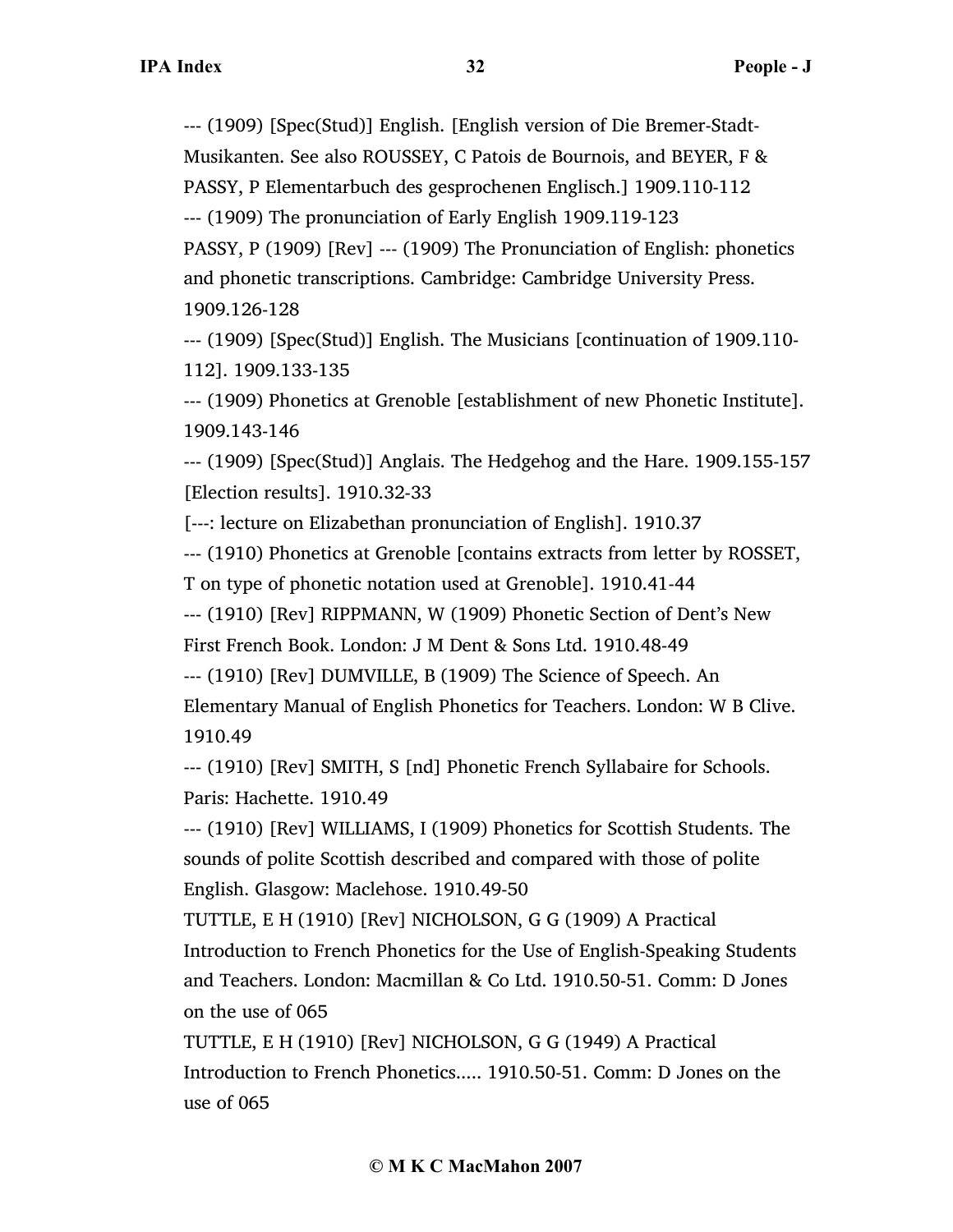--- (1909) [Spec(Stud)] English. [English version of Die Bremer-Stadt-Musikanten. See also ROUSSEY, C Patois de Bournois, and BEYER, F & PASSY, P Elementarbuch des gesprochenen Englisch.] 1909.110-112

--- (1909) The pronunciation of Early English 1909.119-123

PASSY, P (1909) [Rev] --- (1909) The Pronunciation of English: phonetics and phonetic transcriptions. Cambridge: Cambridge University Press. 1909.126-128

--- (1909) [Spec(Stud)] English. The Musicians [continuation of 1909.110-112]. 1909.133-135

--- (1909) Phonetics at Grenoble [establishment of new Phonetic Institute]. 1909.143-146

--- (1909) [Spec(Stud)] Anglais. The Hedgehog and the Hare. 1909.155-157

[Election results]. 1910.32-33

[---: lecture on Elizabethan pronunciation of English]. 1910.37

--- (1910) Phonetics at Grenoble [contains extracts from letter by ROSSET, T on type of phonetic notation used at Grenoble]. 1910.41-44

--- (1910) [Rev] RIPPMANN, W (1909) Phonetic Section of Dent's New First French Book. London: J M Dent & Sons Ltd. 1910.48-49

--- (1910) [Rev] DUMVILLE, B (1909) The Science of Speech. An Elementary Manual of English Phonetics for Teachers. London: W B Clive. 1910.49

--- (1910) [Rev] SMITH, S [nd] Phonetic French Syllabaire for Schools. Paris: Hachette. 1910.49

--- (1910) [Rev] WILLIAMS, I (1909) Phonetics for Scottish Students. The sounds of polite Scottish described and compared with those of polite English. Glasgow: Maclehose. 1910.49-50

TUTTLE, E H (1910) [Rev] NICHOLSON, G G (1909) A Practical Introduction to French Phonetics for the Use of English-Speaking Students and Teachers. London: Macmillan & Co Ltd. 1910.50-51. Comm: D Jones on the use of 065

TUTTLE, E H (1910) [Rev] NICHOLSON, G G (1949) A Practical Introduction to French Phonetics..... 1910.50-51. Comm: D Jones on the use of 065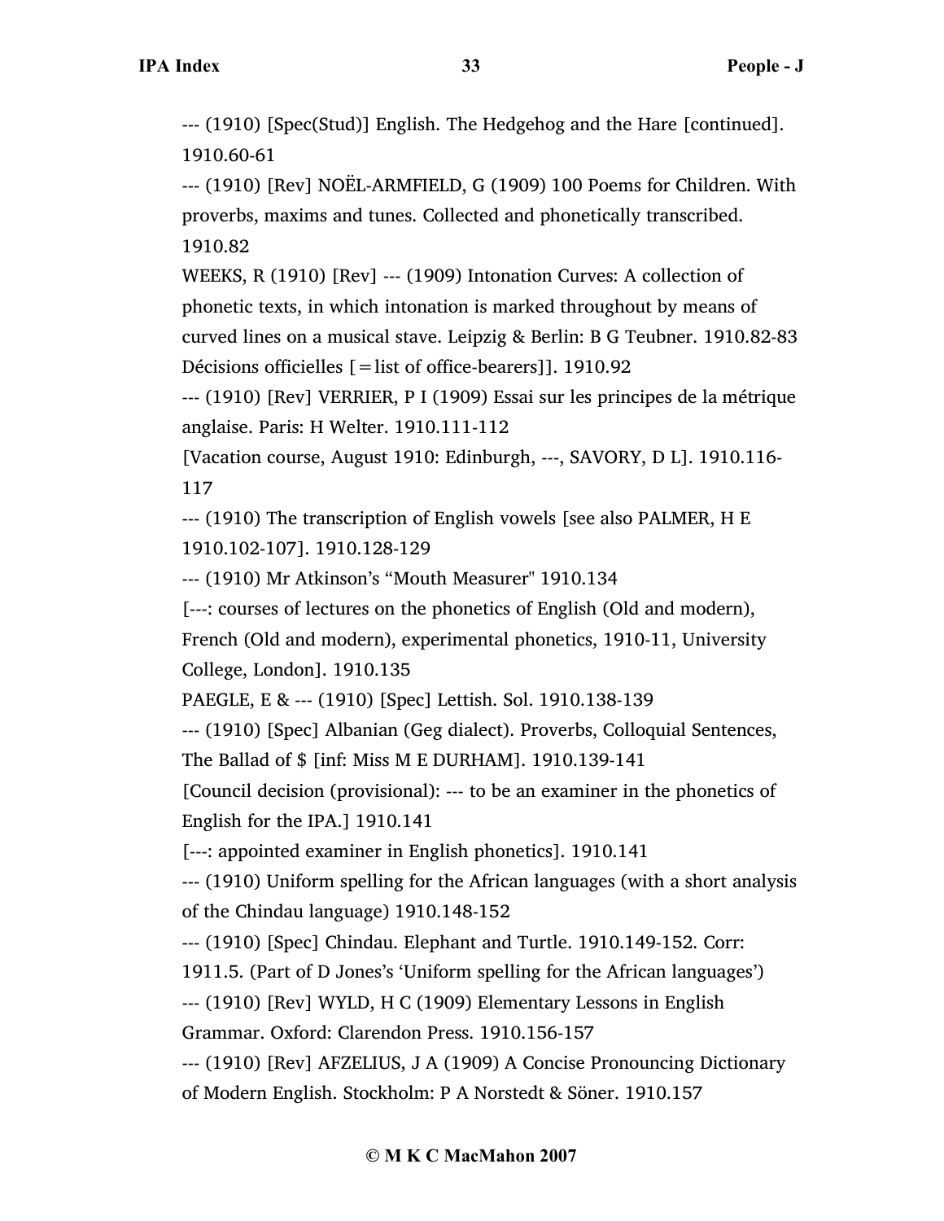--- (1910) [Spec(Stud)] English. The Hedgehog and the Hare [continued]. 1910.60-61

--- (1910) [Rev] NOËL-ARMFIELD, G (1909) 100 Poems for Children. With proverbs, maxims and tunes. Collected and phonetically transcribed. 1910.82

WEEKS, R (1910) [Rev] --- (1909) Intonation Curves: A collection of phonetic texts, in which intonation is marked throughout by means of curved lines on a musical stave. Leipzig & Berlin: B G Teubner. 1910.82-83

Décisions officielles [=list of office-bearers]]. 1910.92

--- (1910) [Rev] VERRIER, P I (1909) Essai sur les principes de la métrique anglaise. Paris: H Welter. 1910.111-112

[Vacation course, August 1910: Edinburgh, ---, SAVORY, D L]. 1910.116-117

--- (1910) The transcription of English vowels [see also PALMER, H E 1910.102-107]. 1910.128-129

--- (1910) Mr Atkinson's "Mouth Measurer" 1910.134

[---: courses of lectures on the phonetics of English (Old and modern), French (Old and modern), experimental phonetics, 1910-11, University College, London]. 1910.135

PAEGLE, E & --- (1910) [Spec] Lettish. Sol. 1910.138-139

--- (1910) [Spec] Albanian (Geg dialect). Proverbs, Colloquial Sentences, The Ballad of $ [inf: Miss M E DURHAM]. 1910.139-141

[Council decision (provisional): --- to be an examiner in the phonetics of English for the IPA.] 1910.141

[---: appointed examiner in English phonetics]. 1910.141

--- (1910) Uniform spelling for the African languages (with a short analysis of the Chindau language) 1910.148-152

--- (1910) [Spec] Chindau. Elephant and Turtle. 1910.149-152. Corr: 1911.5. (Part of D Jones's 'Uniform spelling for the African languages')

--- (1910) [Rev] WYLD, H C (1909) Elementary Lessons in English Grammar. Oxford: Clarendon Press. 1910.156-157

--- (1910) [Rev] AFZELIUS, J A (1909) A Concise Pronouncing Dictionary of Modern English. Stockholm: P A Norstedt & Söner. 1910.157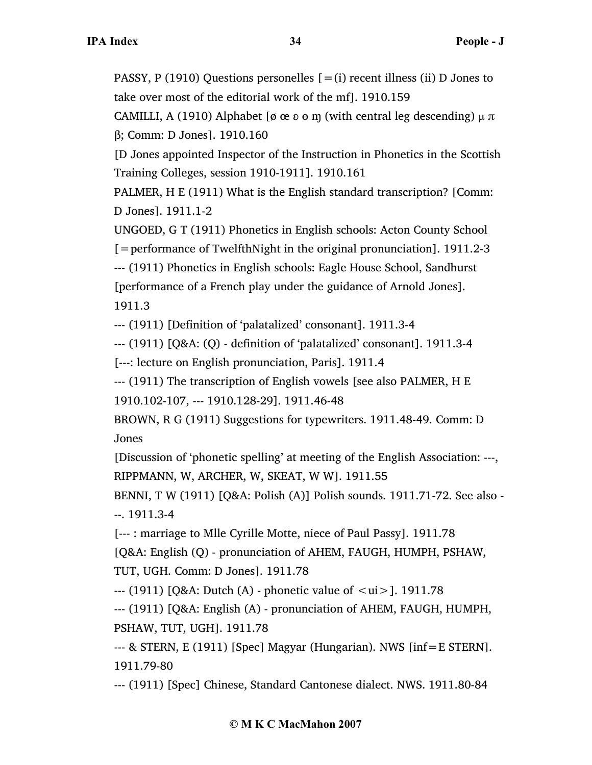PASSY, P (1910) Questions personelles [=(i) recent illness (ii) D Jones to take over most of the editorial work of the mf]. 1910.159

CAMILLI, A (1910) Alphabet [ø œ ɐ ɵ ɱ (with central leg descending) μ π β; Comm: D Jones]. 1910.160

[D Jones appointed Inspector of the Instruction in Phonetics in the Scottish Training Colleges, session 1910-1911]. 1910.161

PALMER, H E (1911) What is the English standard transcription? [Comm: D Jones]. 1911.1-2

UNGOED, G T (1911) Phonetics in English schools: Acton County School [=performance of TwelfthNight in the original pronunciation]. 1911.2-3

--- (1911) Phonetics in English schools: Eagle House School, Sandhurst [performance of a French play under the guidance of Arnold Jones]. 1911.3

--- (1911) [Definition of 'palatalized' consonant]. 1911.3-4

--- (1911) [Q&A: (Q) - definition of 'palatalized' consonant]. 1911.3-4

[---: lecture on English pronunciation, Paris]. 1911.4

--- (1911) The transcription of English vowels [see also PALMER, H E 1910.102-107, --- 1910.128-29]. 1911.46-48

BROWN, R G (1911) Suggestions for typewriters. 1911.48-49. Comm: D Jones

[Discussion of 'phonetic spelling' at meeting of the English Association: ---, RIPPMANN, W, ARCHER, W, SKEAT, W W]. 1911.55

BENNI, T W (1911) [Q&A: Polish (A)] Polish sounds. 1911.71-72. See also ---. 1911.3-4

[--- : marriage to Mlle Cyrille Motte, niece of Paul Passy]. 1911.78

[Q&A: English (Q) - pronunciation of AHEM, FAUGH, HUMPH, PSHAW, TUT, UGH. Comm: D Jones]. 1911.78

--- (1911) [Q&A: Dutch (A) - phonetic value of <ui>]. 1911.78

--- (1911) [Q&A: English (A) - pronunciation of AHEM, FAUGH, HUMPH, PSHAW, TUT, UGH]. 1911.78

--- & STERN, E (1911) [Spec] Magyar (Hungarian). NWS [inf=E STERN]. 1911.79-80

--- (1911) [Spec] Chinese, Standard Cantonese dialect. NWS. 1911.80-84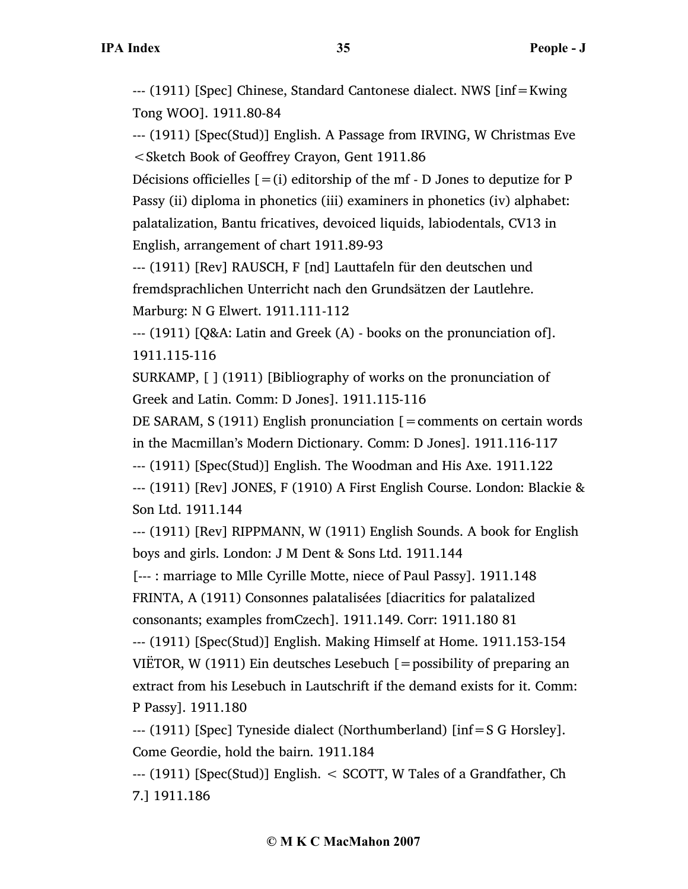--- (1911) [Spec] Chinese, Standard Cantonese dialect. NWS [inf=Kwing Tong WOO]. 1911.80-84

--- (1911) [Spec(Stud)] English. A Passage from IRVING, W Christmas Eve <Sketch Book of Geoffrey Crayon, Gent 1911.86

Décisions officielles [=(i) editorship of the mf - D Jones to deputize for P Passy (ii) diploma in phonetics (iii) examiners in phonetics (iv) alphabet: palatalization, Bantu fricatives, devoiced liquids, labiodentals, CV13 in English, arrangement of chart 1911.89-93

--- (1911) [Rev] RAUSCH, F [nd] Lauttafeln für den deutschen und fremdsprachlichen Unterricht nach den Grundsätzen der Lautlehre. Marburg: N G Elwert. 1911.111-112

--- (1911) [Q&A: Latin and Greek (A) - books on the pronunciation of]. 1911.115-116

SURKAMP, [ ] (1911) [Bibliography of works on the pronunciation of Greek and Latin. Comm: D Jones]. 1911.115-116

DE SARAM, S (1911) English pronunciation [=comments on certain words in the Macmillan's Modern Dictionary. Comm: D Jones]. 1911.116-117

--- (1911) [Spec(Stud)] English. The Woodman and His Axe. 1911.122

--- (1911) [Rev] JONES, F (1910) A First English Course. London: Blackie & Son Ltd. 1911.144

--- (1911) [Rev] RIPPMANN, W (1911) English Sounds. A book for English boys and girls. London: J M Dent & Sons Ltd. 1911.144

[--- : marriage to Mlle Cyrille Motte, niece of Paul Passy]. 1911.148

FRINTA, A (1911) Consonnes palatalisées [diacritics for palatalized consonants; examples fromCzech]. 1911.149. Corr: 1911.180 81

--- (1911) [Spec(Stud)] English. Making Himself at Home. 1911.153-154

VIËTOR, W (1911) Ein deutsches Lesebuch [=possibility of preparing an extract from his Lesebuch in Lautschrift if the demand exists for it. Comm: P Passy]. 1911.180

--- (1911) [Spec] Tyneside dialect (Northumberland) [inf=S G Horsley]. Come Geordie, hold the bairn. 1911.184

--- (1911) [Spec(Stud)] English. < SCOTT, W Tales of a Grandfather, Ch 7.] 1911.186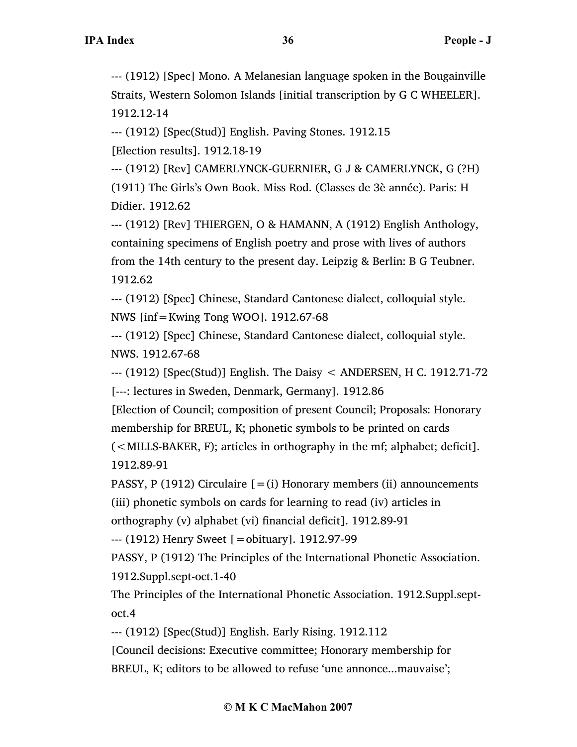--- (1912) [Spec] Mono. A Melanesian language spoken in the Bougainville Straits, Western Solomon Islands [initial transcription by G C WHEELER]. 1912.12-14

--- (1912) [Spec(Stud)] English. Paving Stones. 1912.15

[Election results]. 1912.18-19

--- (1912) [Rev] CAMERLYNCK-GUERNIER, G J & CAMERLYNCK, G (?H) (1911) The Girls's Own Book. Miss Rod. (Classes de 3è année). Paris: H Didier. 1912.62

--- (1912) [Rev] THIERGEN, O & HAMANN, A (1912) English Anthology, containing specimens of English poetry and prose with lives of authors from the 14th century to the present day. Leipzig & Berlin: B G Teubner. 1912.62

--- (1912) [Spec] Chinese, Standard Cantonese dialect, colloquial style. NWS [inf=Kwing Tong WOO]. 1912.67-68

--- (1912) [Spec] Chinese, Standard Cantonese dialect, colloquial style. NWS. 1912.67-68

--- (1912) [Spec(Stud)] English. The Daisy < ANDERSEN, H C. 1912.71-72

[---: lectures in Sweden, Denmark, Germany]. 1912.86

[Election of Council; composition of present Council; Proposals: Honorary membership for BREUL, K; phonetic symbols to be printed on cards (<MILLS-BAKER, F); articles in orthography in the mf; alphabet; deficit]. 1912.89-91

PASSY, P (1912) Circulaire [=(i) Honorary members (ii) announcements (iii) phonetic symbols on cards for learning to read (iv) articles in orthography (v) alphabet (vi) financial deficit]. 1912.89-91

--- (1912) Henry Sweet [=obituary]. 1912.97-99

PASSY, P (1912) The Principles of the International Phonetic Association. 1912.Suppl.sept-oct.1-40

The Principles of the International Phonetic Association. 1912.Suppl.sept-oct.4

--- (1912) [Spec(Stud)] English. Early Rising. 1912.112

[Council decisions: Executive committee; Honorary membership for BREUL, K; editors to be allowed to refuse 'une annonce...mauvaise';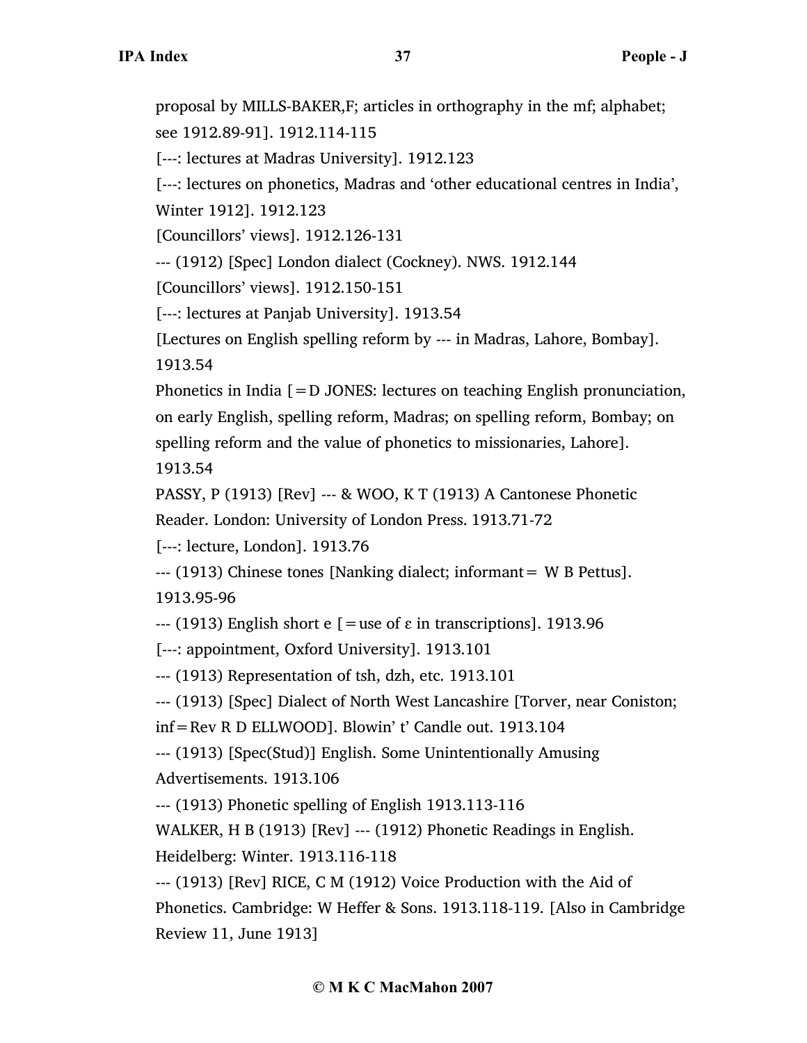proposal by MILLS-BAKER,F; articles in orthography in the mf; alphabet; see 1912.89-91]. 1912.114-115

[---: lectures at Madras University]. 1912.123

[---: lectures on phonetics, Madras and 'other educational centres in India', Winter 1912]. 1912.123

[Councillors' views]. 1912.126-131

--- (1912) [Spec] London dialect (Cockney). NWS. 1912.144

[Councillors' views]. 1912.150-151

[---: lectures at Panjab University]. 1913.54

[Lectures on English spelling reform by --- in Madras, Lahore, Bombay]. 1913.54

Phonetics in India [=D JONES: lectures on teaching English pronunciation, on early English, spelling reform, Madras; on spelling reform, Bombay; on spelling reform and the value of phonetics to missionaries, Lahore]. 1913.54

PASSY, P (1913) [Rev] --- & WOO, K T (1913) A Cantonese Phonetic Reader. London: University of London Press. 1913.71-72

[---: lecture, London]. 1913.76

--- (1913) Chinese tones [Nanking dialect; informant= W B Pettus]. 1913.95-96

--- (1913) English short e [=use of ɛ in transcriptions]. 1913.96

[---: appointment, Oxford University]. 1913.101

--- (1913) Representation of tsh, dzh, etc. 1913.101

--- (1913) [Spec] Dialect of North West Lancashire [Torver, near Coniston; inf=Rev R D ELLWOOD]. Blowin' t' Candle out. 1913.104

--- (1913) [Spec(Stud)] English. Some Unintentionally Amusing Advertisements. 1913.106

--- (1913) Phonetic spelling of English 1913.113-116

WALKER, H B (1913) [Rev] --- (1912) Phonetic Readings in English. Heidelberg: Winter. 1913.116-118

--- (1913) [Rev] RICE, C M (1912) Voice Production with the Aid of Phonetics. Cambridge: W Heffer & Sons. 1913.118-119. [Also in Cambridge Review 11, June 1913]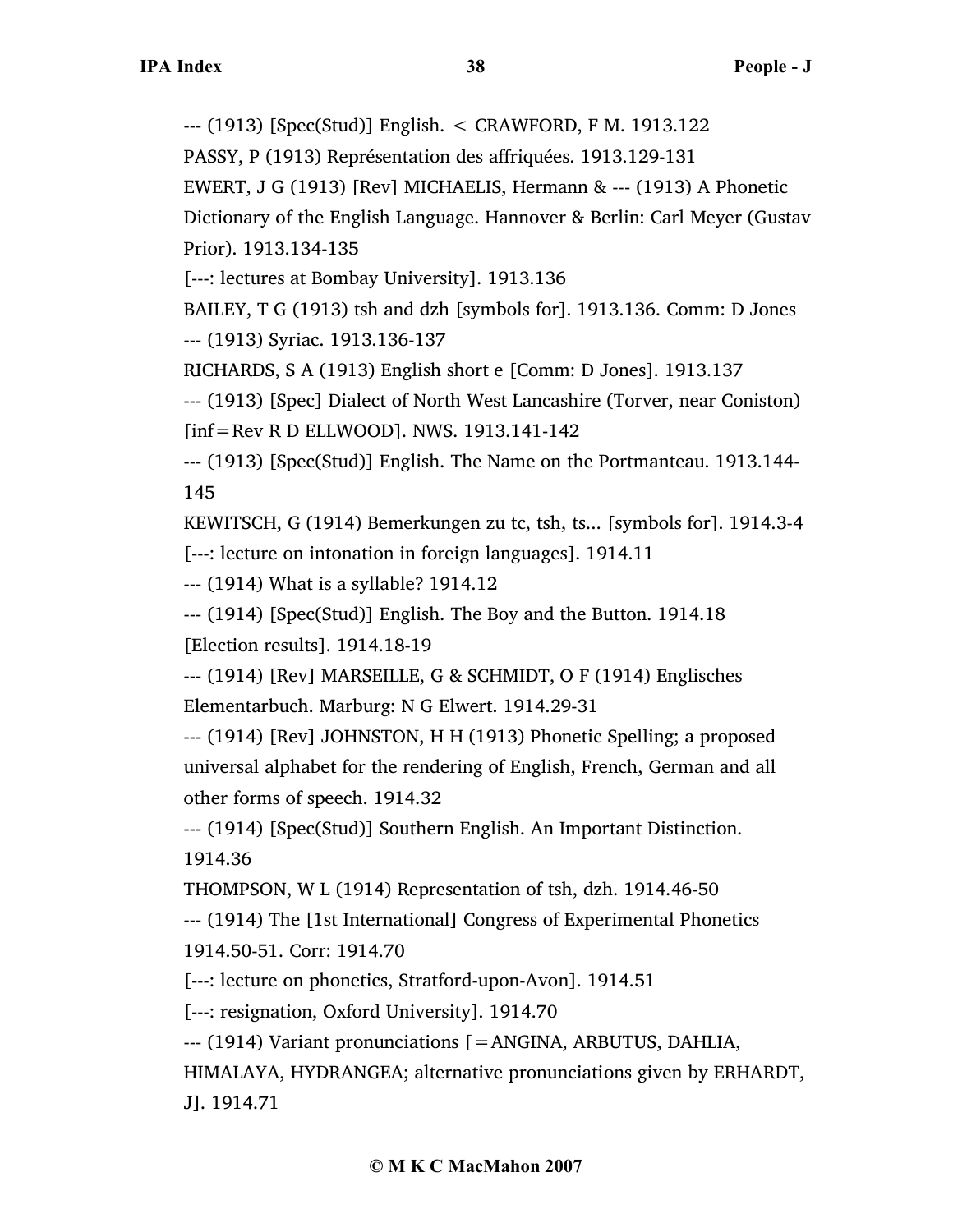--- (1913) [Spec(Stud)] English. < CRAWFORD, F M. 1913.122

PASSY, P (1913) Représentation des affriquées. 1913.129-131

EWERT, J G (1913) [Rev] MICHAELIS, Hermann & --- (1913) A Phonetic Dictionary of the English Language. Hannover & Berlin: Carl Meyer (Gustav Prior). 1913.134-135

[---: lectures at Bombay University]. 1913.136

BAILEY, T G (1913) tsh and dzh [symbols for]. 1913.136. Comm: D Jones

--- (1913) Syriac. 1913.136-137

RICHARDS, S A (1913) English short e [Comm: D Jones]. 1913.137

--- (1913) [Spec] Dialect of North West Lancashire (Torver, near Coniston) [inf=Rev R D ELLWOOD]. NWS. 1913.141-142

--- (1913) [Spec(Stud)] English. The Name on the Portmanteau. 1913.144-145

KEWITSCH, G (1914) Bemerkungen zu tc, tsh, ts... [symbols for]. 1914.3-4

[---: lecture on intonation in foreign languages]. 1914.11

--- (1914) What is a syllable? 1914.12

--- (1914) [Spec(Stud)] English. The Boy and the Button. 1914.18

[Election results]. 1914.18-19

--- (1914) [Rev] MARSEILLE, G & SCHMIDT, O F (1914) Englisches Elementarbuch. Marburg: N G Elwert. 1914.29-31

--- (1914) [Rev] JOHNSTON, H H (1913) Phonetic Spelling; a proposed universal alphabet for the rendering of English, French, German and all other forms of speech. 1914.32

--- (1914) [Spec(Stud)] Southern English. An Important Distinction. 1914.36

THOMPSON, W L (1914) Representation of tsh, dzh. 1914.46-50

--- (1914) The [1st International] Congress of Experimental Phonetics 1914.50-51. Corr: 1914.70

[---: lecture on phonetics, Stratford-upon-Avon]. 1914.51

[---: resignation, Oxford University]. 1914.70

--- (1914) Variant pronunciations [=ANGINA, ARBUTUS, DAHLIA, HIMALAYA, HYDRANGEA; alternative pronunciations given by ERHARDT, J]. 1914.71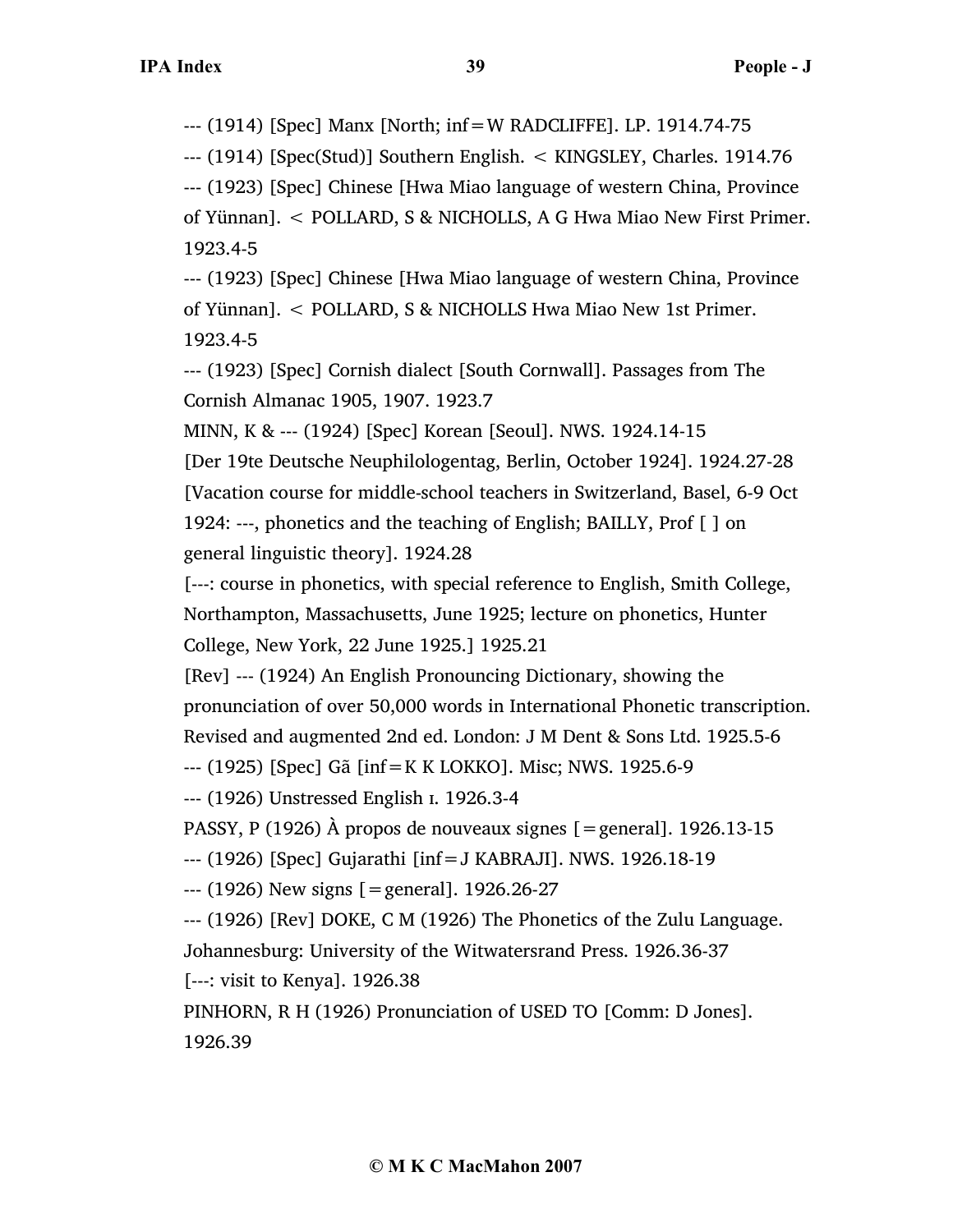--- (1914) [Spec] Manx [North; inf=W RADCLIFFE]. LP. 1914.74-75

--- (1914) [Spec(Stud)] Southern English. < KINGSLEY, Charles. 1914.76

--- (1923) [Spec] Chinese [Hwa Miao language of western China, Province of Yünnan]. < POLLARD, S & NICHOLLS, A G Hwa Miao New First Primer. 1923.4-5

--- (1923) [Spec] Chinese [Hwa Miao language of western China, Province of Yünnan]. < POLLARD, S & NICHOLLS Hwa Miao New 1st Primer. 1923.4-5

--- (1923) [Spec] Cornish dialect [South Cornwall]. Passages from The Cornish Almanac 1905, 1907. 1923.7

MINN, K & --- (1924) [Spec] Korean [Seoul]. NWS. 1924.14-15

[Der 19te Deutsche Neuphilologentag, Berlin, October 1924]. 1924.27-28

[Vacation course for middle-school teachers in Switzerland, Basel, 6-9 Oct 1924: ---, phonetics and the teaching of English; BAILLY, Prof [ ] on general linguistic theory]. 1924.28

[---: course in phonetics, with special reference to English, Smith College, Northampton, Massachusetts, June 1925; lecture on phonetics, Hunter College, New York, 22 June 1925.] 1925.21

[Rev] --- (1924) An English Pronouncing Dictionary, showing the pronunciation of over 50,000 words in International Phonetic transcription. Revised and augmented 2nd ed. London: J M Dent & Sons Ltd. 1925.5-6

--- (1925) [Spec] Gã [inf=K K LOKKO]. Misc; NWS. 1925.6-9

--- (1926) Unstressed English ɪ. 1926.3-4

PASSY, P (1926) À propos de nouveaux signes [=general]. 1926.13-15

--- (1926) [Spec] Gujarathi [inf=J KABRAJI]. NWS. 1926.18-19

--- (1926) New signs [=general]. 1926.26-27

--- (1926) [Rev] DOKE, C M (1926) The Phonetics of the Zulu Language. Johannesburg: University of the Witwatersrand Press. 1926.36-37

[---: visit to Kenya]. 1926.38

PINHORN, R H (1926) Pronunciation of USED TO [Comm: D Jones]. 1926.39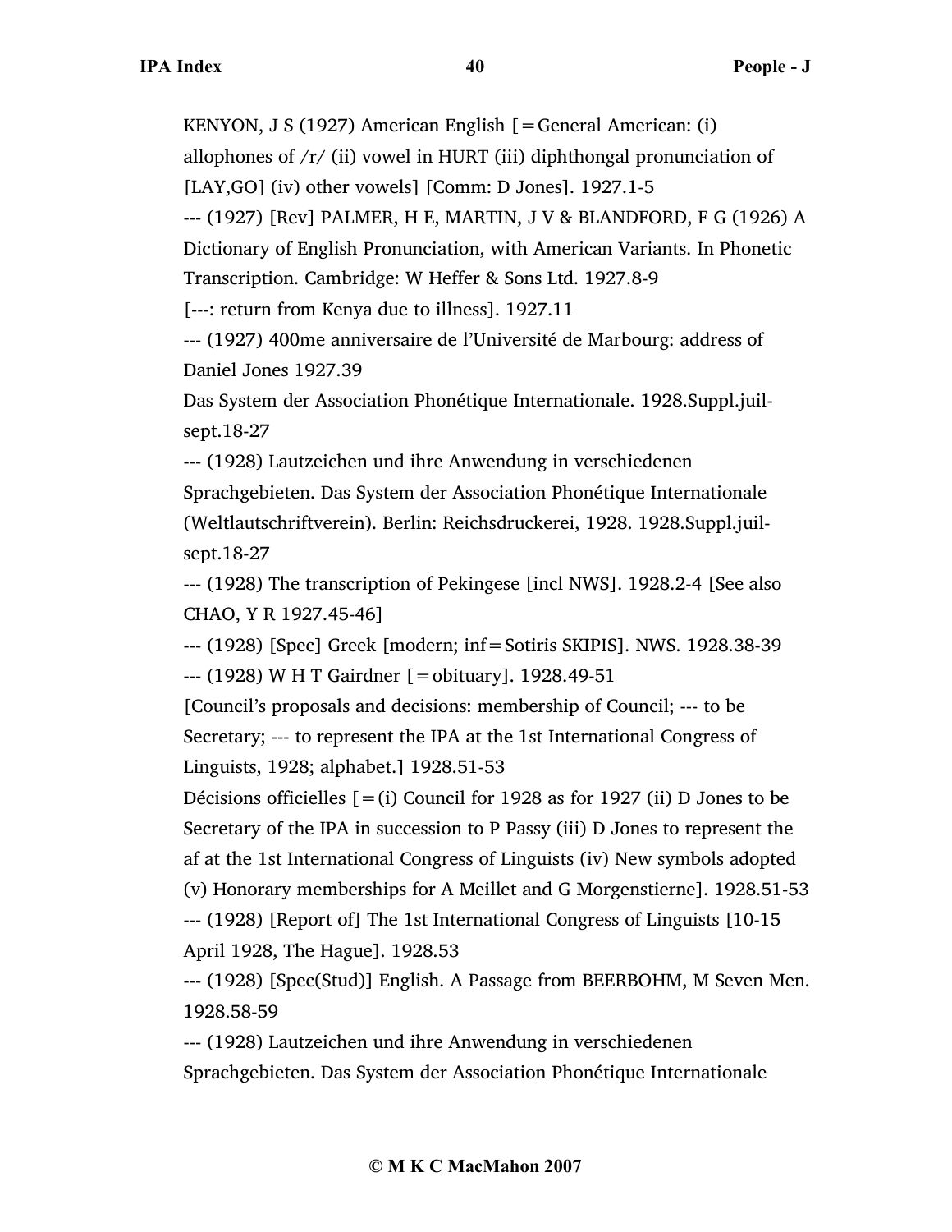KENYON, J S (1927) American English [=General American: (i) allophones of /r/ (ii) vowel in HURT (iii) diphthongal pronunciation of [LAY,GO] (iv) other vowels] [Comm: D Jones]. 1927.1-5

--- (1927) [Rev] PALMER, H E, MARTIN, J V & BLANDFORD, F G (1926) A Dictionary of English Pronunciation, with American Variants. In Phonetic Transcription. Cambridge: W Heffer & Sons Ltd. 1927.8-9

[---: return from Kenya due to illness]. 1927.11

--- (1927) 400me anniversaire de l'Université de Marbourg: address of Daniel Jones 1927.39

Das System der Association Phonétique Internationale. 1928.Suppl.juil-sept.18-27

--- (1928) Lautzeichen und ihre Anwendung in verschiedenen Sprachgebieten. Das System der Association Phonétique Internationale (Weltlautschriftverein). Berlin: Reichsdruckerei, 1928. 1928.Suppl.juil-sept.18-27

--- (1928) The transcription of Pekingese [incl NWS]. 1928.2-4 [See also CHAO, Y R 1927.45-46]

--- (1928) [Spec] Greek [modern; inf=Sotiris SKIPIS]. NWS. 1928.38-39

--- (1928) W H T Gairdner [=obituary]. 1928.49-51

[Council's proposals and decisions: membership of Council; --- to be Secretary; --- to represent the IPA at the 1st International Congress of Linguists, 1928; alphabet.] 1928.51-53

Décisions officielles [=(i) Council for 1928 as for 1927 (ii) D Jones to be Secretary of the IPA in succession to P Passy (iii) D Jones to represent the af at the 1st International Congress of Linguists (iv) New symbols adopted (v) Honorary memberships for A Meillet and G Morgenstierne]. 1928.51-53

--- (1928) [Report of] The 1st International Congress of Linguists [10-15 April 1928, The Hague]. 1928.53

--- (1928) [Spec(Stud)] English. A Passage from BEERBOHM, M Seven Men. 1928.58-59

--- (1928) Lautzeichen und ihre Anwendung in verschiedenen Sprachgebieten. Das System der Association Phonétique Internationale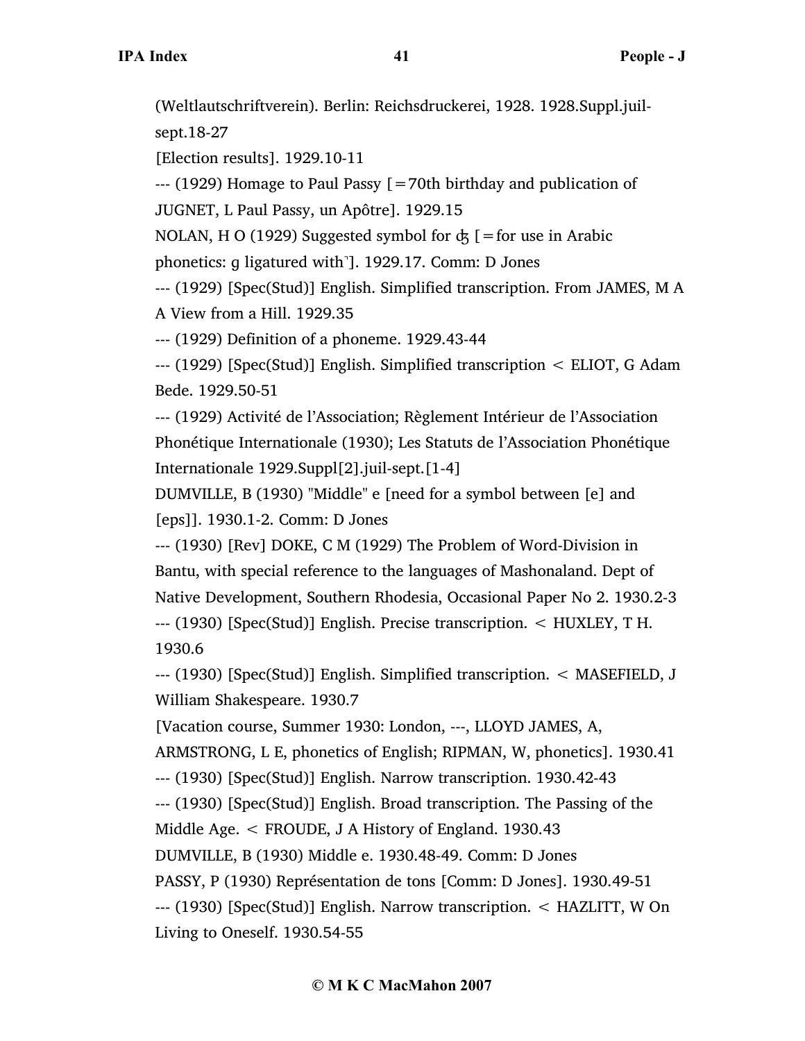(Weltlautschriftverein). Berlin: Reichsdruckerei, 1928. 1928.Suppl.juil-sept.18-27

[Election results]. 1929.10-11

--- (1929) Homage to Paul Passy [=70th birthday and publication of JUGNET, L Paul Passy, un Apôtre]. 1929.15

NOLAN, H O (1929) Suggested symbol for ʤ [=for use in Arabic phonetics: g ligatured with ˥]. 1929.17. Comm: D Jones

--- (1929) [Spec(Stud)] English. Simplified transcription. From JAMES, M A A View from a Hill. 1929.35

--- (1929) Definition of a phoneme. 1929.43-44

--- (1929) [Spec(Stud)] English. Simplified transcription < ELIOT, G Adam Bede. 1929.50-51

--- (1929) Activité de l'Association; Règlement Intérieur de l'Association Phonétique Internationale (1930); Les Statuts de l'Association Phonétique Internationale 1929.Suppl[2].juil-sept.[1-4]

DUMVILLE, B (1930) "Middle" e [need for a symbol between [e] and [eps]]. 1930.1-2. Comm: D Jones

--- (1930) [Rev] DOKE, C M (1929) The Problem of Word-Division in Bantu, with special reference to the languages of Mashonaland. Dept of Native Development, Southern Rhodesia, Occasional Paper No 2. 1930.2-3

--- (1930) [Spec(Stud)] English. Precise transcription. < HUXLEY, T H. 1930.6

--- (1930) [Spec(Stud)] English. Simplified transcription. < MASEFIELD, J William Shakespeare. 1930.7

[Vacation course, Summer 1930: London, ---, LLOYD JAMES, A, ARMSTRONG, L E, phonetics of English; RIPMAN, W, phonetics]. 1930.41

--- (1930) [Spec(Stud)] English. Narrow transcription. 1930.42-43

--- (1930) [Spec(Stud)] English. Broad transcription. The Passing of the Middle Age. < FROUDE, J A History of England. 1930.43

DUMVILLE, B (1930) Middle e. 1930.48-49. Comm: D Jones

PASSY, P (1930) Représentation de tons [Comm: D Jones]. 1930.49-51

--- (1930) [Spec(Stud)] English. Narrow transcription. < HAZLITT, W On Living to Oneself. 1930.54-55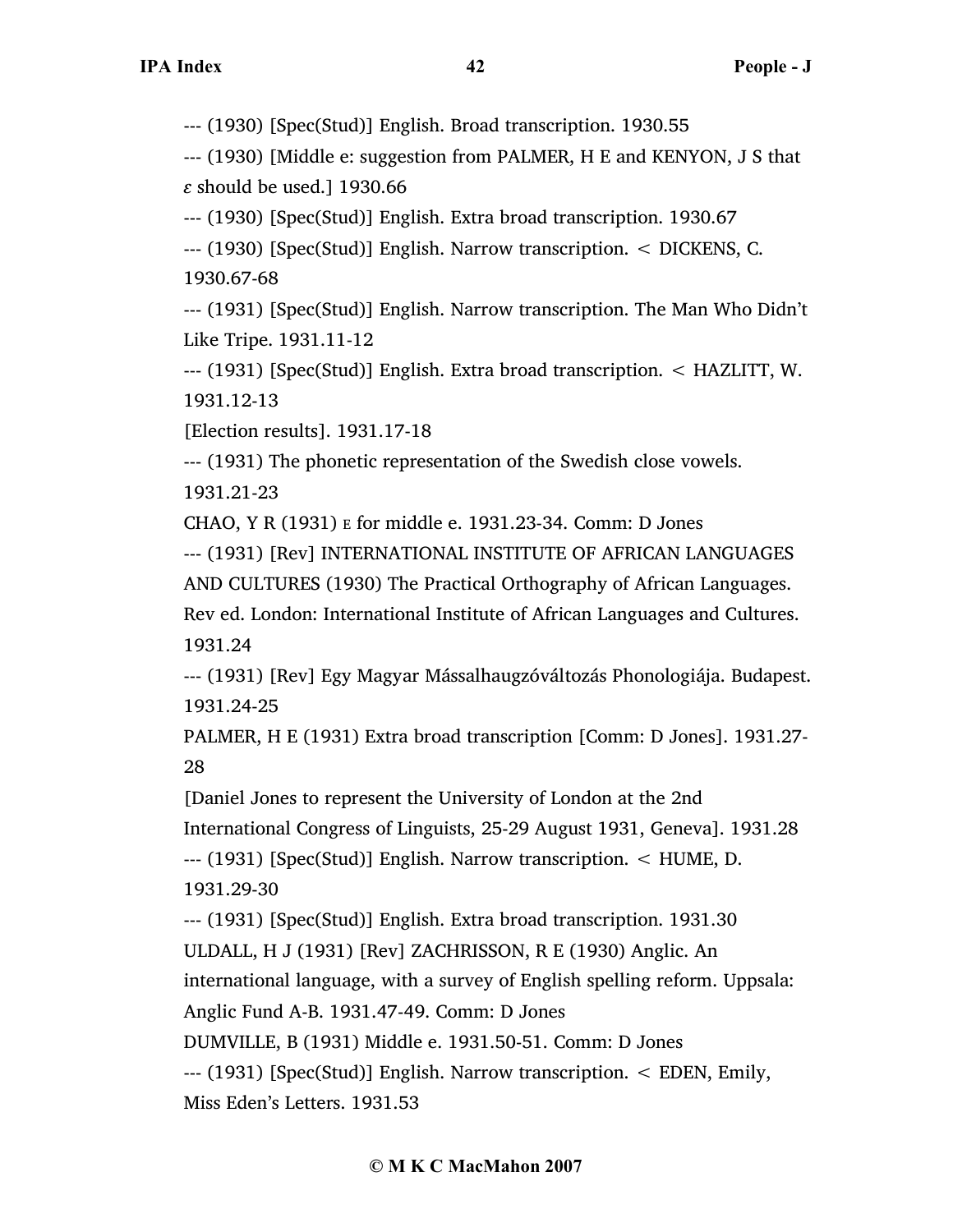--- (1930) [Spec(Stud)] English. Broad transcription. 1930.55

--- (1930) [Middle e: suggestion from PALMER, H E and KENYON, J S that ɛ should be used.] 1930.66

--- (1930) [Spec(Stud)] English. Extra broad transcription. 1930.67

--- (1930) [Spec(Stud)] English. Narrow transcription. < DICKENS, C. 1930.67-68

--- (1931) [Spec(Stud)] English. Narrow transcription. The Man Who Didn't Like Tripe. 1931.11-12

--- (1931) [Spec(Stud)] English. Extra broad transcription. < HAZLITT, W. 1931.12-13

[Election results]. 1931.17-18

--- (1931) The phonetic representation of the Swedish close vowels. 1931.21-23

CHAO, Y R (1931) ᴇ for middle e. 1931.23-34. Comm: D Jones

--- (1931) [Rev] INTERNATIONAL INSTITUTE OF AFRICAN LANGUAGES AND CULTURES (1930) The Practical Orthography of African Languages. Rev ed. London: International Institute of African Languages and Cultures. 1931.24

--- (1931) [Rev] Egy Magyar Mássalhaugzóváltozás Phonologiája. Budapest. 1931.24-25

PALMER, H E (1931) Extra broad transcription [Comm: D Jones]. 1931.27-28

[Daniel Jones to represent the University of London at the 2nd International Congress of Linguists, 25-29 August 1931, Geneva]. 1931.28

--- (1931) [Spec(Stud)] English. Narrow transcription. < HUME, D. 1931.29-30

--- (1931) [Spec(Stud)] English. Extra broad transcription. 1931.30

ULDALL, H J (1931) [Rev] ZACHRISSON, R E (1930) Anglic. An international language, with a survey of English spelling reform. Uppsala: Anglic Fund A-B. 1931.47-49. Comm: D Jones

DUMVILLE, B (1931) Middle e. 1931.50-51. Comm: D Jones

--- (1931) [Spec(Stud)] English. Narrow transcription. < EDEN, Emily, Miss Eden's Letters. 1931.53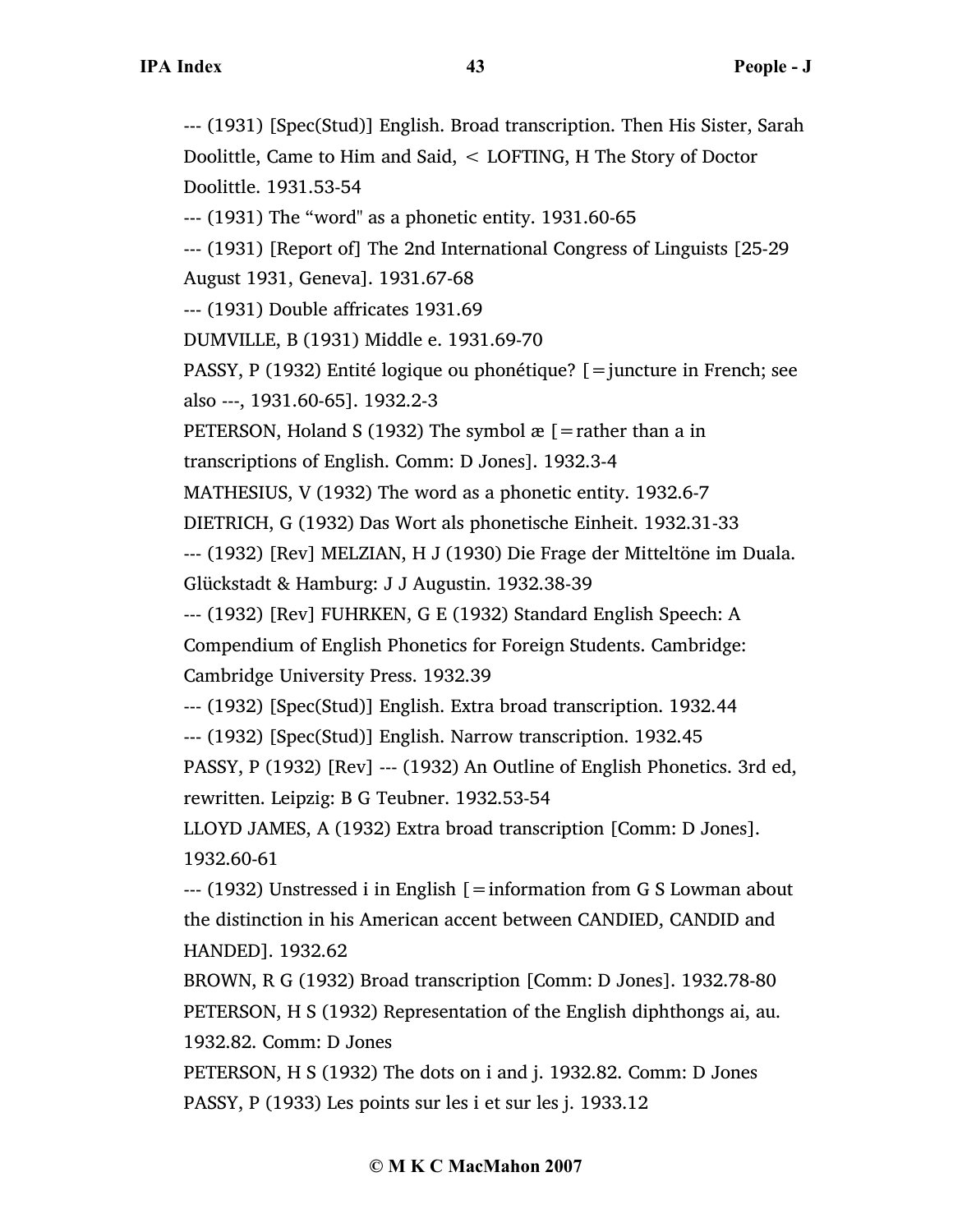--- (1931) [Spec(Stud)] English. Broad transcription. Then His Sister, Sarah Doolittle, Came to Him and Said, < LOFTING, H The Story of Doctor Doolittle. 1931.53-54

--- (1931) The “word" as a phonetic entity. 1931.60-65

--- (1931) [Report of] The 2nd International Congress of Linguists [25-29 August 1931, Geneva]. 1931.67-68

--- (1931) Double affricates 1931.69

DUMVILLE, B (1931) Middle e. 1931.69-70

PASSY, P (1932) Entité logique ou phonétique? [=juncture in French; see also ---, 1931.60-65]. 1932.2-3

PETERSON, Holand S (1932) The symbol æ [=rather than a in transcriptions of English. Comm: D Jones]. 1932.3-4

MATHESIUS, V (1932) The word as a phonetic entity. 1932.6-7

DIETRICH, G (1932) Das Wort als phonetische Einheit. 1932.31-33

--- (1932) [Rev] MELZIAN, H J (1930) Die Frage der Mitteltöne im Duala. Glückstadt & Hamburg: J J Augustin. 1932.38-39

--- (1932) [Rev] FUHRKEN, G E (1932) Standard English Speech: A Compendium of English Phonetics for Foreign Students. Cambridge: Cambridge University Press. 1932.39

--- (1932) [Spec(Stud)] English. Extra broad transcription. 1932.44

--- (1932) [Spec(Stud)] English. Narrow transcription. 1932.45

PASSY, P (1932) [Rev] --- (1932) An Outline of English Phonetics. 3rd ed, rewritten. Leipzig: B G Teubner. 1932.53-54

LLOYD JAMES, A (1932) Extra broad transcription [Comm: D Jones]. 1932.60-61

--- (1932) Unstressed i in English [=information from G S Lowman about the distinction in his American accent between CANDIED, CANDID and HANDED]. 1932.62

BROWN, R G (1932) Broad transcription [Comm: D Jones]. 1932.78-80

PETERSON, H S (1932) Representation of the English diphthongs ai, au. 1932.82. Comm: D Jones

PETERSON, H S (1932) The dots on i and j. 1932.82. Comm: D Jones

PASSY, P (1933) Les points sur les i et sur les j. 1933.12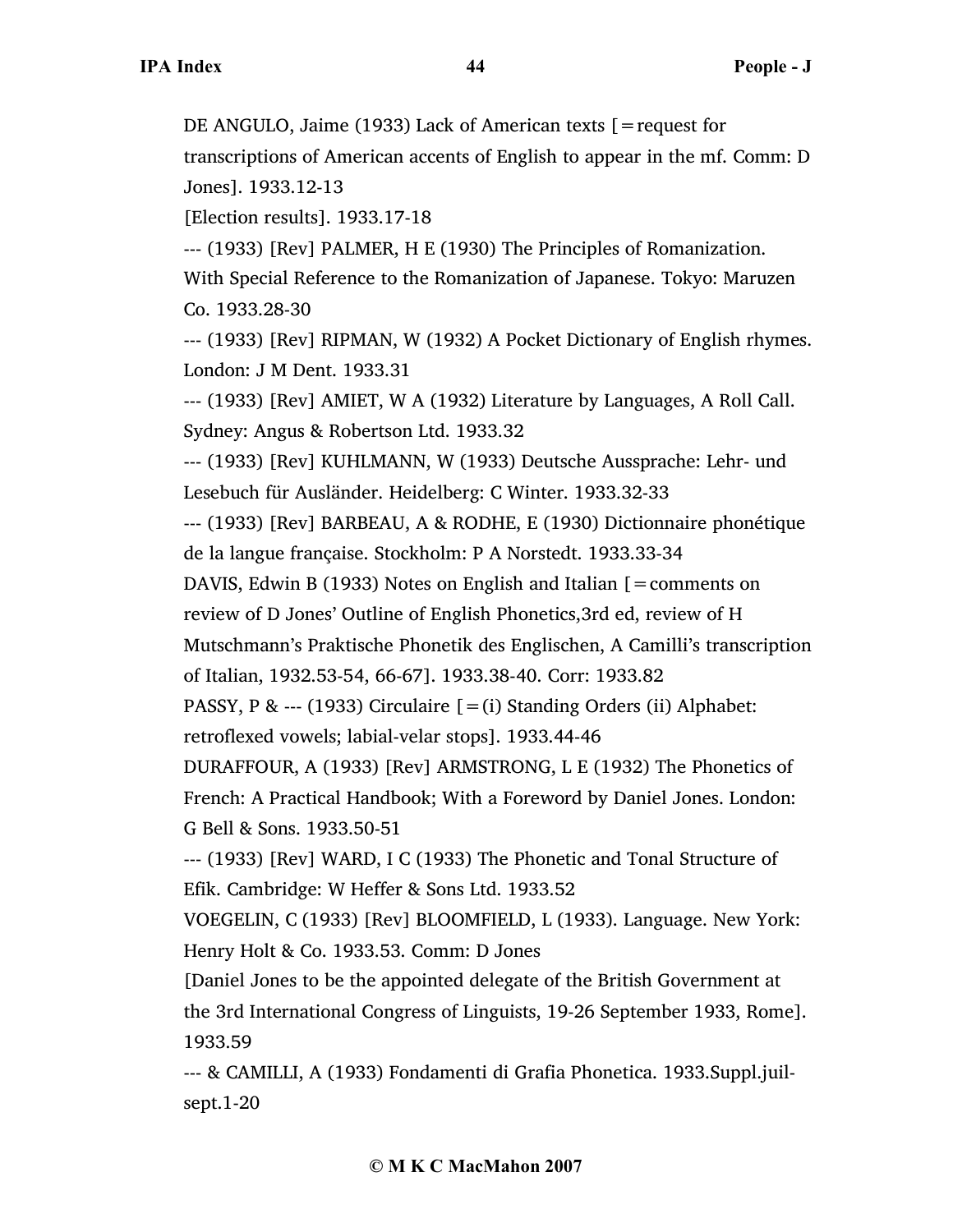DE ANGULO, Jaime (1933) Lack of American texts [=request for transcriptions of American accents of English to appear in the mf. Comm: D Jones]. 1933.12-13

[Election results]. 1933.17-18

--- (1933) [Rev] PALMER, H E (1930) The Principles of Romanization. With Special Reference to the Romanization of Japanese. Tokyo: Maruzen Co. 1933.28-30

--- (1933) [Rev] RIPMAN, W (1932) A Pocket Dictionary of English rhymes. London: J M Dent. 1933.31

--- (1933) [Rev] AMIET, W A (1932) Literature by Languages, A Roll Call. Sydney: Angus & Robertson Ltd. 1933.32

--- (1933) [Rev] KUHLMANN, W (1933) Deutsche Aussprache: Lehr- und Lesebuch für Ausländer. Heidelberg: C Winter. 1933.32-33

--- (1933) [Rev] BARBEAU, A & RODHE, E (1930) Dictionnaire phonétique de la langue française. Stockholm: P A Norstedt. 1933.33-34

DAVIS, Edwin B (1933) Notes on English and Italian [=comments on review of D Jones' Outline of English Phonetics,3rd ed, review of H Mutschmann's Praktische Phonetik des Englischen, A Camilli's transcription of Italian, 1932.53-54, 66-67]. 1933.38-40. Corr: 1933.82

PASSY, P & --- (1933) Circulaire [=(i) Standing Orders (ii) Alphabet: retroflexed vowels; labial-velar stops]. 1933.44-46

DURAFFOUR, A (1933) [Rev] ARMSTRONG, L E (1932) The Phonetics of French: A Practical Handbook; With a Foreword by Daniel Jones. London: G Bell & Sons. 1933.50-51

--- (1933) [Rev] WARD, I C (1933) The Phonetic and Tonal Structure of Efik. Cambridge: W Heffer & Sons Ltd. 1933.52

VOEGELIN, C (1933) [Rev] BLOOMFIELD, L (1933). Language. New York: Henry Holt & Co. 1933.53. Comm: D Jones

[Daniel Jones to be the appointed delegate of the British Government at the 3rd International Congress of Linguists, 19-26 September 1933, Rome]. 1933.59

--- & CAMILLI, A (1933) Fondamenti di Grafia Phonetica. 1933.Suppl.juil-sept.1-20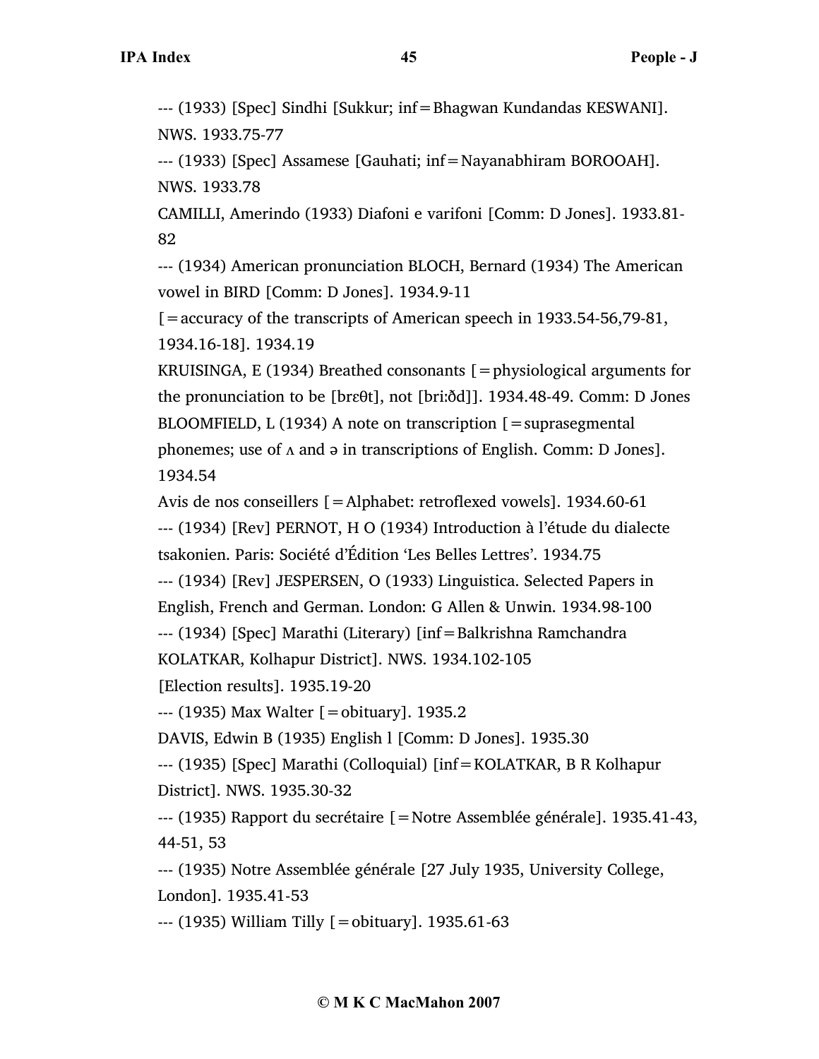--- (1933) [Spec] Sindhi [Sukkur; inf=Bhagwan Kundandas KESWANI]. NWS. 1933.75-77

--- (1933) [Spec] Assamese [Gauhati; inf=Nayanabhiram BOROOAH]. NWS. 1933.78

CAMILLI, Amerindo (1933) Diafoni e varifoni [Comm: D Jones]. 1933.81-82

--- (1934) American pronunciation BLOCH, Bernard (1934) The American vowel in BIRD [Comm: D Jones]. 1934.9-11

[=accuracy of the transcripts of American speech in 1933.54-56,79-81, 1934.16-18]. 1934.19

KRUISINGA, E (1934) Breathed consonants [=physiological arguments for the pronunciation to be [brɛθt], not [briːðd]]. 1934.48-49. Comm: D Jones

BLOOMFIELD, L (1934) A note on transcription [=suprasegmental phonemes; use of ʌ and ə in transcriptions of English. Comm: D Jones]. 1934.54

Avis de nos conseillers [=Alphabet: retroflexed vowels]. 1934.60-61

--- (1934) [Rev] PERNOT, H O (1934) Introduction à l'étude du dialecte tsakonien. Paris: Société d'Édition 'Les Belles Lettres'. 1934.75

--- (1934) [Rev] JESPERSEN, O (1933) Linguistica. Selected Papers in English, French and German. London: G Allen & Unwin. 1934.98-100

--- (1934) [Spec] Marathi (Literary) [inf=Balkrishna Ramchandra KOLATKAR, Kolhapur District]. NWS. 1934.102-105

[Election results]. 1935.19-20

--- (1935) Max Walter [=obituary]. 1935.2

DAVIS, Edwin B (1935) English l [Comm: D Jones]. 1935.30

--- (1935) [Spec] Marathi (Colloquial) [inf=KOLATKAR, B R Kolhapur District]. NWS. 1935.30-32

--- (1935) Rapport du secrétaire [=Notre Assemblée générale]. 1935.41-43, 44-51, 53

--- (1935) Notre Assemblée générale [27 July 1935, University College, London]. 1935.41-53

--- (1935) William Tilly [=obituary]. 1935.61-63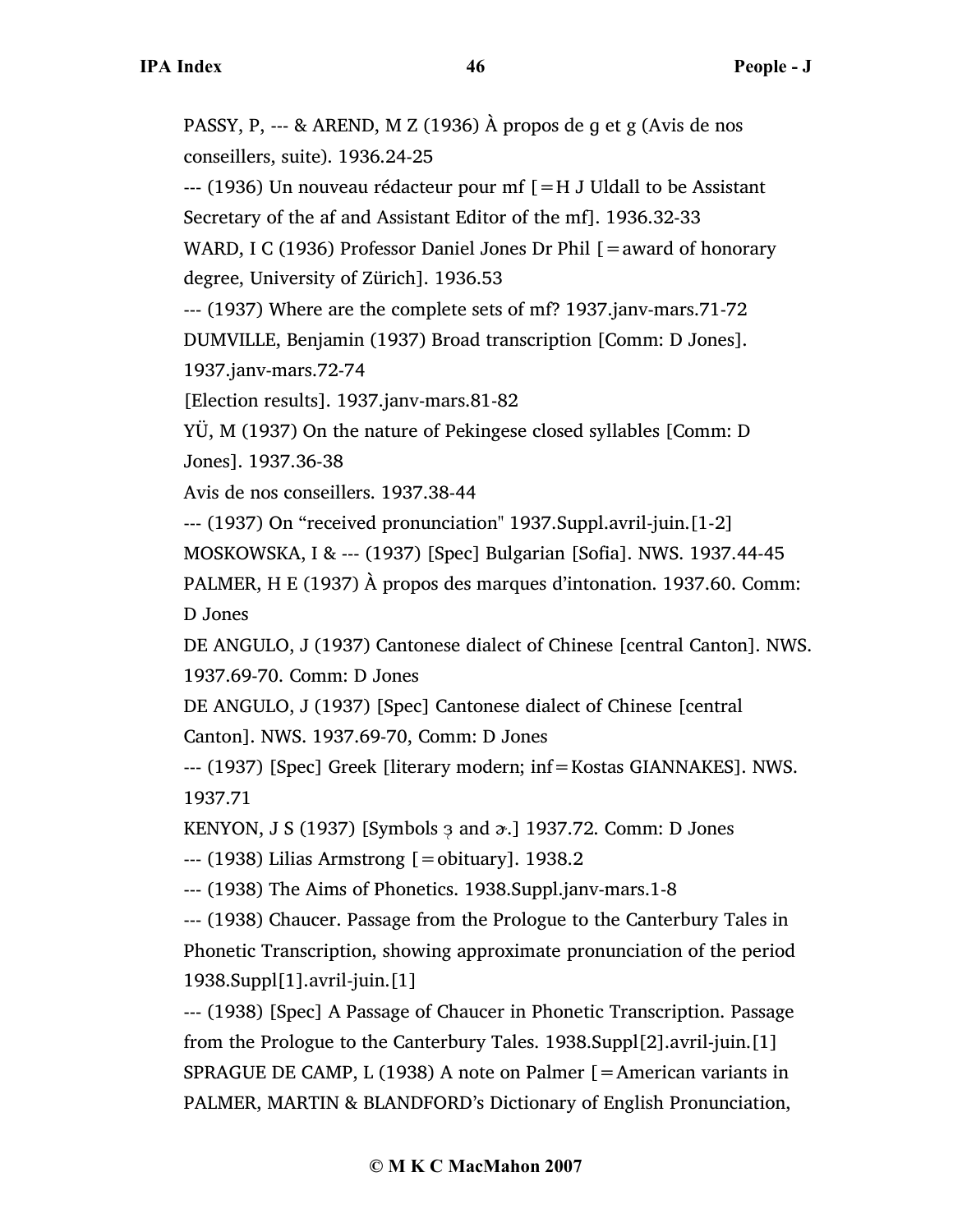PASSY, P, --- & AREND, M Z (1936) À propos de g et g (Avis de nos conseillers, suite). 1936.24-25

--- (1936) Un nouveau rédacteur pour mf [=H J Uldall to be Assistant Secretary of the af and Assistant Editor of the mf]. 1936.32-33

WARD, I C (1936) Professor Daniel Jones Dr Phil [=award of honorary degree, University of Zürich]. 1936.53

--- (1937) Where are the complete sets of mf? 1937.janv-mars.71-72

DUMVILLE, Benjamin (1937) Broad transcription [Comm: D Jones]. 1937.janv-mars.72-74

[Election results]. 1937.janv-mars.81-82

YÜ, M (1937) On the nature of Pekingese closed syllables [Comm: D Jones]. 1937.36-38

Avis de nos conseillers. 1937.38-44

--- (1937) On "received pronunciation" 1937.Suppl.avril-juin.[1-2]

MOSKOWSKA, I & --- (1937) [Spec] Bulgarian [Sofia]. NWS. 1937.44-45

PALMER, H E (1937) À propos des marques d'intonation. 1937.60. Comm: D Jones

DE ANGULO, J (1937) Cantonese dialect of Chinese [central Canton]. NWS. 1937.69-70. Comm: D Jones

DE ANGULO, J (1937) [Spec] Cantonese dialect of Chinese [central Canton]. NWS. 1937.69-70, Comm: D Jones

--- (1937) [Spec] Greek [literary modern; inf=Kostas GIANNAKES]. NWS. 1937.71

KENYON, J S (1937) [Symbols ɜ̜ and ɚ.] 1937.72. Comm: D Jones

--- (1938) Lilias Armstrong [=obituary]. 1938.2

--- (1938) The Aims of Phonetics. 1938.Suppl.janv-mars.1-8

--- (1938) Chaucer. Passage from the Prologue to the Canterbury Tales in Phonetic Transcription, showing approximate pronunciation of the period 1938.Suppl[1].avril-juin.[1]

--- (1938) [Spec] A Passage of Chaucer in Phonetic Transcription. Passage from the Prologue to the Canterbury Tales. 1938.Suppl[2].avril-juin.[1]

SPRAGUE DE CAMP, L (1938) A note on Palmer [=American variants in PALMER, MARTIN & BLANDFORD's Dictionary of English Pronunciation,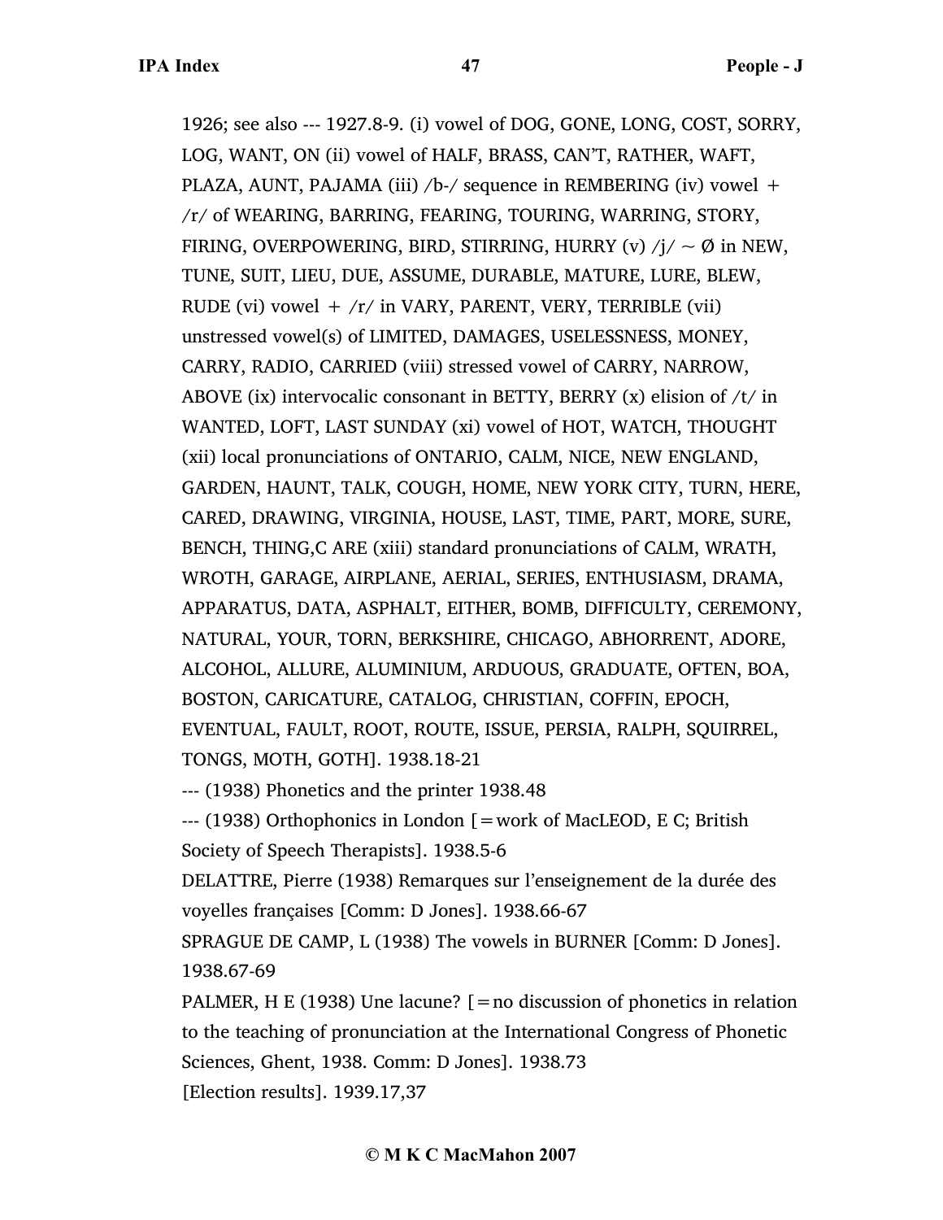1926; see also --- 1927.8-9. (i) vowel of DOG, GONE, LONG, COST, SORRY, LOG, WANT, ON (ii) vowel of HALF, BRASS, CAN'T, RATHER, WAFT, PLAZA, AUNT, PAJAMA (iii) /b-/ sequence in REMBERING (iv) vowel + /r/ of WEARING, BARRING, FEARING, TOURING, WARRING, STORY, FIRING, OVERPOWERING, BIRD, STIRRING, HURRY (v) /j/ ~ Ø in NEW, TUNE, SUIT, LIEU, DUE, ASSUME, DURABLE, MATURE, LURE, BLEW, RUDE (vi) vowel + /r/ in VARY, PARENT, VERY, TERRIBLE (vii) unstressed vowel(s) of LIMITED, DAMAGES, USELESSNESS, MONEY, CARRY, RADIO, CARRIED (viii) stressed vowel of CARRY, NARROW, ABOVE (ix) intervocalic consonant in BETTY, BERRY (x) elision of /t/ in WANTED, LOFT, LAST SUNDAY (xi) vowel of HOT, WATCH, THOUGHT (xii) local pronunciations of ONTARIO, CALM, NICE, NEW ENGLAND, GARDEN, HAUNT, TALK, COUGH, HOME, NEW YORK CITY, TURN, HERE, CARED, DRAWING, VIRGINIA, HOUSE, LAST, TIME, PART, MORE, SURE, BENCH, THING,C ARE (xiii) standard pronunciations of CALM, WRATH, WROTH, GARAGE, AIRPLANE, AERIAL, SERIES, ENTHUSIASM, DRAMA, APPARATUS, DATA, ASPHALT, EITHER, BOMB, DIFFICULTY, CEREMONY, NATURAL, YOUR, TORN, BERKSHIRE, CHICAGO, ABHORRENT, ADORE, ALCOHOL, ALLURE, ALUMINIUM, ARDUOUS, GRADUATE, OFTEN, BOA, BOSTON, CARICATURE, CATALOG, CHRISTIAN, COFFIN, EPOCH, EVENTUAL, FAULT, ROOT, ROUTE, ISSUE, PERSIA, RALPH, SQUIRREL, TONGS, MOTH, GOTH]. 1938.18-21

--- (1938) Phonetics and the printer 1938.48

--- (1938) Orthophonics in London [=work of MacLEOD, E C; British Society of Speech Therapists]. 1938.5-6

DELATTRE, Pierre (1938) Remarques sur l'enseignement de la durée des voyelles françaises [Comm: D Jones]. 1938.66-67

SPRAGUE DE CAMP, L (1938) The vowels in BURNER [Comm: D Jones]. 1938.67-69

PALMER, H E (1938) Une lacune? [=no discussion of phonetics in relation to the teaching of pronunciation at the International Congress of Phonetic Sciences, Ghent, 1938. Comm: D Jones]. 1938.73

[Election results]. 1939.17,37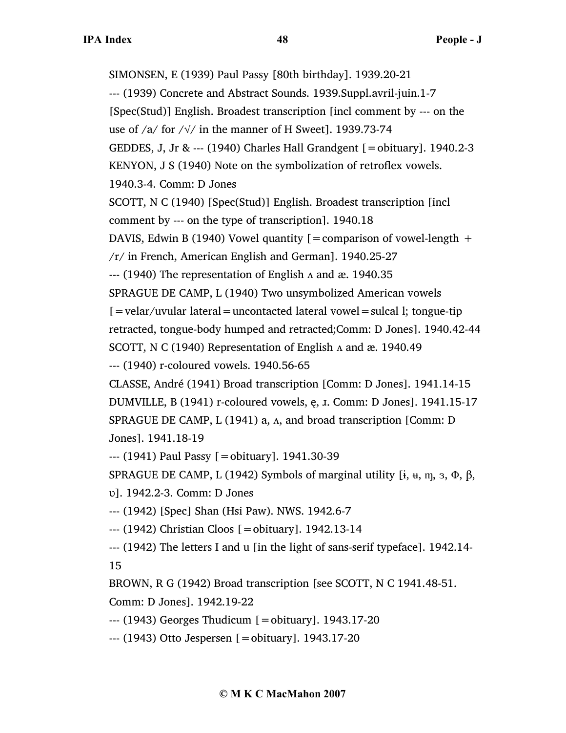SIMONSEN, E (1939) Paul Passy [80th birthday]. 1939.20-21

--- (1939) Concrete and Abstract Sounds. 1939.Suppl.avril-juin.1-7

[Spec(Stud)] English. Broadest transcription [incl comment by --- on the use of /a/ for /√/ in the manner of H Sweet]. 1939.73-74

GEDDES, J, Jr & --- (1940) Charles Hall Grandgent [=obituary]. 1940.2-3

KENYON, J S (1940) Note on the symbolization of retroflex vowels. 1940.3-4. Comm: D Jones

SCOTT, N C (1940) [Spec(Stud)] English. Broadest transcription [incl comment by --- on the type of transcription]. 1940.18

DAVIS, Edwin B (1940) Vowel quantity [=comparison of vowel-length + /r/ in French, American English and German]. 1940.25-27

--- (1940) The representation of English ʌ and æ. 1940.35

SPRAGUE DE CAMP, L (1940) Two unsymbolized American vowels [=velar/uvular lateral=uncontacted lateral vowel=sulcal l; tongue-tip retracted, tongue-body humped and retracted;Comm: D Jones]. 1940.42-44

SCOTT, N C (1940) Representation of English ʌ and æ. 1940.49

--- (1940) r-coloured vowels. 1940.56-65

CLASSE, André (1941) Broad transcription [Comm: D Jones]. 1941.14-15

DUMVILLE, B (1941) r-coloured vowels, ȩ, ɹ. Comm: D Jones]. 1941.15-17

SPRAGUE DE CAMP, L (1941) a, ʌ, and broad transcription [Comm: D Jones]. 1941.18-19

--- (1941) Paul Passy [=obituary]. 1941.30-39

SPRAGUE DE CAMP, L (1942) Symbols of marginal utility [ɨ, ʉ, ɱ, ɜ, Φ, β, ʋ]. 1942.2-3. Comm: D Jones

--- (1942) [Spec] Shan (Hsi Paw). NWS. 1942.6-7

--- (1942) Christian Cloos [=obituary]. 1942.13-14

--- (1942) The letters I and u [in the light of sans-serif typeface]. 1942.14-15

BROWN, R G (1942) Broad transcription [see SCOTT, N C 1941.48-51. Comm: D Jones]. 1942.19-22

--- (1943) Georges Thudicum [=obituary]. 1943.17-20

--- (1943) Otto Jespersen [=obituary]. 1943.17-20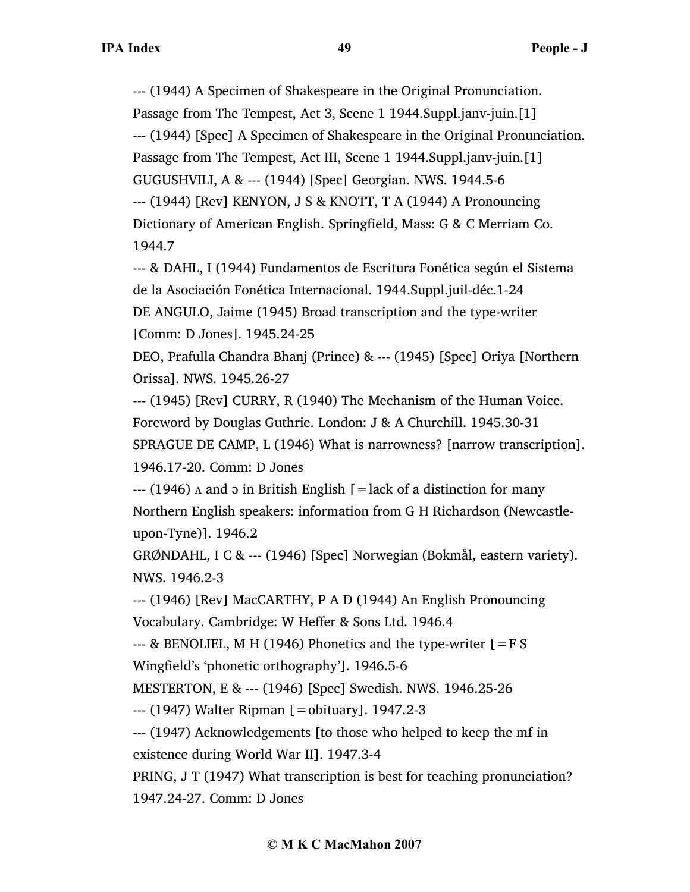--- (1944) A Specimen of Shakespeare in the Original Pronunciation. Passage from The Tempest, Act 3, Scene 1 1944.Suppl.janv-juin.[1]

--- (1944) [Spec] A Specimen of Shakespeare in the Original Pronunciation. Passage from The Tempest, Act III, Scene 1 1944.Suppl.janv-juin.[1]

GUGUSHVILI, A & --- (1944) [Spec] Georgian. NWS. 1944.5-6

--- (1944) [Rev] KENYON, J S & KNOTT, T A (1944) A Pronouncing Dictionary of American English. Springfield, Mass: G & C Merriam Co. 1944.7

--- & DAHL, I (1944) Fundamentos de Escritura Fonética según el Sistema de la Asociación Fonética Internacional. 1944.Suppl.juil-déc.1-24

DE ANGULO, Jaime (1945) Broad transcription and the type-writer [Comm: D Jones]. 1945.24-25

DEO, Prafulla Chandra Bhanj (Prince) & --- (1945) [Spec] Oriya [Northern Orissa]. NWS. 1945.26-27

--- (1945) [Rev] CURRY, R (1940) The Mechanism of the Human Voice. Foreword by Douglas Guthrie. London: J & A Churchill. 1945.30-31

SPRAGUE DE CAMP, L (1946) What is narrowness? [narrow transcription]. 1946.17-20. Comm: D Jones

--- (1946) ʌ and ə in British English [=lack of a distinction for many Northern English speakers: information from G H Richardson (Newcastle-upon-Tyne)]. 1946.2

GRØNDAHL, I C & --- (1946) [Spec] Norwegian (Bokmål, eastern variety). NWS. 1946.2-3

--- (1946) [Rev] MacCARTHY, P A D (1944) An English Pronouncing Vocabulary. Cambridge: W Heffer & Sons Ltd. 1946.4

--- & BENOLIEL, M H (1946) Phonetics and the type-writer [=F S Wingfield's 'phonetic orthography']. 1946.5-6

MESTERTON, E & --- (1946) [Spec] Swedish. NWS. 1946.25-26

--- (1947) Walter Ripman [=obituary]. 1947.2-3

--- (1947) Acknowledgements [to those who helped to keep the mf in existence during World War II]. 1947.3-4

PRING, J T (1947) What transcription is best for teaching pronunciation? 1947.24-27. Comm: D Jones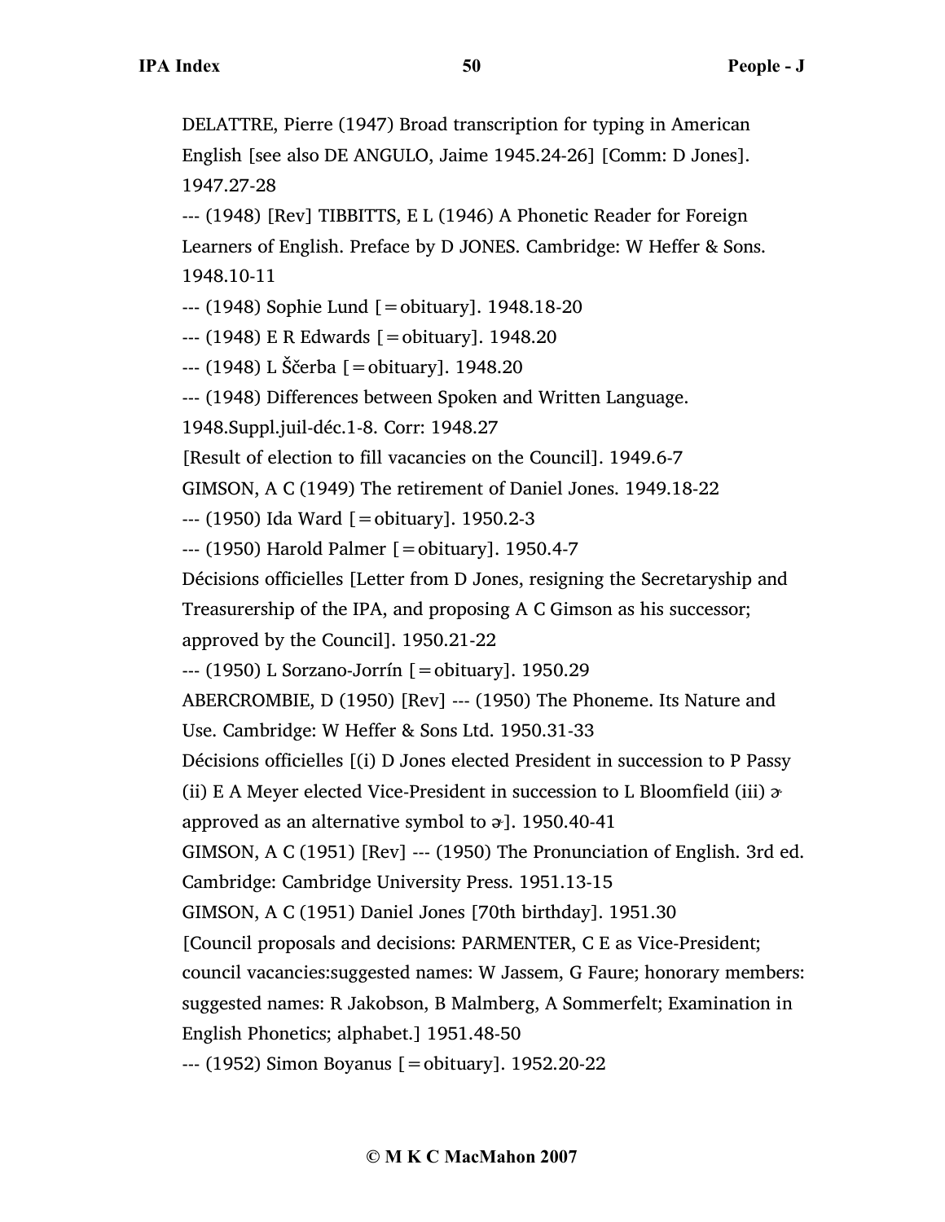DELATTRE, Pierre (1947) Broad transcription for typing in American English [see also DE ANGULO, Jaime 1945.24-26] [Comm: D Jones]. 1947.27-28

--- (1948) [Rev] TIBBITTS, E L (1946) A Phonetic Reader for Foreign Learners of English. Preface by D JONES. Cambridge: W Heffer & Sons. 1948.10-11

--- (1948) Sophie Lund [=obituary]. 1948.18-20

--- (1948) E R Edwards [=obituary]. 1948.20

--- (1948) L Ščerba [=obituary]. 1948.20

--- (1948) Differences between Spoken and Written Language. 1948.Suppl.juil-déc.1-8. Corr: 1948.27

[Result of election to fill vacancies on the Council]. 1949.6-7

GIMSON, A C (1949) The retirement of Daniel Jones. 1949.18-22

--- (1950) Ida Ward [=obituary]. 1950.2-3

--- (1950) Harold Palmer [=obituary]. 1950.4-7

Décisions officielles [Letter from D Jones, resigning the Secretaryship and Treasurership of the IPA, and proposing A C Gimson as his successor; approved by the Council]. 1950.21-22

--- (1950) L Sorzano-Jorrín [=obituary]. 1950.29

ABERCROMBIE, D (1950) [Rev] --- (1950) The Phoneme. Its Nature and Use. Cambridge: W Heffer & Sons Ltd. 1950.31-33

Décisions officielles [(i) D Jones elected President in succession to P Passy (ii) E A Meyer elected Vice-President in succession to L Bloomfield (iii) ɚ approved as an alternative symbol to ə˞]. 1950.40-41

GIMSON, A C (1951) [Rev] --- (1950) The Pronunciation of English. 3rd ed. Cambridge: Cambridge University Press. 1951.13-15

GIMSON, A C (1951) Daniel Jones [70th birthday]. 1951.30

[Council proposals and decisions: PARMENTER, C E as Vice-President; council vacancies:suggested names: W Jassem, G Faure; honorary members: suggested names: R Jakobson, B Malmberg, A Sommerfelt; Examination in English Phonetics; alphabet.] 1951.48-50

--- (1952) Simon Boyanus [=obituary]. 1952.20-22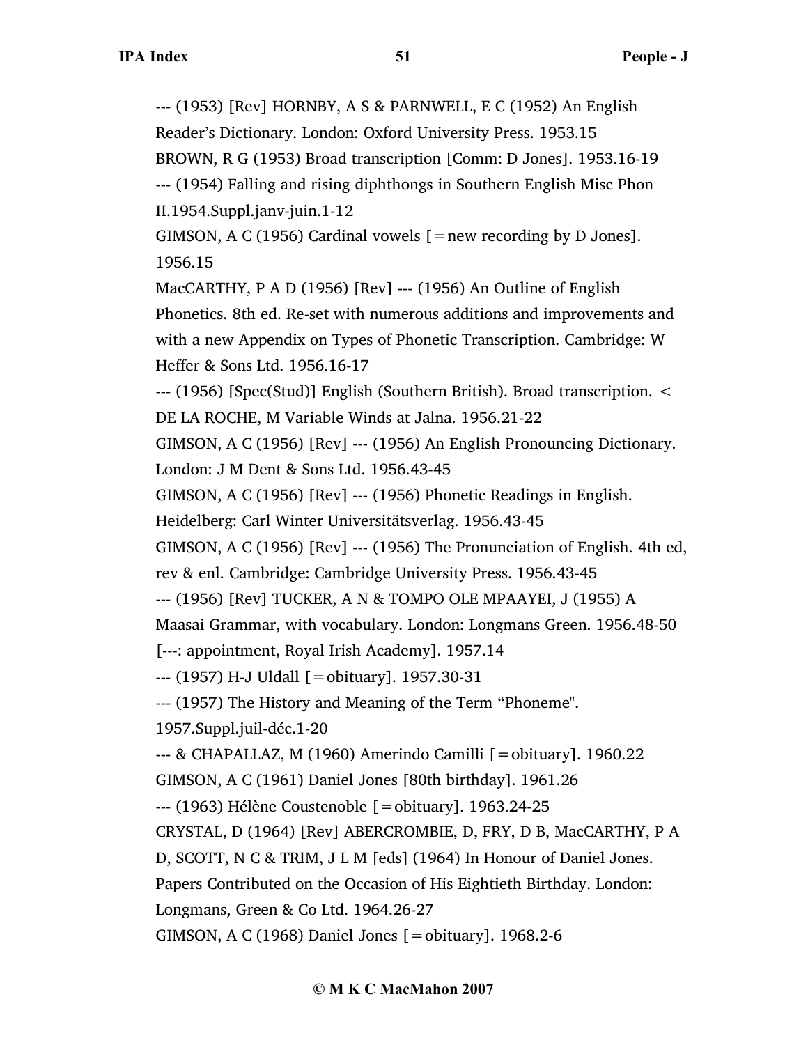--- (1953) [Rev] HORNBY, A S & PARNWELL, E C (1952) An English Reader's Dictionary. London: Oxford University Press. 1953.15

BROWN, R G (1953) Broad transcription [Comm: D Jones]. 1953.16-19

--- (1954) Falling and rising diphthongs in Southern English Misc Phon II.1954.Suppl.janv-juin.1-12

GIMSON, A C (1956) Cardinal vowels [=new recording by D Jones]. 1956.15

MacCARTHY, P A D (1956) [Rev] --- (1956) An Outline of English Phonetics. 8th ed. Re-set with numerous additions and improvements and with a new Appendix on Types of Phonetic Transcription. Cambridge: W Heffer & Sons Ltd. 1956.16-17

--- (1956) [Spec(Stud)] English (Southern British). Broad transcription. < DE LA ROCHE, M Variable Winds at Jalna. 1956.21-22

GIMSON, A C (1956) [Rev] --- (1956) An English Pronouncing Dictionary. London: J M Dent & Sons Ltd. 1956.43-45

GIMSON, A C (1956) [Rev] --- (1956) Phonetic Readings in English. Heidelberg: Carl Winter Universitätsverlag. 1956.43-45

GIMSON, A C (1956) [Rev] --- (1956) The Pronunciation of English. 4th ed, rev & enl. Cambridge: Cambridge University Press. 1956.43-45

--- (1956) [Rev] TUCKER, A N & TOMPO OLE MPAAYEI, J (1955) A Maasai Grammar, with vocabulary. London: Longmans Green. 1956.48-50

[---: appointment, Royal Irish Academy]. 1957.14

--- (1957) H-J Uldall [=obituary]. 1957.30-31

--- (1957) The History and Meaning of the Term "Phoneme". 1957.Suppl.juil-déc.1-20

--- & CHAPALLAZ, M (1960) Amerindo Camilli [=obituary]. 1960.22

GIMSON, A C (1961) Daniel Jones [80th birthday]. 1961.26

--- (1963) Hélène Coustenoble [=obituary]. 1963.24-25

CRYSTAL, D (1964) [Rev] ABERCROMBIE, D, FRY, D B, MacCARTHY, P A D, SCOTT, N C & TRIM, J L M [eds] (1964) In Honour of Daniel Jones. Papers Contributed on the Occasion of His Eightieth Birthday. London: Longmans, Green & Co Ltd. 1964.26-27

GIMSON, A C (1968) Daniel Jones [=obituary]. 1968.2-6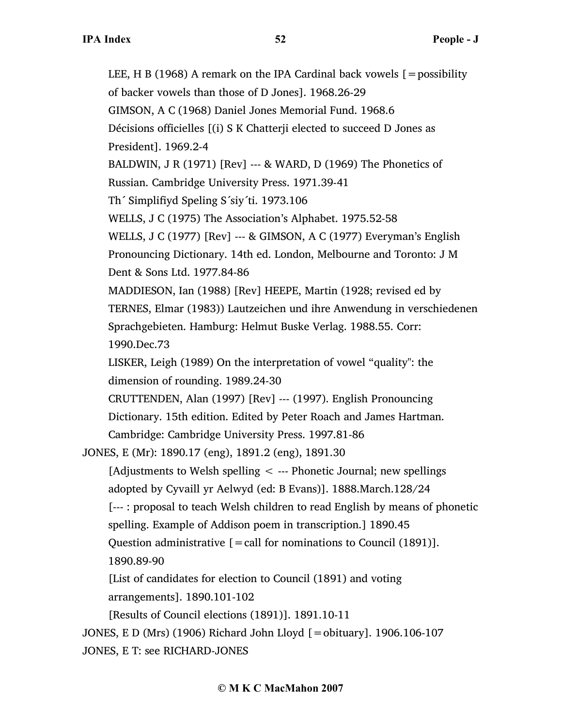LEE, H B (1968) A remark on the IPA Cardinal back vowels [=possibility of backer vowels than those of D Jones]. 1968.26-29

GIMSON, A C (1968) Daniel Jones Memorial Fund. 1968.6

Décisions officielles [(i) S K Chatterji elected to succeed D Jones as President]. 1969.2-4

BALDWIN, J R (1971) [Rev] --- & WARD, D (1969) The Phonetics of Russian. Cambridge University Press. 1971.39-41

Th´ Simplifiyd Speling S´siy´ti. 1973.106

WELLS, J C (1975) The Association's Alphabet. 1975.52-58

WELLS, J C (1977) [Rev] --- & GIMSON, A C (1977) Everyman's English Pronouncing Dictionary. 14th ed. London, Melbourne and Toronto: J M Dent & Sons Ltd. 1977.84-86

MADDIESON, Ian (1988) [Rev] HEEPE, Martin (1928; revised ed by TERNES, Elmar (1983)) Lautzeichen und ihre Anwendung in verschiedenen Sprachgebieten. Hamburg: Helmut Buske Verlag. 1988.55. Corr: 1990.Dec.73

LISKER, Leigh (1989) On the interpretation of vowel "quality": the dimension of rounding. 1989.24-30

CRUTTENDEN, Alan (1997) [Rev] --- (1997). English Pronouncing Dictionary. 15th edition. Edited by Peter Roach and James Hartman. Cambridge: Cambridge University Press. 1997.81-86

JONES, E (Mr): 1890.17 (eng), 1891.2 (eng), 1891.30

[Adjustments to Welsh spelling < --- Phonetic Journal; new spellings adopted by Cyvaill yr Aelwyd (ed: B Evans)]. 1888.March.128/24

[--- : proposal to teach Welsh children to read English by means of phonetic spelling. Example of Addison poem in transcription.] 1890.45

Question administrative [=call for nominations to Council (1891)]. 1890.89-90

[List of candidates for election to Council (1891) and voting arrangements]. 1890.101-102

[Results of Council elections (1891)]. 1891.10-11

JONES, E D (Mrs) (1906) Richard John Lloyd [=obituary]. 1906.106-107

JONES, E T: see RICHARD-JONES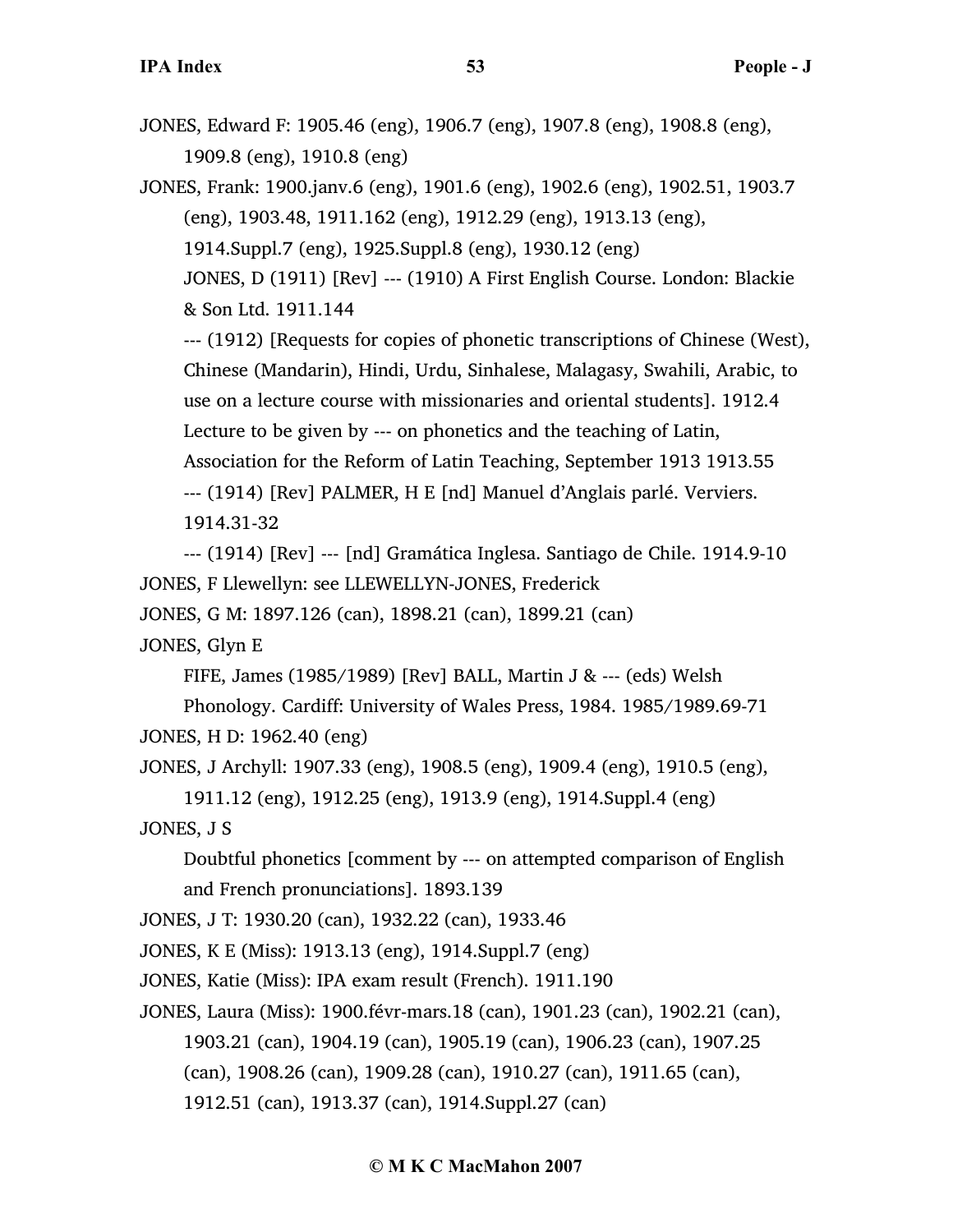JONES, Edward F: 1905.46 (eng), 1906.7 (eng), 1907.8 (eng), 1908.8 (eng), 1909.8 (eng), 1910.8 (eng)

JONES, Frank: 1900.janv.6 (eng), 1901.6 (eng), 1902.6 (eng), 1902.51, 1903.7 (eng), 1903.48, 1911.162 (eng), 1912.29 (eng), 1913.13 (eng), 1914.Suppl.7 (eng), 1925.Suppl.8 (eng), 1930.12 (eng)

JONES, D (1911) [Rev] --- (1910) A First English Course. London: Blackie & Son Ltd. 1911.144

--- (1912) [Requests for copies of phonetic transcriptions of Chinese (West), Chinese (Mandarin), Hindi, Urdu, Sinhalese, Malagasy, Swahili, Arabic, to use on a lecture course with missionaries and oriental students]. 1912.4

Lecture to be given by --- on phonetics and the teaching of Latin, Association for the Reform of Latin Teaching, September 1913 1913.55

--- (1914) [Rev] PALMER, H E [nd] Manuel d'Anglais parlé. Verviers. 1914.31-32

--- (1914) [Rev] --- [nd] Gramática Inglesa. Santiago de Chile. 1914.9-10

JONES, F Llewellyn: see LLEWELLYN-JONES, Frederick

JONES, G M: 1897.126 (can), 1898.21 (can), 1899.21 (can)

JONES, Glyn E

FIFE, James (1985/1989) [Rev] BALL, Martin J & --- (eds) Welsh Phonology. Cardiff: University of Wales Press, 1984. 1985/1989.69-71

JONES, H D: 1962.40 (eng)

JONES, J Archyll: 1907.33 (eng), 1908.5 (eng), 1909.4 (eng), 1910.5 (eng), 1911.12 (eng), 1912.25 (eng), 1913.9 (eng), 1914.Suppl.4 (eng)

JONES, J S

Doubtful phonetics [comment by --- on attempted comparison of English and French pronunciations]. 1893.139

JONES, J T: 1930.20 (can), 1932.22 (can), 1933.46

JONES, K E (Miss): 1913.13 (eng), 1914.Suppl.7 (eng)

JONES, Katie (Miss): IPA exam result (French). 1911.190

JONES, Laura (Miss): 1900.févr-mars.18 (can), 1901.23 (can), 1902.21 (can), 1903.21 (can), 1904.19 (can), 1905.19 (can), 1906.23 (can), 1907.25 (can), 1908.26 (can), 1909.28 (can), 1910.27 (can), 1911.65 (can), 1912.51 (can), 1913.37 (can), 1914.Suppl.27 (can)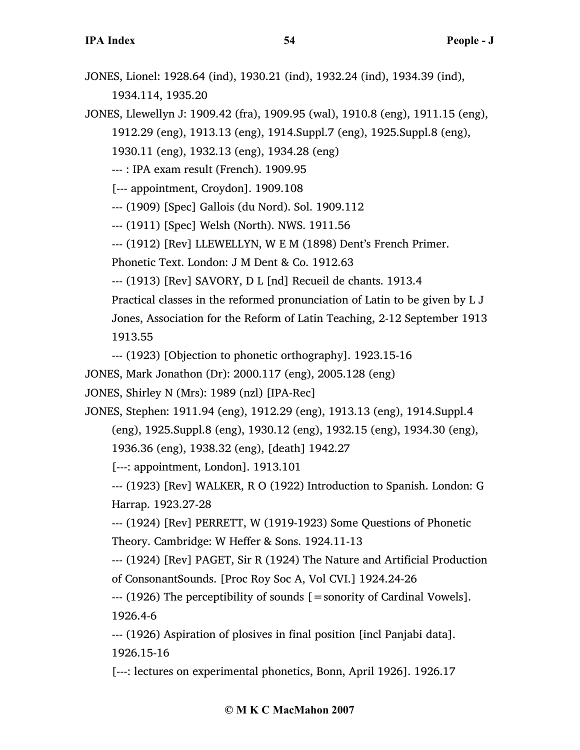JONES, Lionel: 1928.64 (ind), 1930.21 (ind), 1932.24 (ind), 1934.39 (ind), 1934.114, 1935.20

JONES, Llewellyn J: 1909.42 (fra), 1909.95 (wal), 1910.8 (eng), 1911.15 (eng), 1912.29 (eng), 1913.13 (eng), 1914.Suppl.7 (eng), 1925.Suppl.8 (eng), 1930.11 (eng), 1932.13 (eng), 1934.28 (eng)

--- : IPA exam result (French). 1909.95

[--- appointment, Croydon]. 1909.108

--- (1909) [Spec] Gallois (du Nord). Sol. 1909.112

--- (1911) [Spec] Welsh (North). NWS. 1911.56

--- (1912) [Rev] LLEWELLYN, W E M (1898) Dent's French Primer. Phonetic Text. London: J M Dent & Co. 1912.63

--- (1913) [Rev] SAVORY, D L [nd] Recueil de chants. 1913.4

Practical classes in the reformed pronunciation of Latin to be given by L J Jones, Association for the Reform of Latin Teaching, 2-12 September 1913 1913.55

--- (1923) [Objection to phonetic orthography]. 1923.15-16

JONES, Mark Jonathon (Dr): 2000.117 (eng), 2005.128 (eng)

JONES, Shirley N (Mrs): 1989 (nzl) [IPA-Rec]

JONES, Stephen: 1911.94 (eng), 1912.29 (eng), 1913.13 (eng), 1914.Suppl.4 (eng), 1925.Suppl.8 (eng), 1930.12 (eng), 1932.15 (eng), 1934.30 (eng), 1936.36 (eng), 1938.32 (eng), [death] 1942.27

[---: appointment, London]. 1913.101

--- (1923) [Rev] WALKER, R O (1922) Introduction to Spanish. London: G Harrap. 1923.27-28

--- (1924) [Rev] PERRETT, W (1919-1923) Some Questions of Phonetic Theory. Cambridge: W Heffer & Sons. 1924.11-13

--- (1924) [Rev] PAGET, Sir R (1924) The Nature and Artificial Production of ConsonantSounds. [Proc Roy Soc A, Vol CVI.] 1924.24-26

--- (1926) The perceptibility of sounds [=sonority of Cardinal Vowels]. 1926.4-6

--- (1926) Aspiration of plosives in final position [incl Panjabi data]. 1926.15-16

[---: lectures on experimental phonetics, Bonn, April 1926]. 1926.17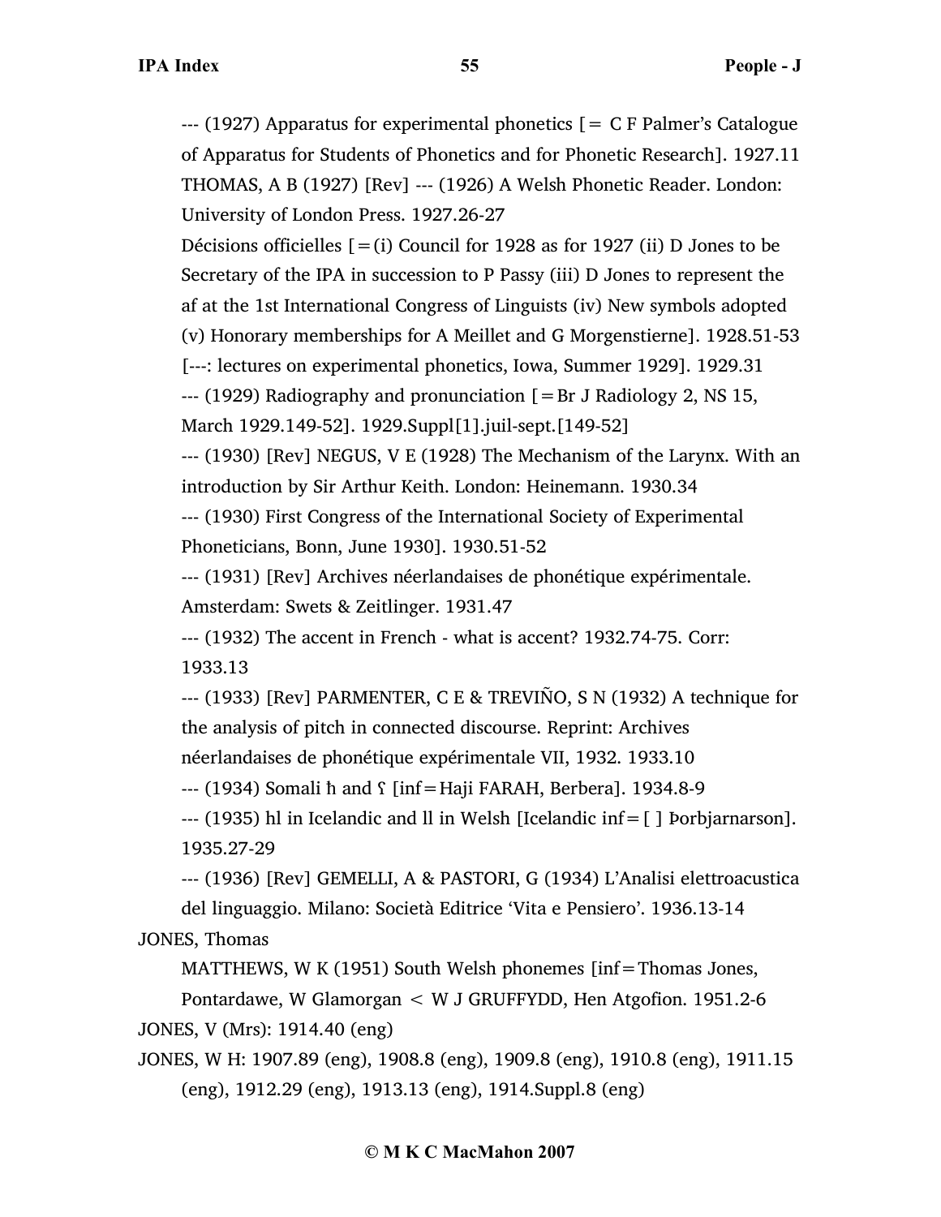--- (1927) Apparatus for experimental phonetics [= C F Palmer's Catalogue of Apparatus for Students of Phonetics and for Phonetic Research]. 1927.11

THOMAS, A B (1927) [Rev] --- (1926) A Welsh Phonetic Reader. London: University of London Press. 1927.26-27

Décisions officielles [=(i) Council for 1928 as for 1927 (ii) D Jones to be Secretary of the IPA in succession to P Passy (iii) D Jones to represent the af at the 1st International Congress of Linguists (iv) New symbols adopted (v) Honorary memberships for A Meillet and G Morgenstierne]. 1928.51-53

[---: lectures on experimental phonetics, Iowa, Summer 1929]. 1929.31

--- (1929) Radiography and pronunciation [=Br J Radiology 2, NS 15, March 1929.149-52]. 1929.Suppl[1].juil-sept.[149-52]

--- (1930) [Rev] NEGUS, V E (1928) The Mechanism of the Larynx. With an introduction by Sir Arthur Keith. London: Heinemann. 1930.34

--- (1930) First Congress of the International Society of Experimental Phoneticians, Bonn, June 1930]. 1930.51-52

--- (1931) [Rev] Archives néerlandaises de phonétique expérimentale. Amsterdam: Swets & Zeitlinger. 1931.47

--- (1932) The accent in French - what is accent? 1932.74-75. Corr: 1933.13

--- (1933) [Rev] PARMENTER, C E & TREVIÑO, S N (1932) A technique for the analysis of pitch in connected discourse. Reprint: Archives néerlandaises de phonétique expérimentale VII, 1932. 1933.10

--- (1934) Somali ħ and ʕ [inf=Haji FARAH, Berbera]. 1934.8-9

--- (1935) hl in Icelandic and ll in Welsh [Icelandic inf=[ ] Þorbjarnarson]. 1935.27-29

--- (1936) [Rev] GEMELLI, A & PASTORI, G (1934) L'Analisi elettroacustica del linguaggio. Milano: Società Editrice 'Vita e Pensiero'. 1936.13-14

JONES, Thomas

MATTHEWS, W K (1951) South Welsh phonemes [inf=Thomas Jones, Pontardawe, W Glamorgan < W J GRUFFYDD, Hen Atgofion. 1951.2-6

JONES, V (Mrs): 1914.40 (eng)

JONES, W H: 1907.89 (eng), 1908.8 (eng), 1909.8 (eng), 1910.8 (eng), 1911.15 (eng), 1912.29 (eng), 1913.13 (eng), 1914.Suppl.8 (eng)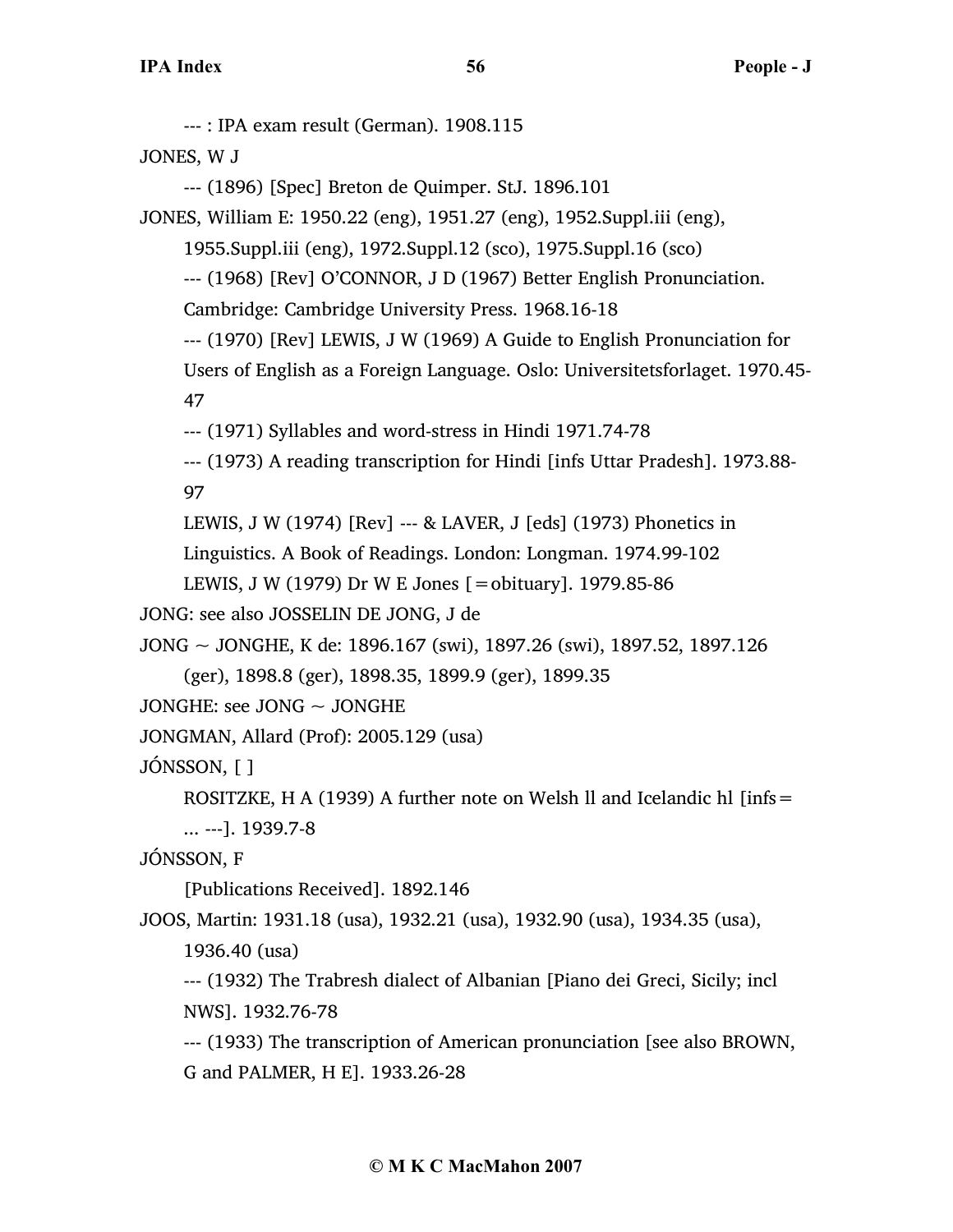--- : IPA exam result (German). 1908.115

JONES, W J

--- (1896) [Spec] Breton de Quimper. StJ. 1896.101

JONES, William E: 1950.22 (eng), 1951.27 (eng), 1952.Suppl.iii (eng), 1955.Suppl.iii (eng), 1972.Suppl.12 (sco), 1975.Suppl.16 (sco)

--- (1968) [Rev] O'CONNOR, J D (1967) Better English Pronunciation. Cambridge: Cambridge University Press. 1968.16-18

--- (1970) [Rev] LEWIS, J W (1969) A Guide to English Pronunciation for Users of English as a Foreign Language. Oslo: Universitetsforlaget. 1970.45-47

--- (1971) Syllables and word-stress in Hindi 1971.74-78

--- (1973) A reading transcription for Hindi [infs Uttar Pradesh]. 1973.88-97

LEWIS, J W (1974) [Rev] --- & LAVER, J [eds] (1973) Phonetics in Linguistics. A Book of Readings. London: Longman. 1974.99-102

LEWIS, J W (1979) Dr W E Jones [=obituary]. 1979.85-86

JONG: see also JOSSELIN DE JONG, J de

JONG ~ JONGHE, K de: 1896.167 (swi), 1897.26 (swi), 1897.52, 1897.126 (ger), 1898.8 (ger), 1898.35, 1899.9 (ger), 1899.35

JONGHE: see JONG ~ JONGHE

JONGMAN, Allard (Prof): 2005.129 (usa)

JÓNSSON, [ ]

ROSITZKE, H A (1939) A further note on Welsh ll and Icelandic hl [infs= ... ---]. 1939.7-8

JÓNSSON, F

[Publications Received]. 1892.146

JOOS, Martin: 1931.18 (usa), 1932.21 (usa), 1932.90 (usa), 1934.35 (usa), 1936.40 (usa)

--- (1932) The Trabresh dialect of Albanian [Piano dei Greci, Sicily; incl NWS]. 1932.76-78

--- (1933) The transcription of American pronunciation [see also BROWN, G and PALMER, H E]. 1933.26-28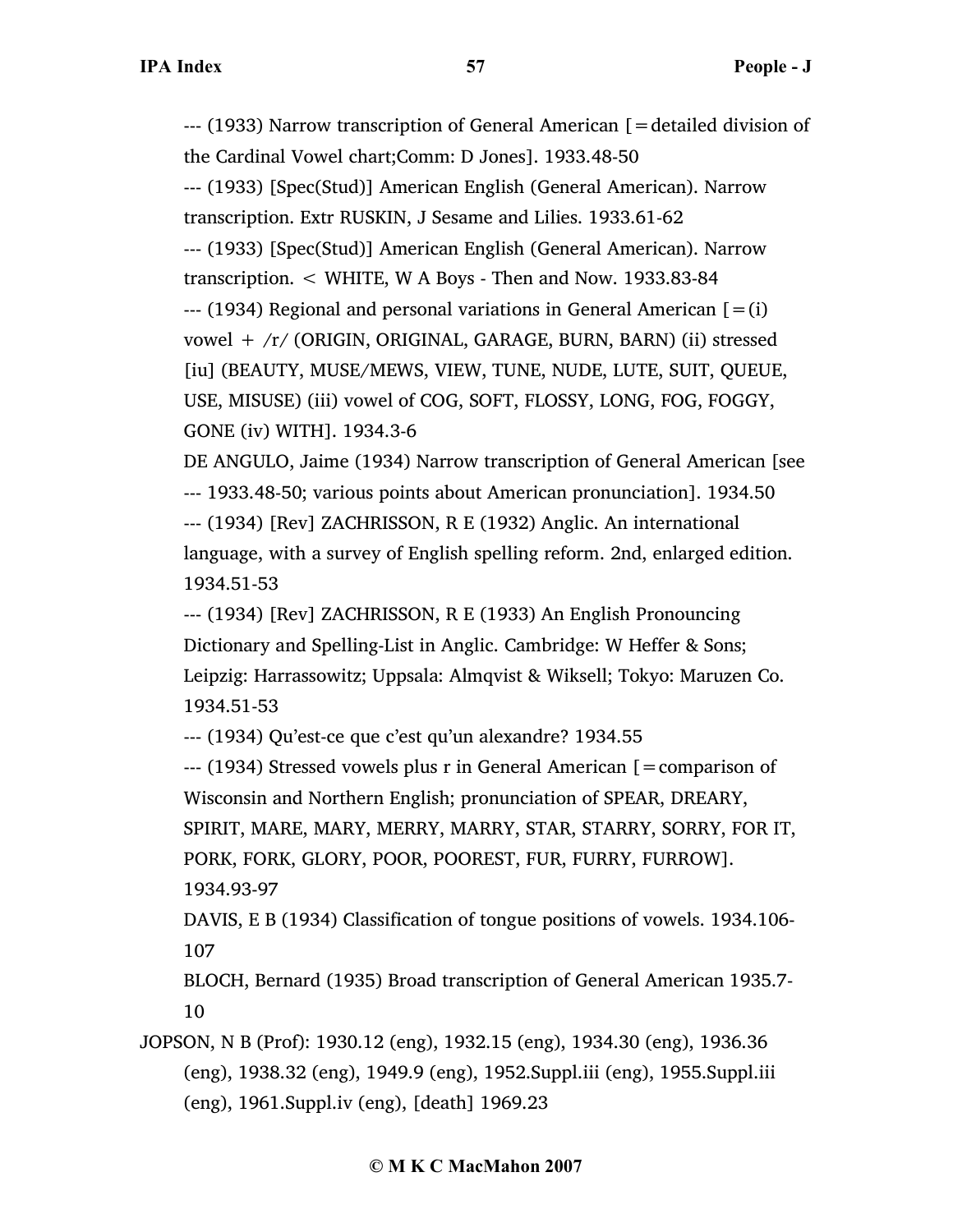--- (1933) Narrow transcription of General American [=detailed division of the Cardinal Vowel chart;Comm: D Jones]. 1933.48-50

--- (1933) [Spec(Stud)] American English (General American). Narrow transcription. Extr RUSKIN, J Sesame and Lilies. 1933.61-62

--- (1933) [Spec(Stud)] American English (General American). Narrow transcription. < WHITE, W A Boys - Then and Now. 1933.83-84

--- (1934) Regional and personal variations in General American [=(i) vowel + /r/ (ORIGIN, ORIGINAL, GARAGE, BURN, BARN) (ii) stressed [iu] (BEAUTY, MUSE/MEWS, VIEW, TUNE, NUDE, LUTE, SUIT, QUEUE, USE, MISUSE) (iii) vowel of COG, SOFT, FLOSSY, LONG, FOG, FOGGY, GONE (iv) WITH]. 1934.3-6

DE ANGULO, Jaime (1934) Narrow transcription of General American [see --- 1933.48-50; various points about American pronunciation]. 1934.50

--- (1934) [Rev] ZACHRISSON, R E (1932) Anglic. An international language, with a survey of English spelling reform. 2nd, enlarged edition. 1934.51-53

--- (1934) [Rev] ZACHRISSON, R E (1933) An English Pronouncing Dictionary and Spelling-List in Anglic. Cambridge: W Heffer & Sons; Leipzig: Harrassowitz; Uppsala: Almqvist & Wiksell; Tokyo: Maruzen Co. 1934.51-53

--- (1934) Qu'est-ce que c'est qu'un alexandre? 1934.55

--- (1934) Stressed vowels plus r in General American [=comparison of Wisconsin and Northern English; pronunciation of SPEAR, DREARY, SPIRIT, MARE, MARY, MERRY, MARRY, STAR, STARRY, SORRY, FOR IT, PORK, FORK, GLORY, POOR, POOREST, FUR, FURRY, FURROW]. 1934.93-97

DAVIS, E B (1934) Classification of tongue positions of vowels. 1934.106-107

BLOCH, Bernard (1935) Broad transcription of General American 1935.7-10

JOPSON, N B (Prof): 1930.12 (eng), 1932.15 (eng), 1934.30 (eng), 1936.36 (eng), 1938.32 (eng), 1949.9 (eng), 1952.Suppl.iii (eng), 1955.Suppl.iii (eng), 1961.Suppl.iv (eng), [death] 1969.23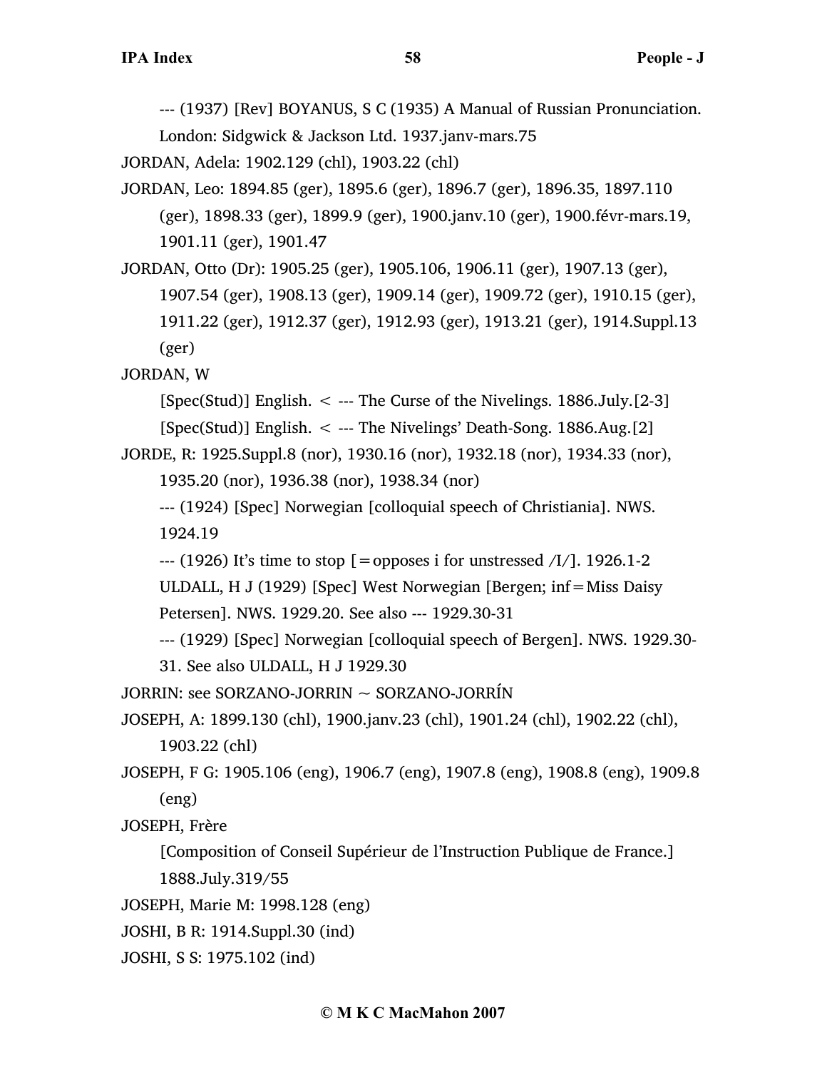--- (1937) [Rev] BOYANUS, S C (1935) A Manual of Russian Pronunciation. London: Sidgwick & Jackson Ltd. 1937.janv-mars.75

JORDAN, Adela: 1902.129 (chl), 1903.22 (chl)

JORDAN, Leo: 1894.85 (ger), 1895.6 (ger), 1896.7 (ger), 1896.35, 1897.110 (ger), 1898.33 (ger), 1899.9 (ger), 1900.janv.10 (ger), 1900.févr-mars.19, 1901.11 (ger), 1901.47

JORDAN, Otto (Dr): 1905.25 (ger), 1905.106, 1906.11 (ger), 1907.13 (ger), 1907.54 (ger), 1908.13 (ger), 1909.14 (ger), 1909.72 (ger), 1910.15 (ger), 1911.22 (ger), 1912.37 (ger), 1912.93 (ger), 1913.21 (ger), 1914.Suppl.13 (ger)

JORDAN, W

[Spec(Stud)] English. < --- The Curse of the Nivelings. 1886.July.[2-3]

[Spec(Stud)] English. < --- The Nivelings' Death-Song. 1886.Aug.[2]

JORDE, R: 1925.Suppl.8 (nor), 1930.16 (nor), 1932.18 (nor), 1934.33 (nor), 1935.20 (nor), 1936.38 (nor), 1938.34 (nor)

--- (1924) [Spec] Norwegian [colloquial speech of Christiania]. NWS. 1924.19

--- (1926) It's time to stop [=opposes i for unstressed /I/]. 1926.1-2

ULDALL, H J (1929) [Spec] West Norwegian [Bergen; inf=Miss Daisy Petersen]. NWS. 1929.20. See also --- 1929.30-31

--- (1929) [Spec] Norwegian [colloquial speech of Bergen]. NWS. 1929.30-31. See also ULDALL, H J 1929.30

JORRIN: see SORZANO-JORRIN ~ SORZANO-JORRÍN

JOSEPH, A: 1899.130 (chl), 1900.janv.23 (chl), 1901.24 (chl), 1902.22 (chl), 1903.22 (chl)

JOSEPH, F G: 1905.106 (eng), 1906.7 (eng), 1907.8 (eng), 1908.8 (eng), 1909.8 (eng)

JOSEPH, Frère

[Composition of Conseil Supérieur de l'Instruction Publique de France.] 1888.July.319/55

JOSEPH, Marie M: 1998.128 (eng)

JOSHI, B R: 1914.Suppl.30 (ind)

JOSHI, S S: 1975.102 (ind)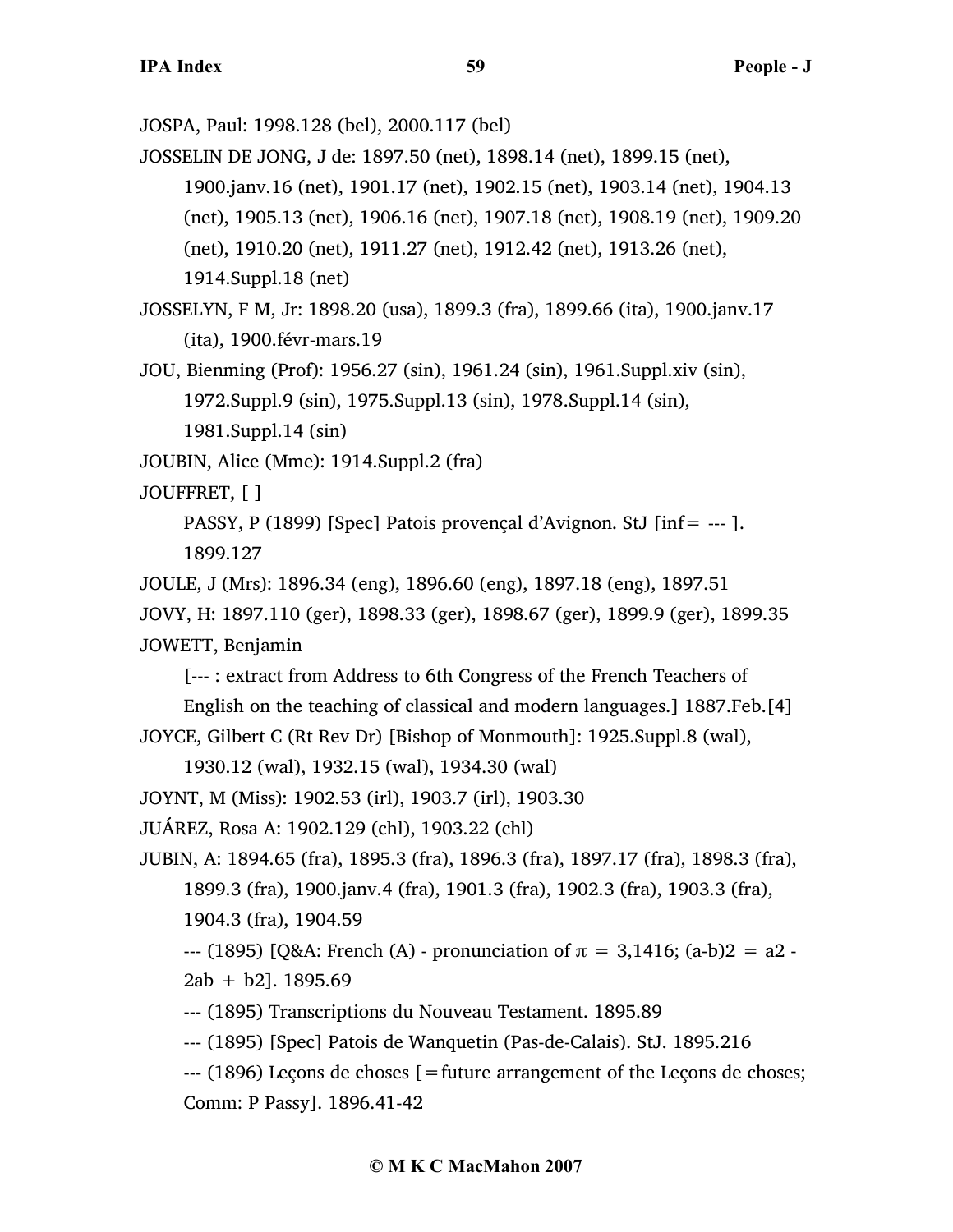JOSPA, Paul: 1998.128 (bel), 2000.117 (bel)

JOSSELIN DE JONG, J de: 1897.50 (net), 1898.14 (net), 1899.15 (net), 1900.janv.16 (net), 1901.17 (net), 1902.15 (net), 1903.14 (net), 1904.13 (net), 1905.13 (net), 1906.16 (net), 1907.18 (net), 1908.19 (net), 1909.20 (net), 1910.20 (net), 1911.27 (net), 1912.42 (net), 1913.26 (net), 1914.Suppl.18 (net)

JOSSELYN, F M, Jr: 1898.20 (usa), 1899.3 (fra), 1899.66 (ita), 1900.janv.17 (ita), 1900.févr-mars.19

JOU, Bienming (Prof): 1956.27 (sin), 1961.24 (sin), 1961.Suppl.xiv (sin), 1972.Suppl.9 (sin), 1975.Suppl.13 (sin), 1978.Suppl.14 (sin), 1981.Suppl.14 (sin)

JOUBIN, Alice (Mme): 1914.Suppl.2 (fra)

JOUFFRET, [ ]

PASSY, P (1899) [Spec] Patois provençal d'Avignon. StJ [inf= --- ]. 1899.127

JOULE, J (Mrs): 1896.34 (eng), 1896.60 (eng), 1897.18 (eng), 1897.51

JOVY, H: 1897.110 (ger), 1898.33 (ger), 1898.67 (ger), 1899.9 (ger), 1899.35

JOWETT, Benjamin

[--- : extract from Address to 6th Congress of the French Teachers of English on the teaching of classical and modern languages.] 1887.Feb.[4]

JOYCE, Gilbert C (Rt Rev Dr) [Bishop of Monmouth]: 1925.Suppl.8 (wal), 1930.12 (wal), 1932.15 (wal), 1934.30 (wal)

JOYNT, M (Miss): 1902.53 (irl), 1903.7 (irl), 1903.30

JUÁREZ, Rosa A: 1902.129 (chl), 1903.22 (chl)

JUBIN, A: 1894.65 (fra), 1895.3 (fra), 1896.3 (fra), 1897.17 (fra), 1898.3 (fra), 1899.3 (fra), 1900.janv.4 (fra), 1901.3 (fra), 1902.3 (fra), 1903.3 (fra), 1904.3 (fra), 1904.59

--- (1895) [Q&A: French (A) - pronunciation of $\pi = 3{,}1416$; (a-b)2 = a2 - 2ab + b2]. 1895.69

--- (1895) Transcriptions du Nouveau Testament. 1895.89

--- (1895) [Spec] Patois de Wanquetin (Pas-de-Calais). StJ. 1895.216

--- (1896) Leçons de choses [=future arrangement of the Leçons de choses; Comm: P Passy]. 1896.41-42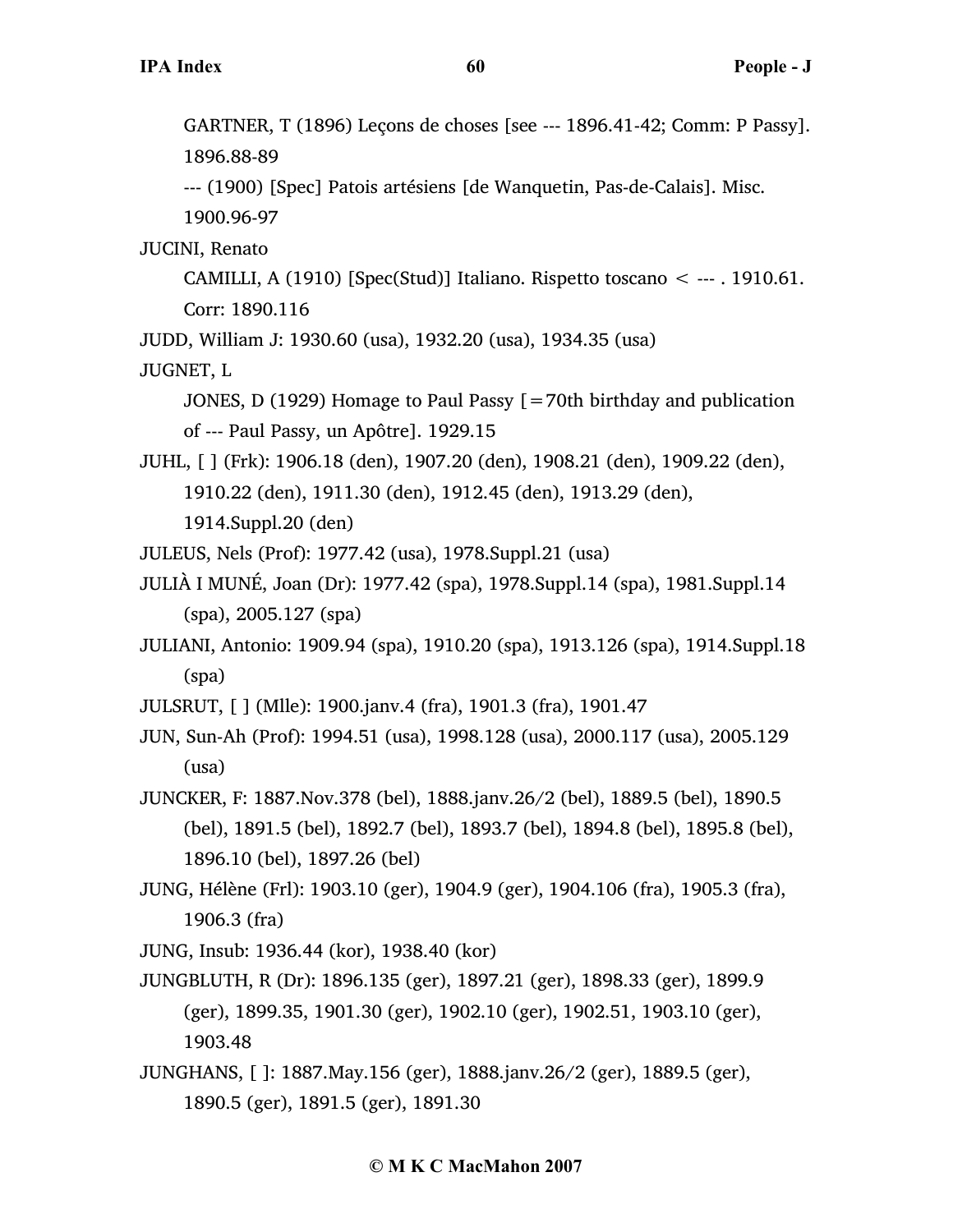GARTNER, T (1896) Leçons de choses [see --- 1896.41-42; Comm: P Passy]. 1896.88-89

--- (1900) [Spec] Patois artésiens [de Wanquetin, Pas-de-Calais]. Misc. 1900.96-97

JUCINI, Renato

CAMILLI, A (1910) [Spec(Stud)] Italiano. Rispetto toscano < --- . 1910.61. Corr: 1890.116

JUDD, William J: 1930.60 (usa), 1932.20 (usa), 1934.35 (usa)

JUGNET, L

JONES, D (1929) Homage to Paul Passy [=70th birthday and publication of --- Paul Passy, un Apôtre]. 1929.15

JUHL, [ ] (Frk): 1906.18 (den), 1907.20 (den), 1908.21 (den), 1909.22 (den), 1910.22 (den), 1911.30 (den), 1912.45 (den), 1913.29 (den), 1914.Suppl.20 (den)

JULEUS, Nels (Prof): 1977.42 (usa), 1978.Suppl.21 (usa)

JULIÀ I MUNÉ, Joan (Dr): 1977.42 (spa), 1978.Suppl.14 (spa), 1981.Suppl.14 (spa), 2005.127 (spa)

JULIANI, Antonio: 1909.94 (spa), 1910.20 (spa), 1913.126 (spa), 1914.Suppl.18 (spa)

JULSRUT, [ ] (Mlle): 1900.janv.4 (fra), 1901.3 (fra), 1901.47

JUN, Sun-Ah (Prof): 1994.51 (usa), 1998.128 (usa), 2000.117 (usa), 2005.129 (usa)

JUNCKER, F: 1887.Nov.378 (bel), 1888.janv.26/2 (bel), 1889.5 (bel), 1890.5 (bel), 1891.5 (bel), 1892.7 (bel), 1893.7 (bel), 1894.8 (bel), 1895.8 (bel), 1896.10 (bel), 1897.26 (bel)

JUNG, Hélène (Frl): 1903.10 (ger), 1904.9 (ger), 1904.106 (fra), 1905.3 (fra), 1906.3 (fra)

JUNG, Insub: 1936.44 (kor), 1938.40 (kor)

JUNGBLUTH, R (Dr): 1896.135 (ger), 1897.21 (ger), 1898.33 (ger), 1899.9 (ger), 1899.35, 1901.30 (ger), 1902.10 (ger), 1902.51, 1903.10 (ger), 1903.48

JUNGHANS, [ ]: 1887.May.156 (ger), 1888.janv.26/2 (ger), 1889.5 (ger), 1890.5 (ger), 1891.5 (ger), 1891.30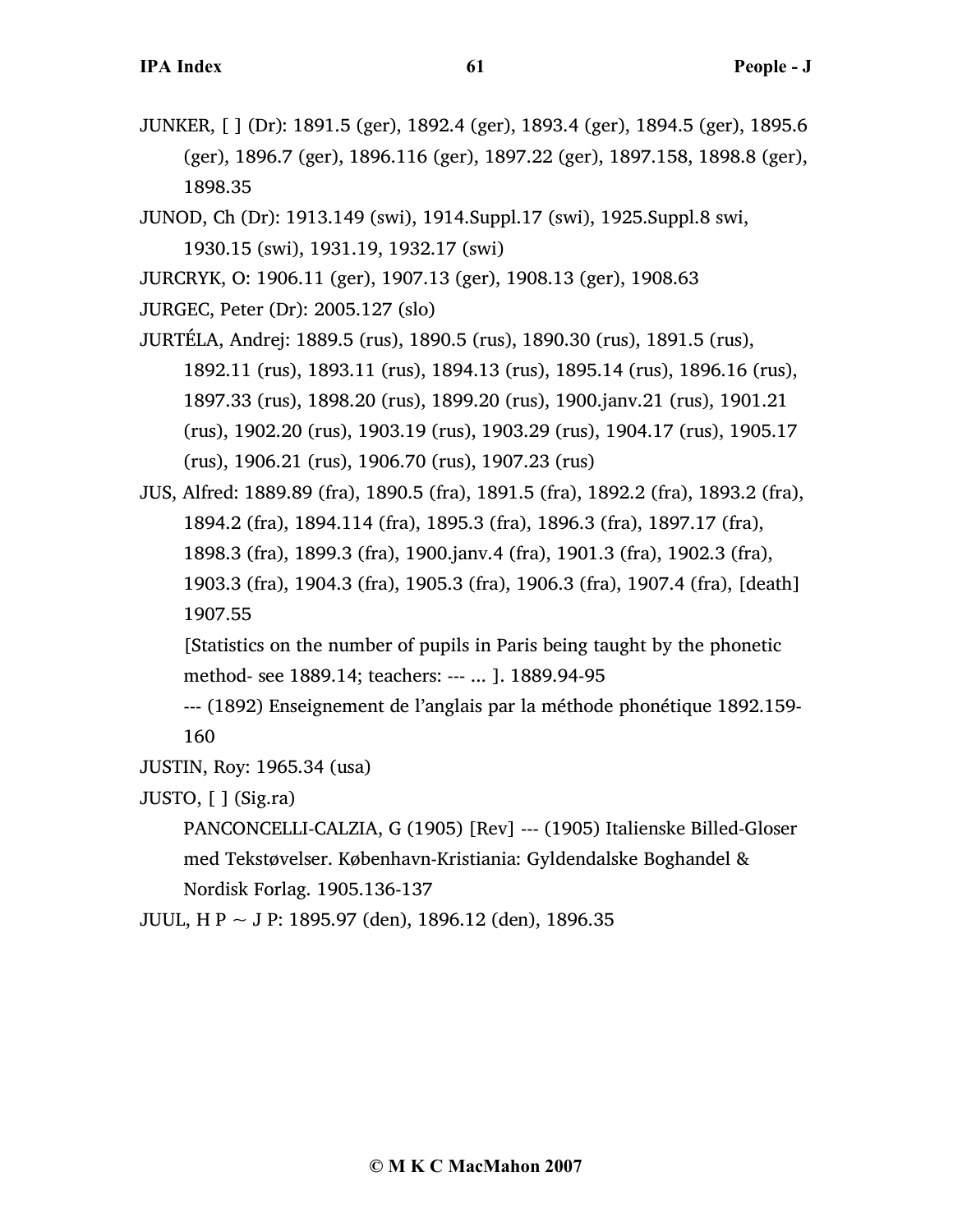JUNKER, [ ] (Dr): 1891.5 (ger), 1892.4 (ger), 1893.4 (ger), 1894.5 (ger), 1895.6 (ger), 1896.7 (ger), 1896.116 (ger), 1897.22 (ger), 1897.158, 1898.8 (ger), 1898.35

JUNOD, Ch (Dr): 1913.149 (swi), 1914.Suppl.17 (swi), 1925.Suppl.8 swi, 1930.15 (swi), 1931.19, 1932.17 (swi)

JURCRYK, O: 1906.11 (ger), 1907.13 (ger), 1908.13 (ger), 1908.63

JURGEC, Peter (Dr): 2005.127 (slo)

JURTÉLA, Andrej: 1889.5 (rus), 1890.5 (rus), 1890.30 (rus), 1891.5 (rus), 1892.11 (rus), 1893.11 (rus), 1894.13 (rus), 1895.14 (rus), 1896.16 (rus), 1897.33 (rus), 1898.20 (rus), 1899.20 (rus), 1900.janv.21 (rus), 1901.21 (rus), 1902.20 (rus), 1903.19 (rus), 1903.29 (rus), 1904.17 (rus), 1905.17 (rus), 1906.21 (rus), 1906.70 (rus), 1907.23 (rus)

JUS, Alfred: 1889.89 (fra), 1890.5 (fra), 1891.5 (fra), 1892.2 (fra), 1893.2 (fra), 1894.2 (fra), 1894.114 (fra), 1895.3 (fra), 1896.3 (fra), 1897.17 (fra), 1898.3 (fra), 1899.3 (fra), 1900.janv.4 (fra), 1901.3 (fra), 1902.3 (fra), 1903.3 (fra), 1904.3 (fra), 1905.3 (fra), 1906.3 (fra), 1907.4 (fra), [death] 1907.55

[Statistics on the number of pupils in Paris being taught by the phonetic method- see 1889.14; teachers: --- ... ]. 1889.94-95

--- (1892) Enseignement de l'anglais par la méthode phonétique 1892.159-160

JUSTIN, Roy: 1965.34 (usa)

JUSTO, [ ] (Sig.ra)

PANCONCELLI-CALZIA, G (1905) [Rev] --- (1905) Italienske Billed-Gloser med Tekstøvelser. København-Kristiania: Gyldendalske Boghandel & Nordisk Forlag. 1905.136-137

JUUL, H P ~ J P: 1895.97 (den), 1896.12 (den), 1896.35

© M K C MacMahon 2007